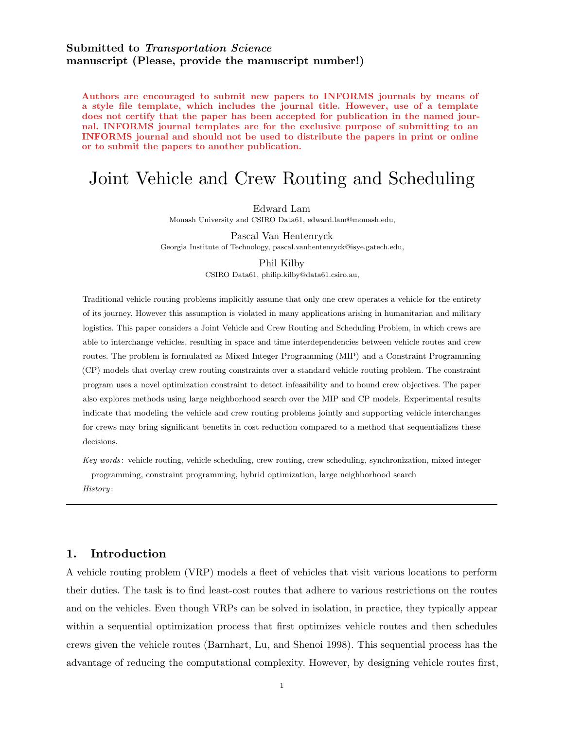**Submitted to *Transportation Science***
**manuscript (Please, provide the manuscript number!)**

**Authors are encouraged to submit new papers to INFORMS journals by means of a style file template, which includes the journal title. However, use of a template does not certify that the paper has been accepted for publication in the named journal. INFORMS journal templates are for the exclusive purpose of submitting to an INFORMS journal and should not be used to distribute the papers in print or online or to submit the papers to another publication.**

# Joint Vehicle and Crew Routing and Scheduling

Edward Lam
Monash University and CSIRO Data61, edward.lam@monash.edu,

Pascal Van Hentenryck
Georgia Institute of Technology, pascal.vanhentenryck@isye.gatech.edu,

Phil Kilby
CSIRO Data61, philip.kilby@data61.csiro.au,

Traditional vehicle routing problems implicitly assume that only one crew operates a vehicle for the entirety of its journey. However this assumption is violated in many applications arising in humanitarian and military logistics. This paper considers a Joint Vehicle and Crew Routing and Scheduling Problem, in which crews are able to interchange vehicles, resulting in space and time interdependencies between vehicle routes and crew routes. The problem is formulated as Mixed Integer Programming (MIP) and a Constraint Programming (CP) models that overlay crew routing constraints over a standard vehicle routing problem. The constraint program uses a novel optimization constraint to detect infeasibility and to bound crew objectives. The paper also explores methods using large neighborhood search over the MIP and CP models. Experimental results indicate that modeling the vehicle and crew routing problems jointly and supporting vehicle interchanges for crews may bring significant benefits in cost reduction compared to a method that sequentializes these decisions.

*Key words*: vehicle routing, vehicle scheduling, crew routing, crew scheduling, synchronization, mixed integer programming, constraint programming, hybrid optimization, large neighborhood search

*History*:

## 1. Introduction

A vehicle routing problem (VRP) models a fleet of vehicles that visit various locations to perform their duties. The task is to find least-cost routes that adhere to various restrictions on the routes and on the vehicles. Even though VRPs can be solved in isolation, in practice, they typically appear within a sequential optimization process that first optimizes vehicle routes and then schedules crews given the vehicle routes (Barnhart, Lu, and Shenoi 1998). This sequential process has the advantage of reducing the computational complexity. However, by designing vehicle routes first,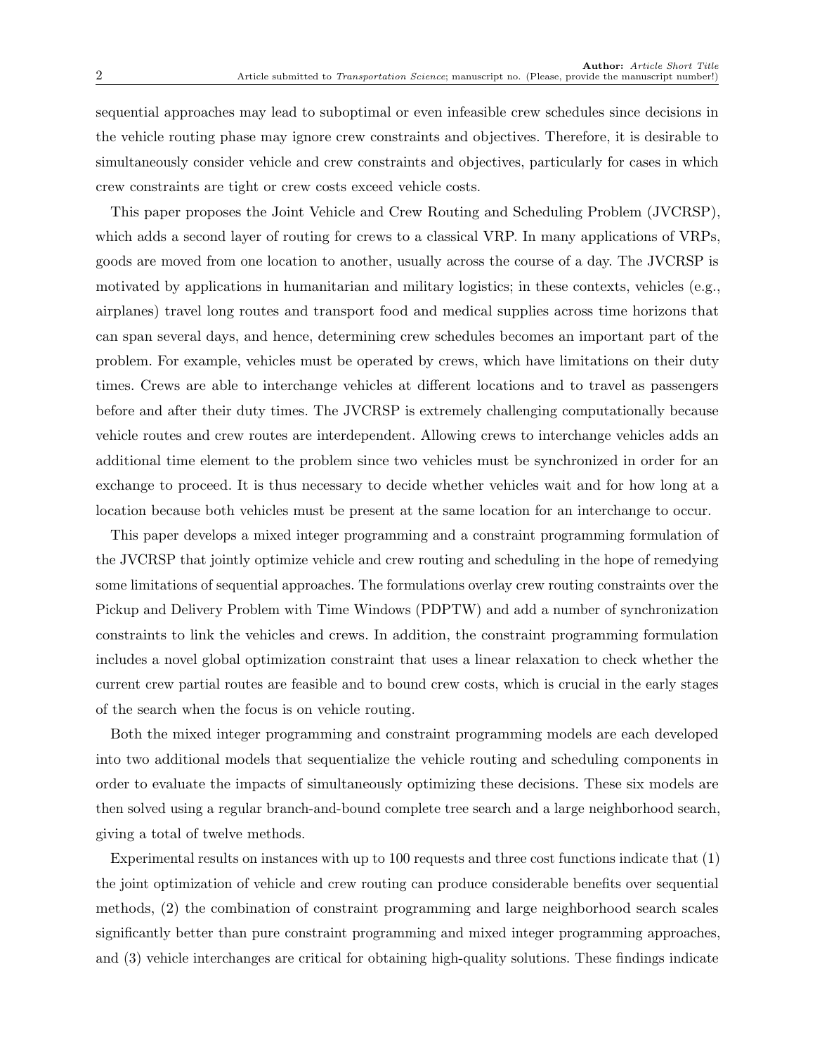sequential approaches may lead to suboptimal or even infeasible crew schedules since decisions in the vehicle routing phase may ignore crew constraints and objectives. Therefore, it is desirable to simultaneously consider vehicle and crew constraints and objectives, particularly for cases in which crew constraints are tight or crew costs exceed vehicle costs.

This paper proposes the Joint Vehicle and Crew Routing and Scheduling Problem (JVCRSP), which adds a second layer of routing for crews to a classical VRP. In many applications of VRPs, goods are moved from one location to another, usually across the course of a day. The JVCRSP is motivated by applications in humanitarian and military logistics; in these contexts, vehicles (e.g., airplanes) travel long routes and transport food and medical supplies across time horizons that can span several days, and hence, determining crew schedules becomes an important part of the problem. For example, vehicles must be operated by crews, which have limitations on their duty times. Crews are able to interchange vehicles at different locations and to travel as passengers before and after their duty times. The JVCRSP is extremely challenging computationally because vehicle routes and crew routes are interdependent. Allowing crews to interchange vehicles adds an additional time element to the problem since two vehicles must be synchronized in order for an exchange to proceed. It is thus necessary to decide whether vehicles wait and for how long at a location because both vehicles must be present at the same location for an interchange to occur.

This paper develops a mixed integer programming and a constraint programming formulation of the JVCRSP that jointly optimize vehicle and crew routing and scheduling in the hope of remedying some limitations of sequential approaches. The formulations overlay crew routing constraints over the Pickup and Delivery Problem with Time Windows (PDPTW) and add a number of synchronization constraints to link the vehicles and crews. In addition, the constraint programming formulation includes a novel global optimization constraint that uses a linear relaxation to check whether the current crew partial routes are feasible and to bound crew costs, which is crucial in the early stages of the search when the focus is on vehicle routing.

Both the mixed integer programming and constraint programming models are each developed into two additional models that sequentialize the vehicle routing and scheduling components in order to evaluate the impacts of simultaneously optimizing these decisions. These six models are then solved using a regular branch-and-bound complete tree search and a large neighborhood search, giving a total of twelve methods.

Experimental results on instances with up to 100 requests and three cost functions indicate that (1) the joint optimization of vehicle and crew routing can produce considerable benefits over sequential methods, (2) the combination of constraint programming and large neighborhood search scales significantly better than pure constraint programming and mixed integer programming approaches, and (3) vehicle interchanges are critical for obtaining high-quality solutions. These findings indicate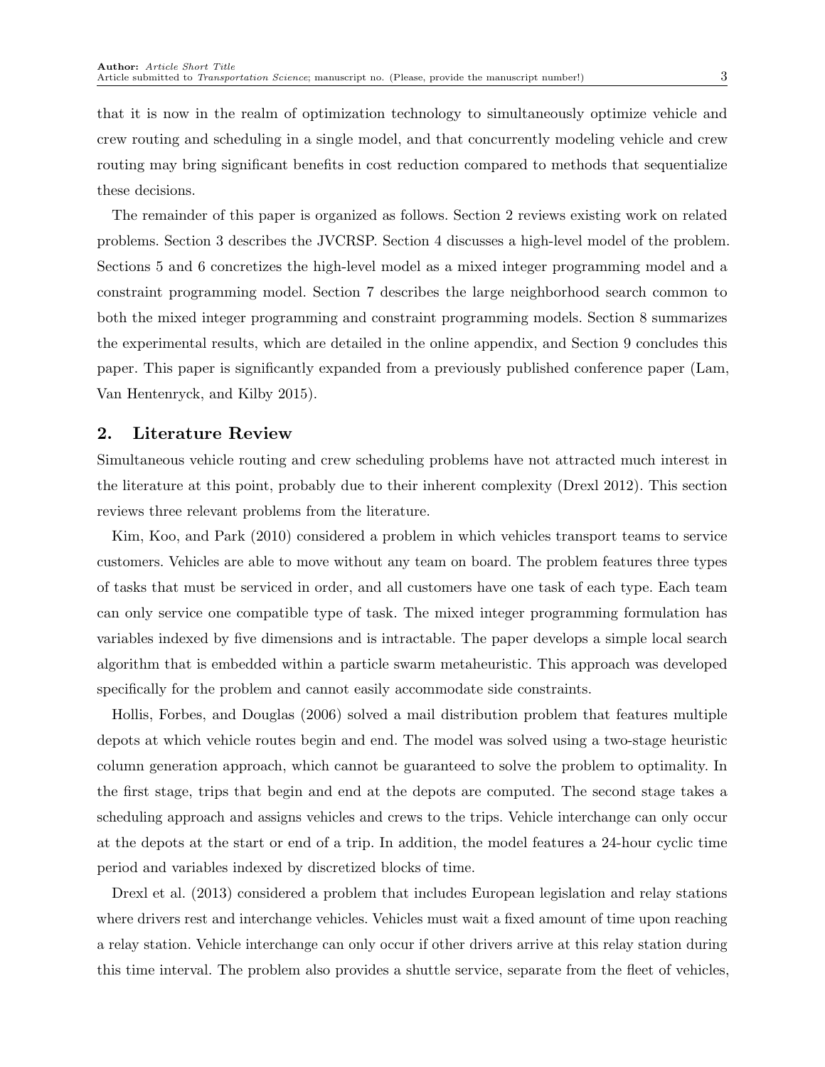that it is now in the realm of optimization technology to simultaneously optimize vehicle and crew routing and scheduling in a single model, and that concurrently modeling vehicle and crew routing may bring significant benefits in cost reduction compared to methods that sequentialize these decisions.

The remainder of this paper is organized as follows. Section 2 reviews existing work on related problems. Section 3 describes the JVCRSP. Section 4 discusses a high-level model of the problem. Sections 5 and 6 concretizes the high-level model as a mixed integer programming model and a constraint programming model. Section 7 describes the large neighborhood search common to both the mixed integer programming and constraint programming models. Section 8 summarizes the experimental results, which are detailed in the online appendix, and Section 9 concludes this paper. This paper is significantly expanded from a previously published conference paper (Lam, Van Hentenryck, and Kilby 2015).

## 2. Literature Review

Simultaneous vehicle routing and crew scheduling problems have not attracted much interest in the literature at this point, probably due to their inherent complexity (Drexl 2012). This section reviews three relevant problems from the literature.

Kim, Koo, and Park (2010) considered a problem in which vehicles transport teams to service customers. Vehicles are able to move without any team on board. The problem features three types of tasks that must be serviced in order, and all customers have one task of each type. Each team can only service one compatible type of task. The mixed integer programming formulation has variables indexed by five dimensions and is intractable. The paper develops a simple local search algorithm that is embedded within a particle swarm metaheuristic. This approach was developed specifically for the problem and cannot easily accommodate side constraints.

Hollis, Forbes, and Douglas (2006) solved a mail distribution problem that features multiple depots at which vehicle routes begin and end. The model was solved using a two-stage heuristic column generation approach, which cannot be guaranteed to solve the problem to optimality. In the first stage, trips that begin and end at the depots are computed. The second stage takes a scheduling approach and assigns vehicles and crews to the trips. Vehicle interchange can only occur at the depots at the start or end of a trip. In addition, the model features a 24-hour cyclic time period and variables indexed by discretized blocks of time.

Drexl et al. (2013) considered a problem that includes European legislation and relay stations where drivers rest and interchange vehicles. Vehicles must wait a fixed amount of time upon reaching a relay station. Vehicle interchange can only occur if other drivers arrive at this relay station during this time interval. The problem also provides a shuttle service, separate from the fleet of vehicles,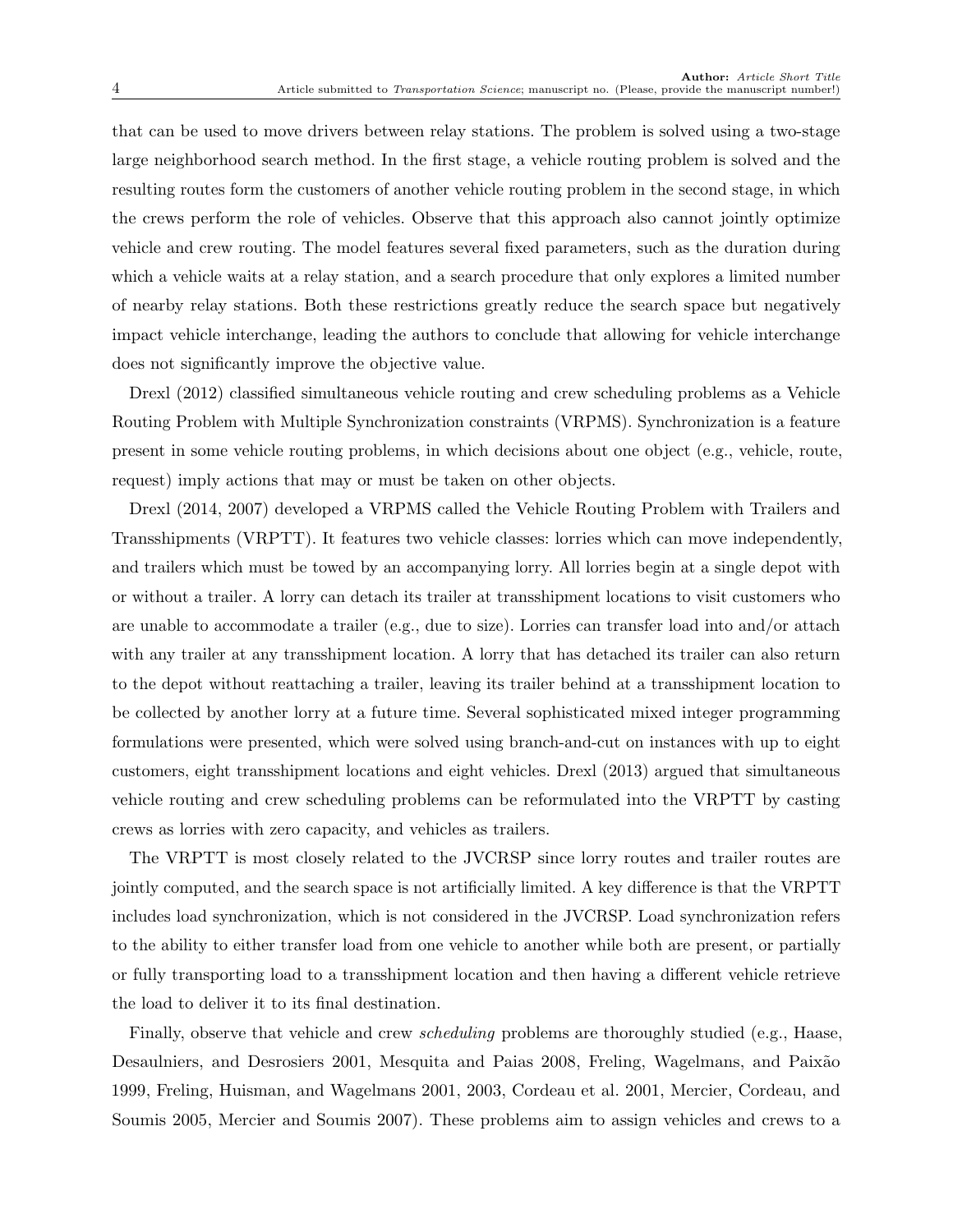that can be used to move drivers between relay stations. The problem is solved using a two-stage large neighborhood search method. In the first stage, a vehicle routing problem is solved and the resulting routes form the customers of another vehicle routing problem in the second stage, in which the crews perform the role of vehicles. Observe that this approach also cannot jointly optimize vehicle and crew routing. The model features several fixed parameters, such as the duration during which a vehicle waits at a relay station, and a search procedure that only explores a limited number of nearby relay stations. Both these restrictions greatly reduce the search space but negatively impact vehicle interchange, leading the authors to conclude that allowing for vehicle interchange does not significantly improve the objective value.

Drexl (2012) classified simultaneous vehicle routing and crew scheduling problems as a Vehicle Routing Problem with Multiple Synchronization constraints (VRPMS). Synchronization is a feature present in some vehicle routing problems, in which decisions about one object (e.g., vehicle, route, request) imply actions that may or must be taken on other objects.

Drexl (2014, 2007) developed a VRPMS called the Vehicle Routing Problem with Trailers and Transshipments (VRPTT). It features two vehicle classes: lorries which can move independently, and trailers which must be towed by an accompanying lorry. All lorries begin at a single depot with or without a trailer. A lorry can detach its trailer at transshipment locations to visit customers who are unable to accommodate a trailer (e.g., due to size). Lorries can transfer load into and/or attach with any trailer at any transshipment location. A lorry that has detached its trailer can also return to the depot without reattaching a trailer, leaving its trailer behind at a transshipment location to be collected by another lorry at a future time. Several sophisticated mixed integer programming formulations were presented, which were solved using branch-and-cut on instances with up to eight customers, eight transshipment locations and eight vehicles. Drexl (2013) argued that simultaneous vehicle routing and crew scheduling problems can be reformulated into the VRPTT by casting crews as lorries with zero capacity, and vehicles as trailers.

The VRPTT is most closely related to the JVCRSP since lorry routes and trailer routes are jointly computed, and the search space is not artificially limited. A key difference is that the VRPTT includes load synchronization, which is not considered in the JVCRSP. Load synchronization refers to the ability to either transfer load from one vehicle to another while both are present, or partially or fully transporting load to a transshipment location and then having a different vehicle retrieve the load to deliver it to its final destination.

Finally, observe that vehicle and crew *scheduling* problems are thoroughly studied (e.g., Haase, Desaulniers, and Desrosiers 2001, Mesquita and Paias 2008, Freling, Wagelmans, and Paixão 1999, Freling, Huisman, and Wagelmans 2001, 2003, Cordeau et al. 2001, Mercier, Cordeau, and Soumis 2005, Mercier and Soumis 2007). These problems aim to assign vehicles and crews to a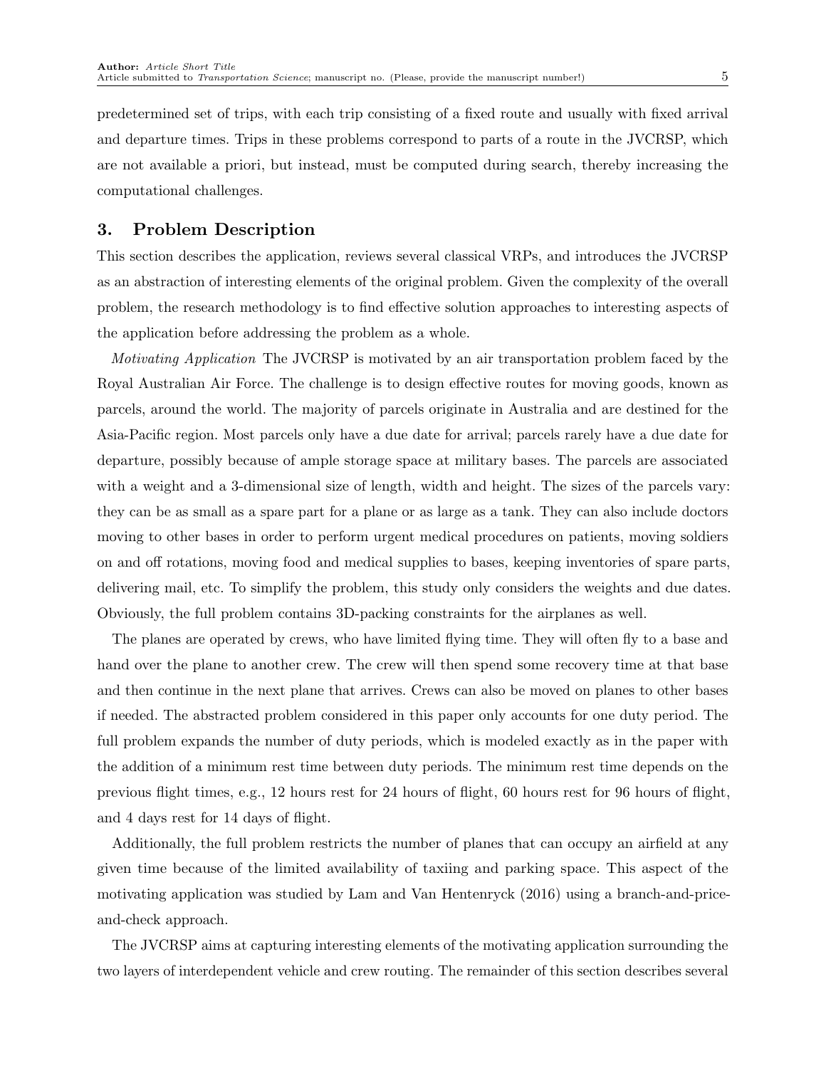predetermined set of trips, with each trip consisting of a fixed route and usually with fixed arrival and departure times. Trips in these problems correspond to parts of a route in the JVCRSP, which are not available a priori, but instead, must be computed during search, thereby increasing the computational challenges.

## 3. Problem Description

This section describes the application, reviews several classical VRPs, and introduces the JVCRSP as an abstraction of interesting elements of the original problem. Given the complexity of the overall problem, the research methodology is to find effective solution approaches to interesting aspects of the application before addressing the problem as a whole.

*Motivating Application* The JVCRSP is motivated by an air transportation problem faced by the Royal Australian Air Force. The challenge is to design effective routes for moving goods, known as parcels, around the world. The majority of parcels originate in Australia and are destined for the Asia-Pacific region. Most parcels only have a due date for arrival; parcels rarely have a due date for departure, possibly because of ample storage space at military bases. The parcels are associated with a weight and a 3-dimensional size of length, width and height. The sizes of the parcels vary: they can be as small as a spare part for a plane or as large as a tank. They can also include doctors moving to other bases in order to perform urgent medical procedures on patients, moving soldiers on and off rotations, moving food and medical supplies to bases, keeping inventories of spare parts, delivering mail, etc. To simplify the problem, this study only considers the weights and due dates. Obviously, the full problem contains 3D-packing constraints for the airplanes as well.

The planes are operated by crews, who have limited flying time. They will often fly to a base and hand over the plane to another crew. The crew will then spend some recovery time at that base and then continue in the next plane that arrives. Crews can also be moved on planes to other bases if needed. The abstracted problem considered in this paper only accounts for one duty period. The full problem expands the number of duty periods, which is modeled exactly as in the paper with the addition of a minimum rest time between duty periods. The minimum rest time depends on the previous flight times, e.g., 12 hours rest for 24 hours of flight, 60 hours rest for 96 hours of flight, and 4 days rest for 14 days of flight.

Additionally, the full problem restricts the number of planes that can occupy an airfield at any given time because of the limited availability of taxiing and parking space. This aspect of the motivating application was studied by Lam and Van Hentenryck (2016) using a branch-and-price-and-check approach.

The JVCRSP aims at capturing interesting elements of the motivating application surrounding the two layers of interdependent vehicle and crew routing. The remainder of this section describes several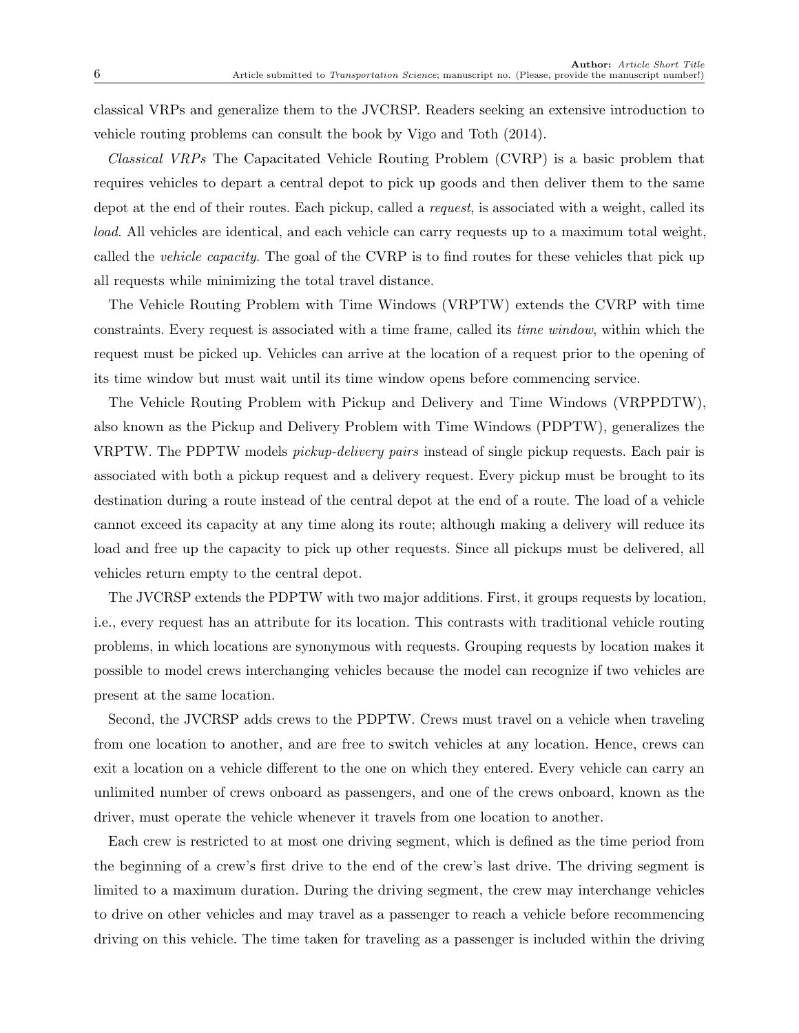classical VRPs and generalize them to the JVCRSP. Readers seeking an extensive introduction to vehicle routing problems can consult the book by Vigo and Toth (2014).

*Classical VRPs* The Capacitated Vehicle Routing Problem (CVRP) is a basic problem that requires vehicles to depart a central depot to pick up goods and then deliver them to the same depot at the end of their routes. Each pickup, called a *request*, is associated with a weight, called its *load*. All vehicles are identical, and each vehicle can carry requests up to a maximum total weight, called the *vehicle capacity*. The goal of the CVRP is to find routes for these vehicles that pick up all requests while minimizing the total travel distance.

The Vehicle Routing Problem with Time Windows (VRPTW) extends the CVRP with time constraints. Every request is associated with a time frame, called its *time window*, within which the request must be picked up. Vehicles can arrive at the location of a request prior to the opening of its time window but must wait until its time window opens before commencing service.

The Vehicle Routing Problem with Pickup and Delivery and Time Windows (VRPPDTW), also known as the Pickup and Delivery Problem with Time Windows (PDPTW), generalizes the VRPTW. The PDPTW models *pickup-delivery pairs* instead of single pickup requests. Each pair is associated with both a pickup request and a delivery request. Every pickup must be brought to its destination during a route instead of the central depot at the end of a route. The load of a vehicle cannot exceed its capacity at any time along its route; although making a delivery will reduce its load and free up the capacity to pick up other requests. Since all pickups must be delivered, all vehicles return empty to the central depot.

The JVCRSP extends the PDPTW with two major additions. First, it groups requests by location, i.e., every request has an attribute for its location. This contrasts with traditional vehicle routing problems, in which locations are synonymous with requests. Grouping requests by location makes it possible to model crews interchanging vehicles because the model can recognize if two vehicles are present at the same location.

Second, the JVCRSP adds crews to the PDPTW. Crews must travel on a vehicle when traveling from one location to another, and are free to switch vehicles at any location. Hence, crews can exit a location on a vehicle different to the one on which they entered. Every vehicle can carry an unlimited number of crews onboard as passengers, and one of the crews onboard, known as the driver, must operate the vehicle whenever it travels from one location to another.

Each crew is restricted to at most one driving segment, which is defined as the time period from the beginning of a crew's first drive to the end of the crew's last drive. The driving segment is limited to a maximum duration. During the driving segment, the crew may interchange vehicles to drive on other vehicles and may travel as a passenger to reach a vehicle before recommencing driving on this vehicle. The time taken for traveling as a passenger is included within the driving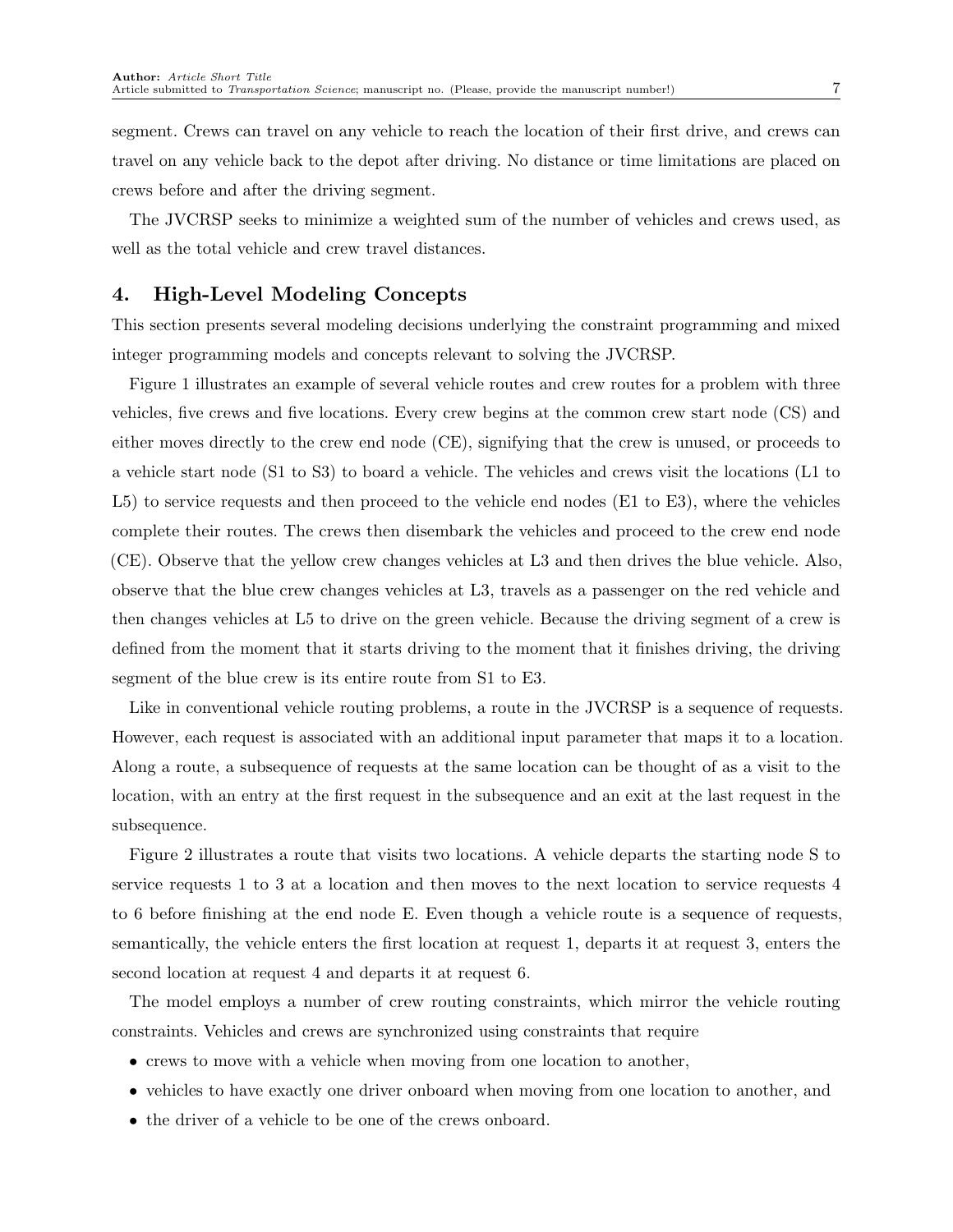segment. Crews can travel on any vehicle to reach the location of their first drive, and crews can travel on any vehicle back to the depot after driving. No distance or time limitations are placed on crews before and after the driving segment.

The JVCRSP seeks to minimize a weighted sum of the number of vehicles and crews used, as well as the total vehicle and crew travel distances.

## 4. High-Level Modeling Concepts

This section presents several modeling decisions underlying the constraint programming and mixed integer programming models and concepts relevant to solving the JVCRSP.

Figure 1 illustrates an example of several vehicle routes and crew routes for a problem with three vehicles, five crews and five locations. Every crew begins at the common crew start node (CS) and either moves directly to the crew end node (CE), signifying that the crew is unused, or proceeds to a vehicle start node (S1 to S3) to board a vehicle. The vehicles and crews visit the locations (L1 to L5) to service requests and then proceed to the vehicle end nodes (E1 to E3), where the vehicles complete their routes. The crews then disembark the vehicles and proceed to the crew end node (CE). Observe that the yellow crew changes vehicles at L3 and then drives the blue vehicle. Also, observe that the blue crew changes vehicles at L3, travels as a passenger on the red vehicle and then changes vehicles at L5 to drive on the green vehicle. Because the driving segment of a crew is defined from the moment that it starts driving to the moment that it finishes driving, the driving segment of the blue crew is its entire route from S1 to E3.

Like in conventional vehicle routing problems, a route in the JVCRSP is a sequence of requests. However, each request is associated with an additional input parameter that maps it to a location. Along a route, a subsequence of requests at the same location can be thought of as a visit to the location, with an entry at the first request in the subsequence and an exit at the last request in the subsequence.

Figure 2 illustrates a route that visits two locations. A vehicle departs the starting node S to service requests 1 to 3 at a location and then moves to the next location to service requests 4 to 6 before finishing at the end node E. Even though a vehicle route is a sequence of requests, semantically, the vehicle enters the first location at request 1, departs it at request 3, enters the second location at request 4 and departs it at request 6.

The model employs a number of crew routing constraints, which mirror the vehicle routing constraints. Vehicles and crews are synchronized using constraints that require

- crews to move with a vehicle when moving from one location to another,
- vehicles to have exactly one driver onboard when moving from one location to another, and
- the driver of a vehicle to be one of the crews onboard.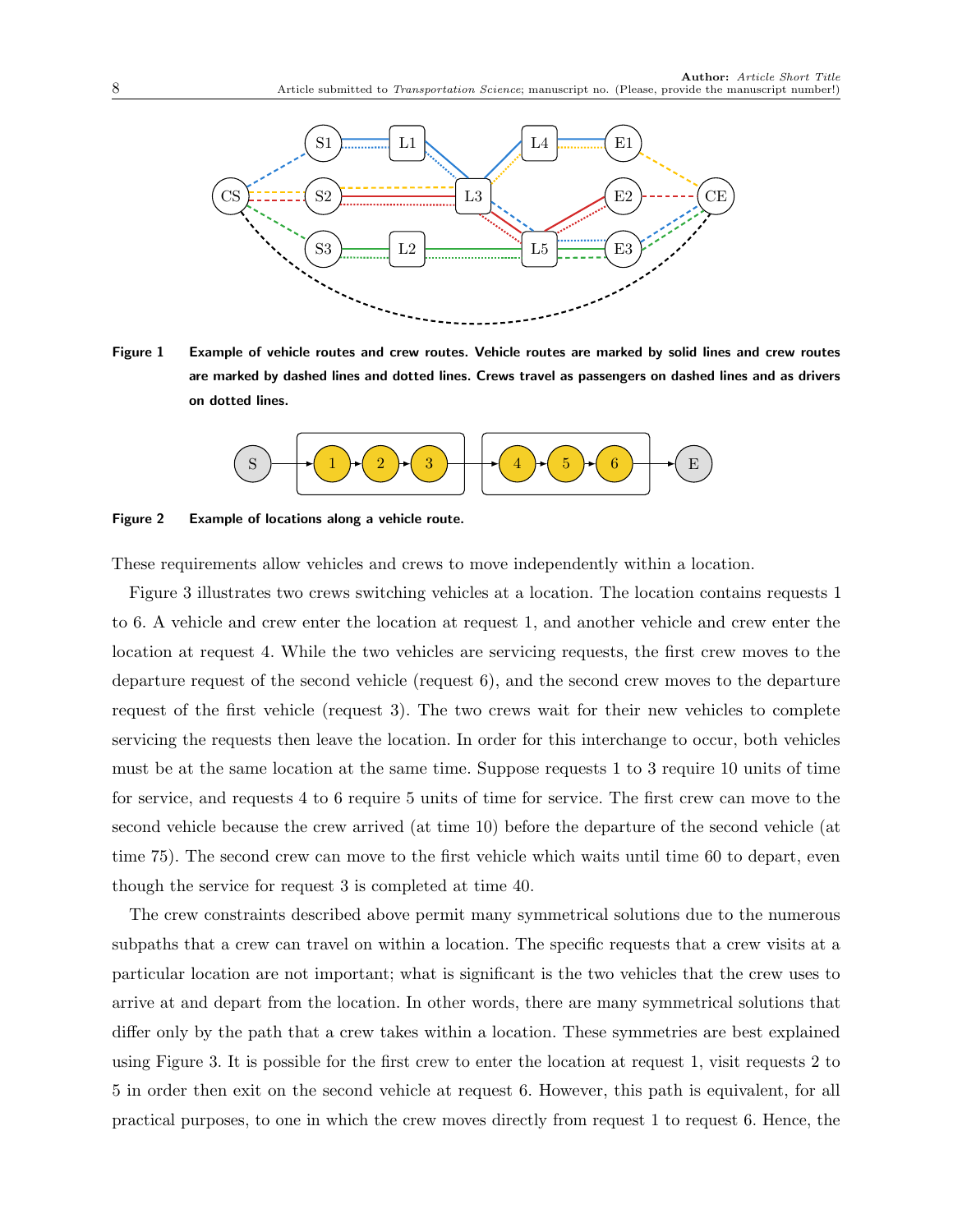**Figure 1** Example of vehicle routes and crew routes. Vehicle routes are marked by solid lines and crew routes are marked by dashed lines and dotted lines. Crews travel as passengers on dashed lines and as drivers on dotted lines.

**Figure 2** Example of locations along a vehicle route.

These requirements allow vehicles and crews to move independently within a location.

Figure 3 illustrates two crews switching vehicles at a location. The location contains requests 1 to 6. A vehicle and crew enter the location at request 1, and another vehicle and crew enter the location at request 4. While the two vehicles are servicing requests, the first crew moves to the departure request of the second vehicle (request 6), and the second crew moves to the departure request of the first vehicle (request 3). The two crews wait for their new vehicles to complete servicing the requests then leave the location. In order for this interchange to occur, both vehicles must be at the same location at the same time. Suppose requests 1 to 3 require 10 units of time for service, and requests 4 to 6 require 5 units of time for service. The first crew can move to the second vehicle because the crew arrived (at time 10) before the departure of the second vehicle (at time 75). The second crew can move to the first vehicle which waits until time 60 to depart, even though the service for request 3 is completed at time 40.

The crew constraints described above permit many symmetrical solutions due to the numerous subpaths that a crew can travel on within a location. The specific requests that a crew visits at a particular location are not important; what is significant is the two vehicles that the crew uses to arrive at and depart from the location. In other words, there are many symmetrical solutions that differ only by the path that a crew takes within a location. These symmetries are best explained using Figure 3. It is possible for the first crew to enter the location at request 1, visit requests 2 to 5 in order then exit on the second vehicle at request 6. However, this path is equivalent, for all practical purposes, to one in which the crew moves directly from request 1 to request 6. Hence, the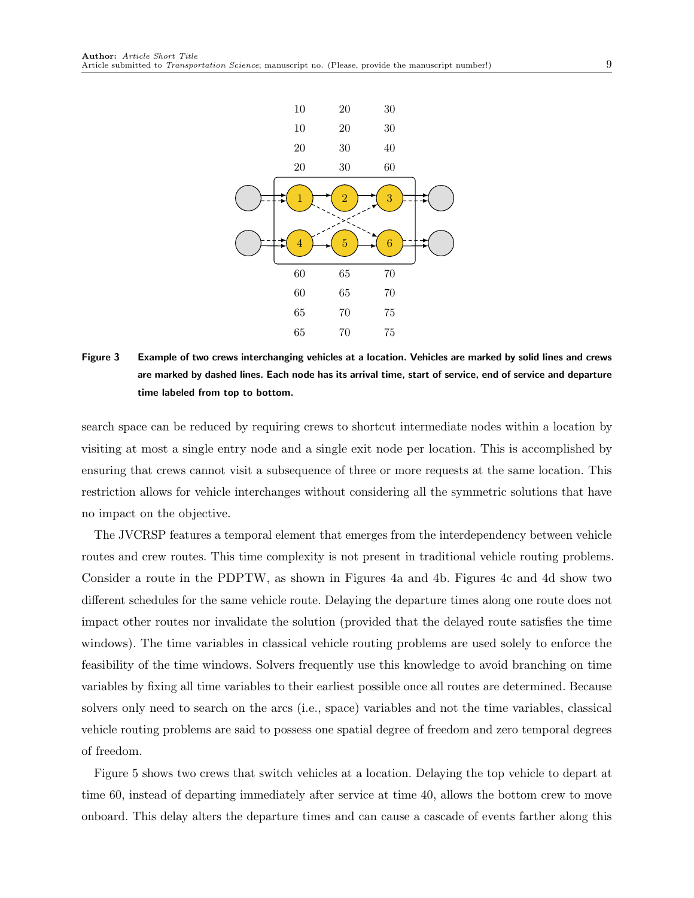**Figure 3** Example of two crews interchanging vehicles at a location. Vehicles are marked by solid lines and crews are marked by dashed lines. Each node has its arrival time, start of service, end of service and departure time labeled from top to bottom.

search space can be reduced by requiring crews to shortcut intermediate nodes within a location by visiting at most a single entry node and a single exit node per location. This is accomplished by ensuring that crews cannot visit a subsequence of three or more requests at the same location. This restriction allows for vehicle interchanges without considering all the symmetric solutions that have no impact on the objective.

The JVCRSP features a temporal element that emerges from the interdependency between vehicle routes and crew routes. This time complexity is not present in traditional vehicle routing problems. Consider a route in the PDPTW, as shown in Figures 4a and 4b. Figures 4c and 4d show two different schedules for the same vehicle route. Delaying the departure times along one route does not impact other routes nor invalidate the solution (provided that the delayed route satisfies the time windows). The time variables in classical vehicle routing problems are used solely to enforce the feasibility of the time windows. Solvers frequently use this knowledge to avoid branching on time variables by fixing all time variables to their earliest possible once all routes are determined. Because solvers only need to search on the arcs (i.e., space) variables and not the time variables, classical vehicle routing problems are said to possess one spatial degree of freedom and zero temporal degrees of freedom.

Figure 5 shows two crews that switch vehicles at a location. Delaying the top vehicle to depart at time 60, instead of departing immediately after service at time 40, allows the bottom crew to move onboard. This delay alters the departure times and can cause a cascade of events farther along this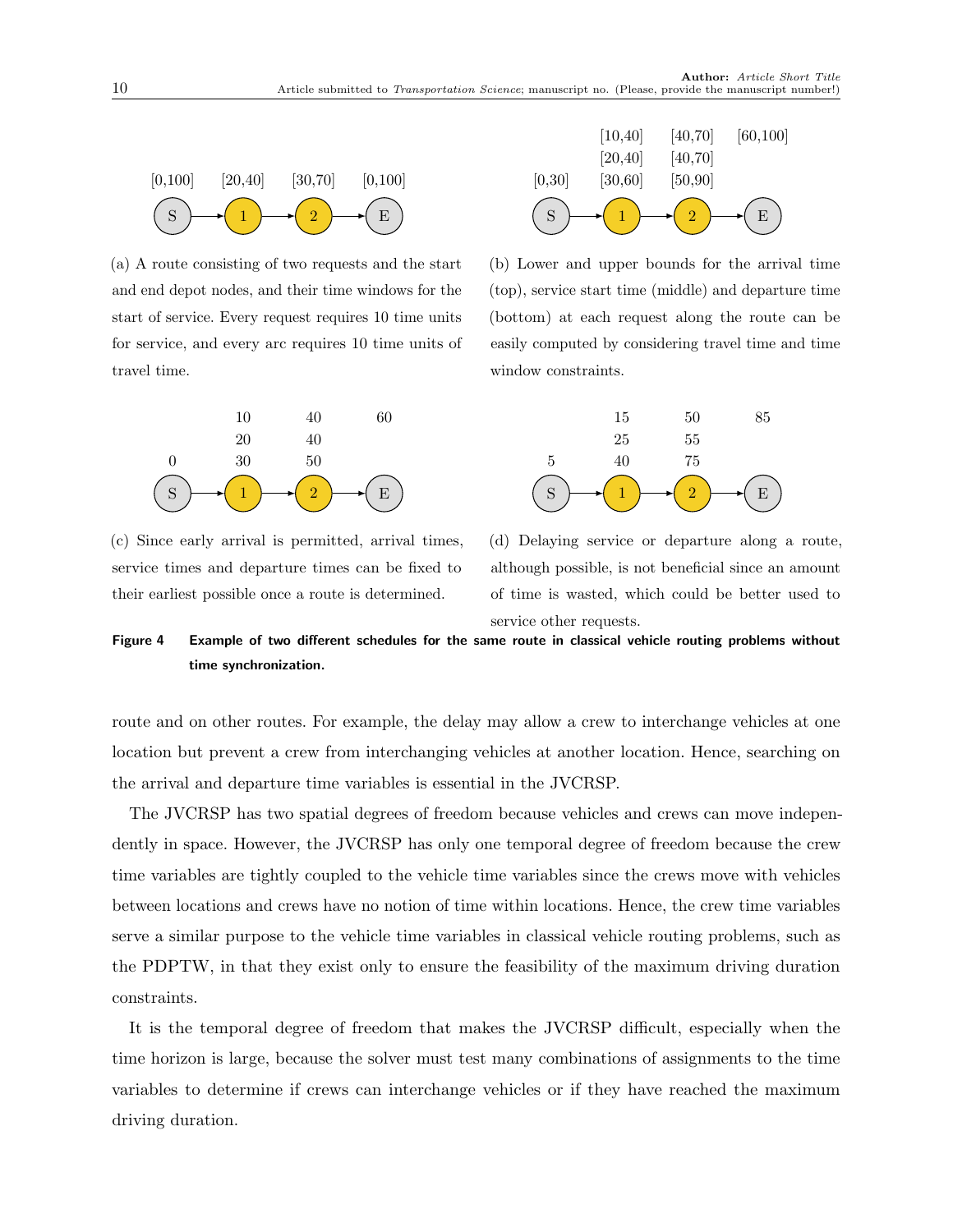(a) A route consisting of two requests and the start and end depot nodes, and their time windows for the start of service. Every request requires 10 time units for service, and every arc requires 10 time units of travel time.

(b) Lower and upper bounds for the arrival time (top), service start time (middle) and departure time (bottom) at each request along the route can be easily computed by considering travel time and time window constraints.

(c) Since early arrival is permitted, arrival times, service times and departure times can be fixed to their earliest possible once a route is determined.

(d) Delaying service or departure along a route, although possible, is not beneficial since an amount of time is wasted, which could be better used to service other requests.

**Figure 4 Example of two different schedules for the same route in classical vehicle routing problems without time synchronization.**

route and on other routes. For example, the delay may allow a crew to interchange vehicles at one location but prevent a crew from interchanging vehicles at another location. Hence, searching on the arrival and departure time variables is essential in the JVCRSP.

The JVCRSP has two spatial degrees of freedom because vehicles and crews can move independently in space. However, the JVCRSP has only one temporal degree of freedom because the crew time variables are tightly coupled to the vehicle time variables since the crews move with vehicles between locations and crews have no notion of time within locations. Hence, the crew time variables serve a similar purpose to the vehicle time variables in classical vehicle routing problems, such as the PDPTW, in that they exist only to ensure the feasibility of the maximum driving duration constraints.

It is the temporal degree of freedom that makes the JVCRSP difficult, especially when the time horizon is large, because the solver must test many combinations of assignments to the time variables to determine if crews can interchange vehicles or if they have reached the maximum driving duration.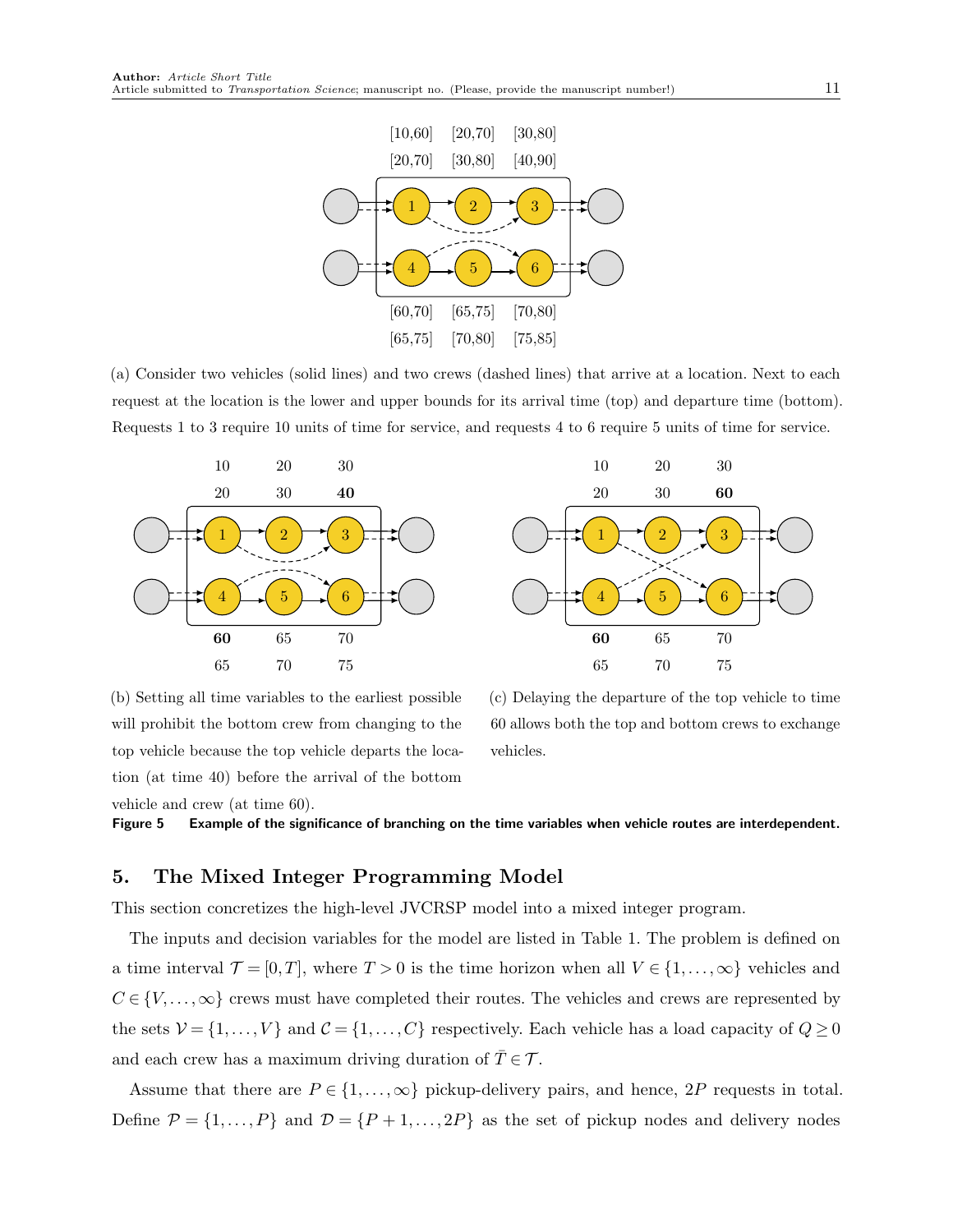(a) Consider two vehicles (solid lines) and two crews (dashed lines) that arrive at a location. Next to each request at the location is the lower and upper bounds for its arrival time (top) and departure time (bottom). Requests 1 to 3 require 10 units of time for service, and requests 4 to 6 require 5 units of time for service.

(b) Setting all time variables to the earliest possible will prohibit the bottom crew from changing to the top vehicle because the top vehicle departs the location (at time 40) before the arrival of the bottom vehicle and crew (at time 60).

(c) Delaying the departure of the top vehicle to time 60 allows both the top and bottom crews to exchange vehicles.

**Figure 5 Example of the significance of branching on the time variables when vehicle routes are interdependent.**

## 5. The Mixed Integer Programming Model

This section concretizes the high-level JVCRSP model into a mixed integer program.

The inputs and decision variables for the model are listed in Table 1. The problem is defined on a time interval $\mathcal{T} = [0, T]$, where $T > 0$ is the time horizon when all $V \in \{1, \ldots, \infty\}$ vehicles and $C \in \{V, \ldots, \infty\}$ crews must have completed their routes. The vehicles and crews are represented by the sets $\mathcal{V} = \{1, \ldots, V\}$ and $\mathcal{C} = \{1, \ldots, C\}$ respectively. Each vehicle has a load capacity of $Q \geq 0$ and each crew has a maximum driving duration of $\bar{T} \in \mathcal{T}$.

Assume that there are $P \in \{1, \ldots, \infty\}$ pickup-delivery pairs, and hence, $2P$ requests in total. Define $\mathcal{P} = \{1, \ldots, P\}$ and $\mathcal{D} = \{P + 1, \ldots, 2P\}$ as the set of pickup nodes and delivery nodes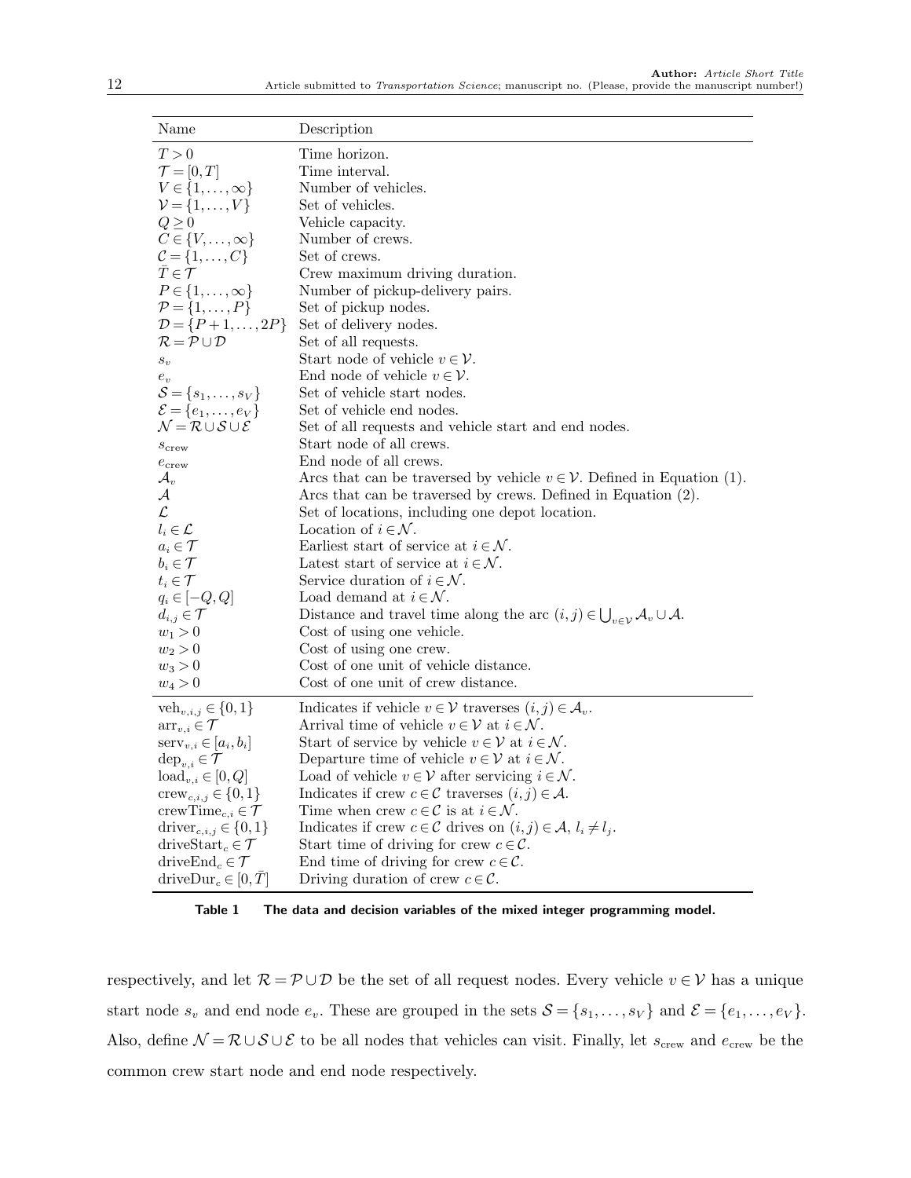| Name | Description |
|---|---|
| $T > 0$ | Time horizon. |
| $\mathcal{T} = [0, T]$ | Time interval. |
| $V \in \{1, \ldots, \infty\}$ | Number of vehicles. |
| $\mathcal{V} = \{1, \ldots, V\}$ | Set of vehicles. |
| $Q \geq 0$ | Vehicle capacity. |
| $C \in \{V, \ldots, \infty\}$ | Number of crews. |
| $\mathcal{C} = \{1, \ldots, C\}$ | Set of crews. |
| $\bar{T} \in \mathcal{T}$ | Crew maximum driving duration. |
| $P \in \{1, \ldots, \infty\}$ | Number of pickup-delivery pairs. |
| $\mathcal{P} = \{1, \ldots, P\}$ | Set of pickup nodes. |
| $\mathcal{D} = \{P+1, \ldots, 2P\}$ | Set of delivery nodes. |
| $\mathcal{R} = \mathcal{P} \cup \mathcal{D}$ | Set of all requests. |
| $s_v$ | Start node of vehicle $v \in \mathcal{V}$. |
| $e_v$ | End node of vehicle $v \in \mathcal{V}$. |
| $\mathcal{S} = \{s_1, \ldots, s_V\}$ | Set of vehicle start nodes. |
| $\mathcal{E} = \{e_1, \ldots, e_V\}$ | Set of vehicle end nodes. |
| $\mathcal{N} = \mathcal{R} \cup \mathcal{S} \cup \mathcal{E}$ | Set of all requests and vehicle start and end nodes. |
| $s_{\text{crew}}$ | Start node of all crews. |
| $e_{\text{crew}}$ | End node of all crews. |
| $\mathcal{A}_v$ | Arcs that can be traversed by vehicle $v \in \mathcal{V}$. Defined in Equation (1). |
| $\mathcal{A}$ | Arcs that can be traversed by crews. Defined in Equation (2). |
| $\mathcal{L}$ | Set of locations, including one depot location. |
| $l_i \in \mathcal{L}$ | Location of $i \in \mathcal{N}$. |
| $a_i \in \mathcal{T}$ | Earliest start of service at $i \in \mathcal{N}$. |
| $b_i \in \mathcal{T}$ | Latest start of service at $i \in \mathcal{N}$. |
| $t_i \in \mathcal{T}$ | Service duration of $i \in \mathcal{N}$. |
| $q_i \in [-Q, Q]$ | Load demand at $i \in \mathcal{N}$. |
| $d_{i,j} \in \mathcal{T}$ | Distance and travel time along the arc $(i,j) \in \bigcup_{v \in \mathcal{V}} \mathcal{A}_v \cup \mathcal{A}$. |
| $w_1 > 0$ | Cost of using one vehicle. |
| $w_2 > 0$ | Cost of using one crew. |
| $w_3 > 0$ | Cost of one unit of vehicle distance. |
| $w_4 > 0$ | Cost of one unit of crew distance. |
| $\text{veh}_{v,i,j} \in \{0, 1\}$ | Indicates if vehicle $v \in \mathcal{V}$ traverses $(i,j) \in \mathcal{A}_v$. |
| $\text{arr}_{v,i} \in \mathcal{T}$ | Arrival time of vehicle $v \in \mathcal{V}$ at $i \in \mathcal{N}$. |
| $\text{serv}_{v,i} \in [a_i, b_i]$ | Start of service by vehicle $v \in \mathcal{V}$ at $i \in \mathcal{N}$. |
| $\text{dep}_{v,i} \in \mathcal{T}$ | Departure time of vehicle $v \in \mathcal{V}$ at $i \in \mathcal{N}$. |
| $\text{load}_{v,i} \in [0, Q]$ | Load of vehicle $v \in \mathcal{V}$ after servicing $i \in \mathcal{N}$. |
| $\text{crew}_{c,i,j} \in \{0, 1\}$ | Indicates if crew $c \in \mathcal{C}$ traverses $(i,j) \in \mathcal{A}$. |
| $\text{crewTime}_{c,i} \in \mathcal{T}$ | Time when crew $c \in \mathcal{C}$ is at $i \in \mathcal{N}$. |
| $\text{driver}_{c,i,j} \in \{0, 1\}$ | Indicates if crew $c \in \mathcal{C}$ drives on $(i,j) \in \mathcal{A}$, $l_i \neq l_j$. |
| $\text{driveStart}_c \in \mathcal{T}$ | Start time of driving for crew $c \in \mathcal{C}$. |
| $\text{driveEnd}_c \in \mathcal{T}$ | End time of driving for crew $c \in \mathcal{C}$. |
| $\text{driveDur}_c \in [0, \bar{T}]$ | Driving duration of crew $c \in \mathcal{C}$. |

**Table 1 The data and decision variables of the mixed integer programming model.**

respectively, and let $\mathcal{R} = \mathcal{P} \cup \mathcal{D}$ be the set of all request nodes. Every vehicle $v \in \mathcal{V}$ has a unique start node $s_v$ and end node $e_v$. These are grouped in the sets $\mathcal{S} = \{s_1, \ldots, s_V\}$ and $\mathcal{E} = \{e_1, \ldots, e_V\}$. Also, define $\mathcal{N} = \mathcal{R} \cup \mathcal{S} \cup \mathcal{E}$ to be all nodes that vehicles can visit. Finally, let $s_{\text{crew}}$ and $e_{\text{crew}}$ be the common crew start node and end node respectively.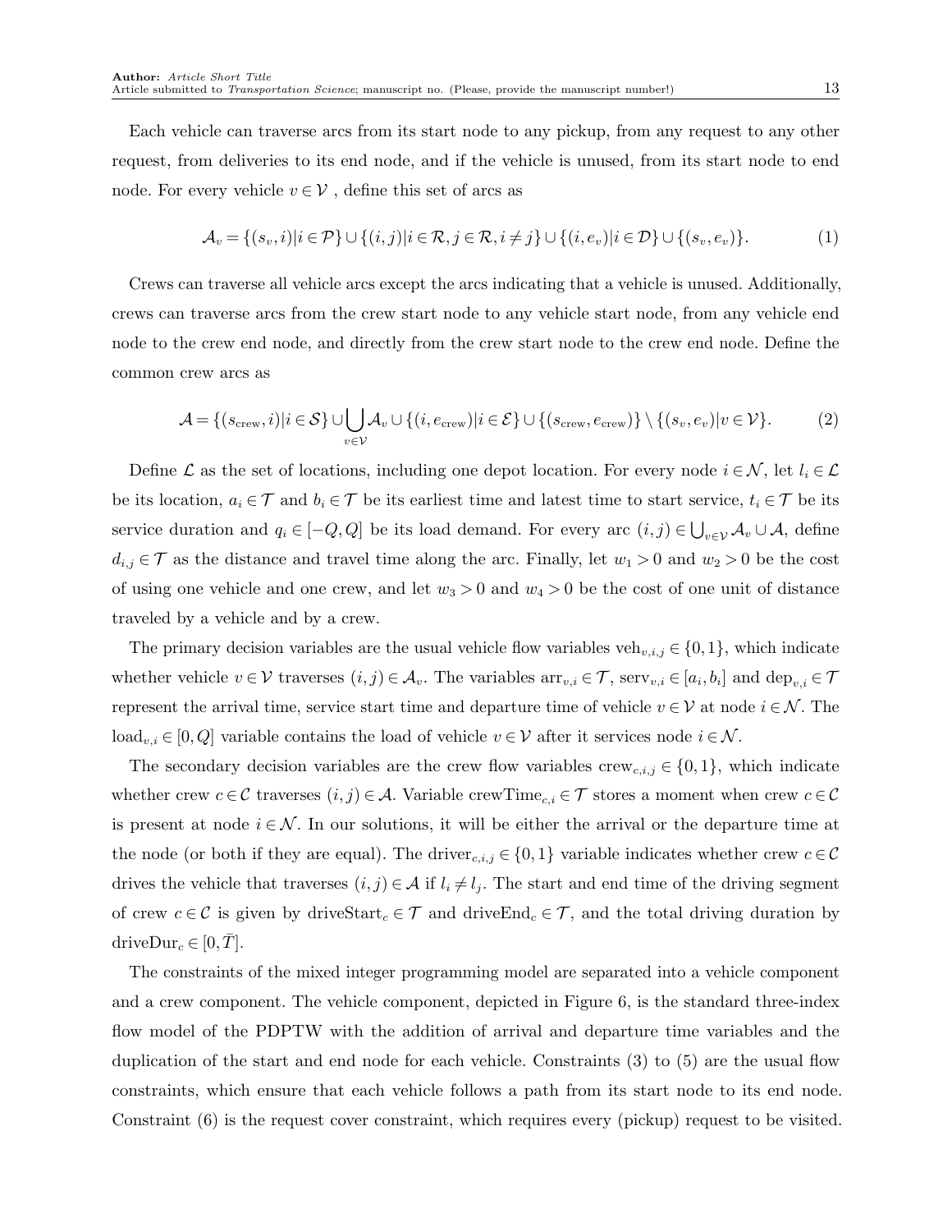Each vehicle can traverse arcs from its start node to any pickup, from any request to any other request, from deliveries to its end node, and if the vehicle is unused, from its start node to end node. For every vehicle $v \in \mathcal{V}$ , define this set of arcs as

$$\mathcal{A}_v = \{(s_v, i) | i \in \mathcal{P}\} \cup \{(i,j) | i \in \mathcal{R}, j \in \mathcal{R}, i \neq j\} \cup \{(i, e_v) | i \in \mathcal{D}\} \cup \{(s_v, e_v)\}. \tag{1}$$

Crews can traverse all vehicle arcs except the arcs indicating that a vehicle is unused. Additionally, crews can traverse arcs from the crew start node to any vehicle start node, from any vehicle end node to the crew end node, and directly from the crew start node to the crew end node. Define the common crew arcs as

$$\mathcal{A} = \{(s_{\text{crew}}, i) | i \in \mathcal{S}\} \cup \bigcup_{v \in \mathcal{V}} \mathcal{A}_v \cup \{(i, e_{\text{crew}}) | i \in \mathcal{E}\} \cup \{(s_{\text{crew}}, e_{\text{crew}})\} \setminus \{(s_v, e_v) | v \in \mathcal{V}\}. \tag{2}$$

Define $\mathcal{L}$ as the set of locations, including one depot location. For every node $i \in \mathcal{N}$, let $l_i \in \mathcal{L}$ be its location, $a_i \in \mathcal{T}$ and $b_i \in \mathcal{T}$ be its earliest time and latest time to start service, $t_i \in \mathcal{T}$ be its service duration and $q_i \in [-Q, Q]$ be its load demand. For every arc $(i,j) \in \bigcup_{v \in \mathcal{V}} \mathcal{A}_v \cup \mathcal{A}$, define $d_{i,j} \in \mathcal{T}$ as the distance and travel time along the arc. Finally, let $w_1 > 0$ and $w_2 > 0$ be the cost of using one vehicle and one crew, and let $w_3 > 0$ and $w_4 > 0$ be the cost of one unit of distance traveled by a vehicle and by a crew.

The primary decision variables are the usual vehicle flow variables $\text{veh}_{v,i,j} \in \{0,1\}$, which indicate whether vehicle $v \in \mathcal{V}$ traverses $(i,j) \in \mathcal{A}_v$. The variables $\text{arr}_{v,i} \in \mathcal{T}$, $\text{serv}_{v,i} \in [a_i, b_i]$ and $\text{dep}_{v,i} \in \mathcal{T}$ represent the arrival time, service start time and departure time of vehicle $v \in \mathcal{V}$ at node $i \in \mathcal{N}$. The $\text{load}_{v,i} \in [0, Q]$ variable contains the load of vehicle $v \in \mathcal{V}$ after it services node $i \in \mathcal{N}$.

The secondary decision variables are the crew flow variables $\text{crew}_{c,i,j} \in \{0,1\}$, which indicate whether crew $c \in \mathcal{C}$ traverses $(i,j) \in \mathcal{A}$. Variable $\text{crewTime}_{c,i} \in \mathcal{T}$ stores a moment when crew $c \in \mathcal{C}$ is present at node $i \in \mathcal{N}$. In our solutions, it will be either the arrival or the departure time at the node (or both if they are equal). The $\text{driver}_{c,i,j} \in \{0,1\}$ variable indicates whether crew $c \in \mathcal{C}$ drives the vehicle that traverses $(i,j) \in \mathcal{A}$ if $l_i \neq l_j$. The start and end time of the driving segment of crew $c \in \mathcal{C}$ is given by $\text{driveStart}_c \in \mathcal{T}$ and $\text{driveEnd}_c \in \mathcal{T}$, and the total driving duration by $\text{driveDur}_c \in [0, \bar{T}]$.

The constraints of the mixed integer programming model are separated into a vehicle component and a crew component. The vehicle component, depicted in Figure 6, is the standard three-index flow model of the PDPTW with the addition of arrival and departure time variables and the duplication of the start and end node for each vehicle. Constraints (3) to (5) are the usual flow constraints, which ensure that each vehicle follows a path from its start node to its end node. Constraint (6) is the request cover constraint, which requires every (pickup) request to be visited.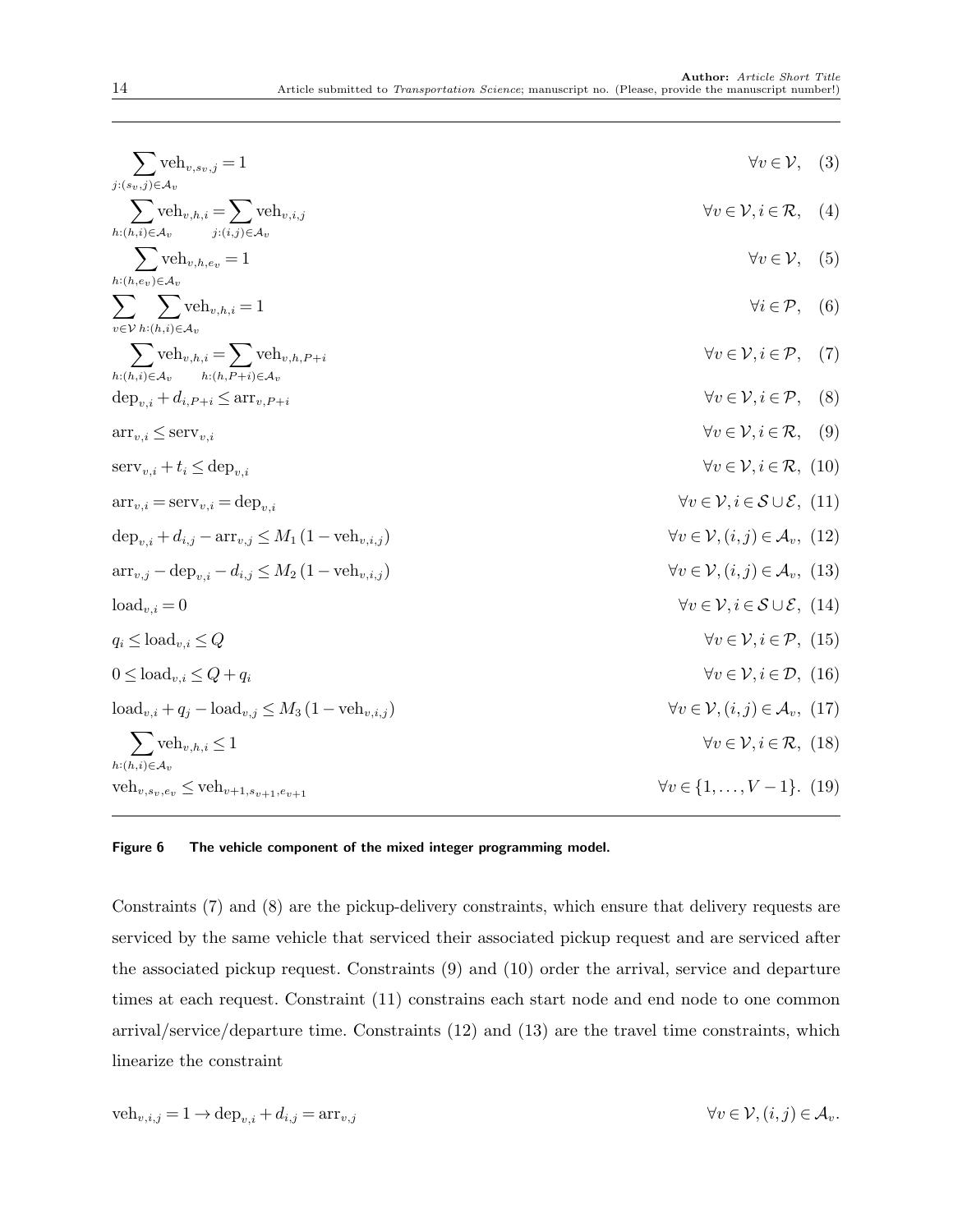$$\sum_{j:(s_v,j)\in\mathcal{A}_v} \text{veh}_{v,s_v,j} = 1 \qquad \forall v \in \mathcal{V}, \quad (3)$$

$$\sum_{h:(h,i)\in\mathcal{A}_v} \text{veh}_{v,h,i} = \sum_{j:(i,j)\in\mathcal{A}_v} \text{veh}_{v,i,j} \qquad \forall v \in \mathcal{V}, i \in \mathcal{R}, \quad (4)$$

$$\sum_{h:(h,e_v)\in\mathcal{A}_v} \text{veh}_{v,h,e_v} = 1 \qquad \forall v \in \mathcal{V}, \quad (5)$$

$$\sum_{v\in\mathcal{V}} \sum_{h:(h,i)\in\mathcal{A}_v} \text{veh}_{v,h,i} = 1 \qquad \forall i \in \mathcal{P}, \quad (6)$$

$$\sum_{h:(h,i)\in\mathcal{A}_v} \text{veh}_{v,h,i} = \sum_{h:(h,P+i)\in\mathcal{A}_v} \text{veh}_{v,h,P+i} \qquad \forall v \in \mathcal{V}, i \in \mathcal{P}, \quad (7)$$

$$\text{dep}_{v,i} + d_{i,P+i} \leq \text{arr}_{v,P+i} \qquad \forall v \in \mathcal{V}, i \in \mathcal{P}, \quad (8)$$

$$\text{arr}_{v,i} \leq \text{serv}_{v,i} \qquad \forall v \in \mathcal{V}, i \in \mathcal{R}, \quad (9)$$

$$\text{serv}_{v,i} + t_i \leq \text{dep}_{v,i} \qquad \forall v \in \mathcal{V}, i \in \mathcal{R}, \ (10)$$

$$\text{arr}_{v,i} = \text{serv}_{v,i} = \text{dep}_{v,i} \qquad \forall v \in \mathcal{V}, i \in \mathcal{S} \cup \mathcal{E}, \ (11)$$

$$\text{dep}_{v,i} + d_{i,j} - \text{arr}_{v,j} \leq M_1 \left(1 - \text{veh}_{v,i,j}\right) \qquad \forall v \in \mathcal{V}, (i,j) \in \mathcal{A}_v, \ (12)$$

$$\text{arr}_{v,j} - \text{dep}_{v,i} - d_{i,j} \leq M_2 \left(1 - \text{veh}_{v,i,j}\right) \qquad \forall v \in \mathcal{V}, (i,j) \in \mathcal{A}_v, \ (13)$$

$$\text{load}_{v,i} = 0 \qquad \forall v \in \mathcal{V}, i \in \mathcal{S} \cup \mathcal{E}, \ (14)$$

$$q_i \leq \text{load}_{v,i} \leq Q \qquad \forall v \in \mathcal{V}, i \in \mathcal{P}, \ (15)$$

$$0 \leq \text{load}_{v,i} \leq Q + q_i \qquad \forall v \in \mathcal{V}, i \in \mathcal{D}, \ (16)$$

$$\text{load}_{v,i} + q_j - \text{load}_{v,j} \leq M_3 \left(1 - \text{veh}_{v,i,j}\right) \qquad \forall v \in \mathcal{V}, (i,j) \in \mathcal{A}_v, \ (17)$$

$$\sum_{h:(h,i)\in\mathcal{A}_v} \text{veh}_{v,h,i} \leq 1 \qquad \forall v \in \mathcal{V}, i \in \mathcal{R}, \ (18)$$

$$\text{veh}_{v,s_v,e_v} \leq \text{veh}_{v+1,s_{v+1},e_{v+1}} \qquad \forall v \in \{1, \ldots, V-1\}. \ (19)$$

**Figure 6 The vehicle component of the mixed integer programming model.**

Constraints (7) and (8) are the pickup-delivery constraints, which ensure that delivery requests are serviced by the same vehicle that serviced their associated pickup request and are serviced after the associated pickup request. Constraints (9) and (10) order the arrival, service and departure times at each request. Constraint (11) constrains each start node and end node to one common arrival/service/departure time. Constraints (12) and (13) are the travel time constraints, which linearize the constraint

$$\text{veh}_{v,i,j} = 1 \rightarrow \text{dep}_{v,i} + d_{i,j} = \text{arr}_{v,j} \qquad \forall v \in \mathcal{V}, (i,j) \in \mathcal{A}_v.$$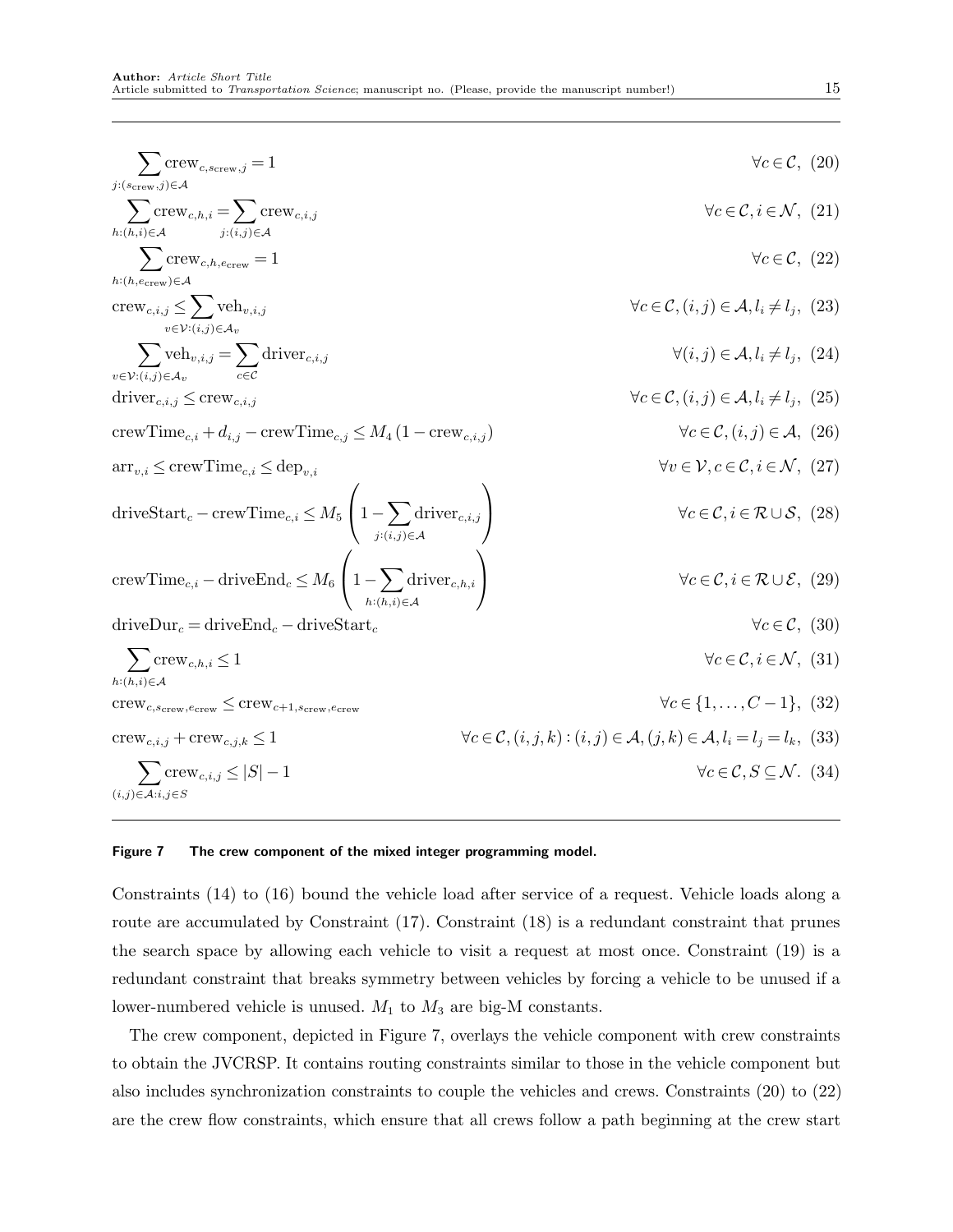$$\sum_{j:(s_{\text{crew}},j)\in\mathcal{A}} \text{crew}_{c,s_{\text{crew}},j} = 1 \qquad \forall c \in \mathcal{C}, \; (20)$$

$$\sum_{h:(h,i)\in\mathcal{A}} \text{crew}_{c,h,i} = \sum_{j:(i,j)\in\mathcal{A}} \text{crew}_{c,i,j} \qquad \forall c \in \mathcal{C}, i \in \mathcal{N}, \; (21)$$

$$\sum_{h:(h,e_{\text{crew}})\in\mathcal{A}} \text{crew}_{c,h,e_{\text{crew}}} = 1 \qquad \forall c \in \mathcal{C}, \; (22)$$

$$\text{crew}_{c,i,j} \le \sum_{v\in\mathcal{V}:(i,j)\in\mathcal{A}_v} \text{veh}_{v,i,j} \qquad \forall c \in \mathcal{C}, (i,j)\in\mathcal{A}, l_i \ne l_j, \; (23)$$

$$\sum_{v\in\mathcal{V}:(i,j)\in\mathcal{A}_v} \text{veh}_{v,i,j} = \sum_{c\in\mathcal{C}} \text{driver}_{c,i,j} \qquad \forall (i,j)\in\mathcal{A}, l_i \ne l_j, \; (24)$$

$$\text{driver}_{c,i,j} \le \text{crew}_{c,i,j} \qquad \forall c \in \mathcal{C}, (i,j)\in\mathcal{A}, l_i \ne l_j, \; (25)$$

$$\text{crewTime}_{c,i} + d_{i,j} - \text{crewTime}_{c,j} \le M_4\left(1 - \text{crew}_{c,i,j}\right) \qquad \forall c \in \mathcal{C}, (i,j)\in\mathcal{A}, \; (26)$$

$$\text{arr}_{v,i} \le \text{crewTime}_{c,i} \le \text{dep}_{v,i} \qquad \forall v \in \mathcal{V}, c\in\mathcal{C}, i\in\mathcal{N}, \; (27)$$

$$\text{driveStart}_c - \text{crewTime}_{c,i} \le M_5\left(1 - \sum_{j:(i,j)\in\mathcal{A}} \text{driver}_{c,i,j}\right) \qquad \forall c \in \mathcal{C}, i \in \mathcal{R}\cup\mathcal{S}, \; (28)$$

$$\text{crewTime}_{c,i} - \text{driveEnd}_c \le M_6\left(1 - \sum_{h:(h,i)\in\mathcal{A}} \text{driver}_{c,h,i}\right) \qquad \forall c \in \mathcal{C}, i \in \mathcal{R}\cup\mathcal{E}, \; (29)$$

$$\text{driveDur}_c = \text{driveEnd}_c - \text{driveStart}_c \qquad \forall c \in \mathcal{C}, \; (30)$$

$$\sum_{h:(h,i)\in\mathcal{A}} \text{crew}_{c,h,i} \le 1 \qquad \forall c \in \mathcal{C}, i \in \mathcal{N}, \; (31)$$

$$\text{crew}_{c,s_{\text{crew}},e_{\text{crew}}} \le \text{crew}_{c+1,s_{\text{crew}},e_{\text{crew}}} \qquad \forall c \in \{1,\ldots,C-1\}, \; (32)$$

$$\text{crew}_{c,i,j} + \text{crew}_{c,j,k} \le 1 \qquad \forall c \in \mathcal{C}, (i,j,k) : (i,j)\in\mathcal{A}, (j,k)\in\mathcal{A}, l_i = l_j = l_k, \; (33)$$

$$\sum_{(i,j)\in\mathcal{A}:i,j\in S} \text{crew}_{c,i,j} \le |S| - 1 \qquad \forall c \in \mathcal{C}, S \subseteq \mathcal{N}. \; (34)$$

**Figure 7 The crew component of the mixed integer programming model.**

Constraints (14) to (16) bound the vehicle load after service of a request. Vehicle loads along a route are accumulated by Constraint (17). Constraint (18) is a redundant constraint that prunes the search space by allowing each vehicle to visit a request at most once. Constraint (19) is a redundant constraint that breaks symmetry between vehicles by forcing a vehicle to be unused if a lower-numbered vehicle is unused. $M_1$ to $M_3$ are big-M constants.

The crew component, depicted in Figure 7, overlays the vehicle component with crew constraints to obtain the JVCRSP. It contains routing constraints similar to those in the vehicle component but also includes synchronization constraints to couple the vehicles and crews. Constraints (20) to (22) are the crew flow constraints, which ensure that all crews follow a path beginning at the crew start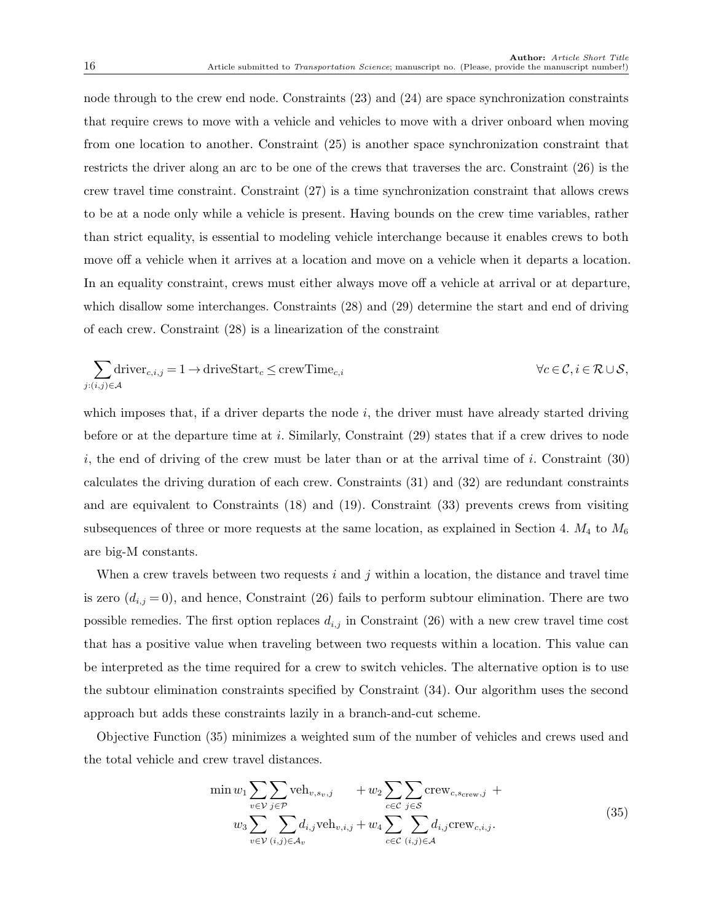node through to the crew end node. Constraints (23) and (24) are space synchronization constraints that require crews to move with a vehicle and vehicles to move with a driver onboard when moving from one location to another. Constraint (25) is another space synchronization constraint that restricts the driver along an arc to be one of the crews that traverses the arc. Constraint (26) is the crew travel time constraint. Constraint (27) is a time synchronization constraint that allows crews to be at a node only while a vehicle is present. Having bounds on the crew time variables, rather than strict equality, is essential to modeling vehicle interchange because it enables crews to both move off a vehicle when it arrives at a location and move on a vehicle when it departs a location. In an equality constraint, crews must either always move off a vehicle at arrival or at departure, which disallow some interchanges. Constraints (28) and (29) determine the start and end of driving of each crew. Constraint (28) is a linearization of the constraint

$$\sum_{j:(i,j)\in\mathcal{A}} \text{driver}_{c,i,j} = 1 \rightarrow \text{driveStart}_c \leq \text{crewTime}_{c,i} \qquad \forall c \in \mathcal{C}, i \in \mathcal{R} \cup \mathcal{S},$$

which imposes that, if a driver departs the node $i$, the driver must have already started driving before or at the departure time at $i$. Similarly, Constraint (29) states that if a crew drives to node $i$, the end of driving of the crew must be later than or at the arrival time of $i$. Constraint (30) calculates the driving duration of each crew. Constraints (31) and (32) are redundant constraints and are equivalent to Constraints (18) and (19). Constraint (33) prevents crews from visiting subsequences of three or more requests at the same location, as explained in Section 4. $M_4$ to $M_6$ are big-M constants.

When a crew travels between two requests $i$ and $j$ within a location, the distance and travel time is zero ($d_{i,j} = 0$), and hence, Constraint (26) fails to perform subtour elimination. There are two possible remedies. The first option replaces $d_{i,j}$ in Constraint (26) with a new crew travel time cost that has a positive value when traveling between two requests within a location. This value can be interpreted as the time required for a crew to switch vehicles. The alternative option is to use the subtour elimination constraints specified by Constraint (34). Our algorithm uses the second approach but adds these constraints lazily in a branch-and-cut scheme.

Objective Function (35) minimizes a weighted sum of the number of vehicles and crews used and the total vehicle and crew travel distances.

$$\begin{aligned}
\min w_1 \sum_{v\in\mathcal{V}} \sum_{j\in\mathcal{P}} \text{veh}_{v,s_v,j} \quad &+ w_2 \sum_{c\in\mathcal{C}} \sum_{j\in\mathcal{S}} \text{crew}_{c,s_{\text{crew}},j} \; + \\
w_3 \sum_{v\in\mathcal{V}} \sum_{(i,j)\in\mathcal{A}_v} d_{i,j} \text{veh}_{v,i,j} &+ w_4 \sum_{c\in\mathcal{C}} \sum_{(i,j)\in\mathcal{A}} d_{i,j} \text{crew}_{c,i,j}.
\end{aligned} \tag{35}$$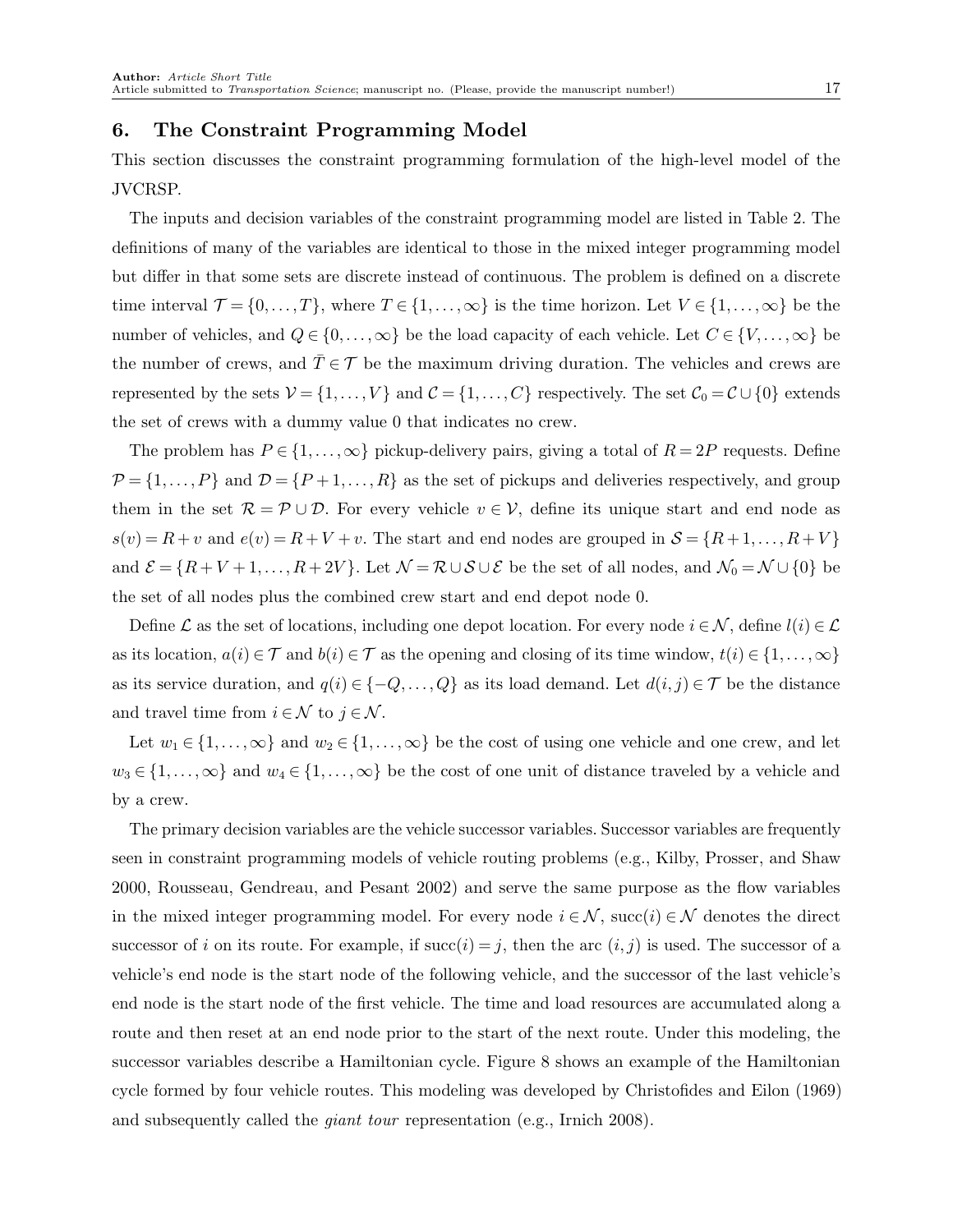## 6. The Constraint Programming Model

This section discusses the constraint programming formulation of the high-level model of the JVCRSP.

The inputs and decision variables of the constraint programming model are listed in Table 2. The definitions of many of the variables are identical to those in the mixed integer programming model but differ in that some sets are discrete instead of continuous. The problem is defined on a discrete time interval $\mathcal{T} = \{0, \ldots, T\}$, where $T \in \{1, \ldots, \infty\}$ is the time horizon. Let $V \in \{1, \ldots, \infty\}$ be the number of vehicles, and $Q \in \{0, \ldots, \infty\}$ be the load capacity of each vehicle. Let $C \in \{V, \ldots, \infty\}$ be the number of crews, and $\bar{T} \in \mathcal{T}$ be the maximum driving duration. The vehicles and crews are represented by the sets $\mathcal{V} = \{1, \ldots, V\}$ and $\mathcal{C} = \{1, \ldots, C\}$ respectively. The set $\mathcal{C}_0 = \mathcal{C} \cup \{0\}$ extends the set of crews with a dummy value 0 that indicates no crew.

The problem has $P \in \{1, \ldots, \infty\}$ pickup-delivery pairs, giving a total of $R = 2P$ requests. Define $\mathcal{P} = \{1, \ldots, P\}$ and $\mathcal{D} = \{P+1, \ldots, R\}$ as the set of pickups and deliveries respectively, and group them in the set $\mathcal{R} = \mathcal{P} \cup \mathcal{D}$. For every vehicle $v \in \mathcal{V}$, define its unique start and end node as $s(v) = R + v$ and $e(v) = R + V + v$. The start and end nodes are grouped in $\mathcal{S} = \{R+1, \ldots, R+V\}$ and $\mathcal{E} = \{R+V+1, \ldots, R+2V\}$. Let $\mathcal{N} = \mathcal{R} \cup \mathcal{S} \cup \mathcal{E}$ be the set of all nodes, and $\mathcal{N}_0 = \mathcal{N} \cup \{0\}$ be the set of all nodes plus the combined crew start and end depot node 0.

Define $\mathcal{L}$ as the set of locations, including one depot location. For every node $i \in \mathcal{N}$, define $l(i) \in \mathcal{L}$ as its location, $a(i) \in \mathcal{T}$ and $b(i) \in \mathcal{T}$ as the opening and closing of its time window, $t(i) \in \{1, \ldots, \infty\}$ as its service duration, and $q(i) \in \{-Q, \ldots, Q\}$ as its load demand. Let $d(i,j) \in \mathcal{T}$ be the distance and travel time from $i \in \mathcal{N}$ to $j \in \mathcal{N}$.

Let $w_1 \in \{1, \ldots, \infty\}$ and $w_2 \in \{1, \ldots, \infty\}$ be the cost of using one vehicle and one crew, and let $w_3 \in \{1, \ldots, \infty\}$ and $w_4 \in \{1, \ldots, \infty\}$ be the cost of one unit of distance traveled by a vehicle and by a crew.

The primary decision variables are the vehicle successor variables. Successor variables are frequently seen in constraint programming models of vehicle routing problems (e.g., Kilby, Prosser, and Shaw 2000, Rousseau, Gendreau, and Pesant 2002) and serve the same purpose as the flow variables in the mixed integer programming model. For every node $i \in \mathcal{N}$, $\text{succ}(i) \in \mathcal{N}$ denotes the direct successor of $i$ on its route. For example, if $\text{succ}(i) = j$, then the arc $(i, j)$ is used. The successor of a vehicle's end node is the start node of the following vehicle, and the successor of the last vehicle's end node is the start node of the first vehicle. The time and load resources are accumulated along a route and then reset at an end node prior to the start of the next route. Under this modeling, the successor variables describe a Hamiltonian cycle. Figure 8 shows an example of the Hamiltonian cycle formed by four vehicle routes. This modeling was developed by Christofides and Eilon (1969) and subsequently called the *giant tour* representation (e.g., Irnich 2008).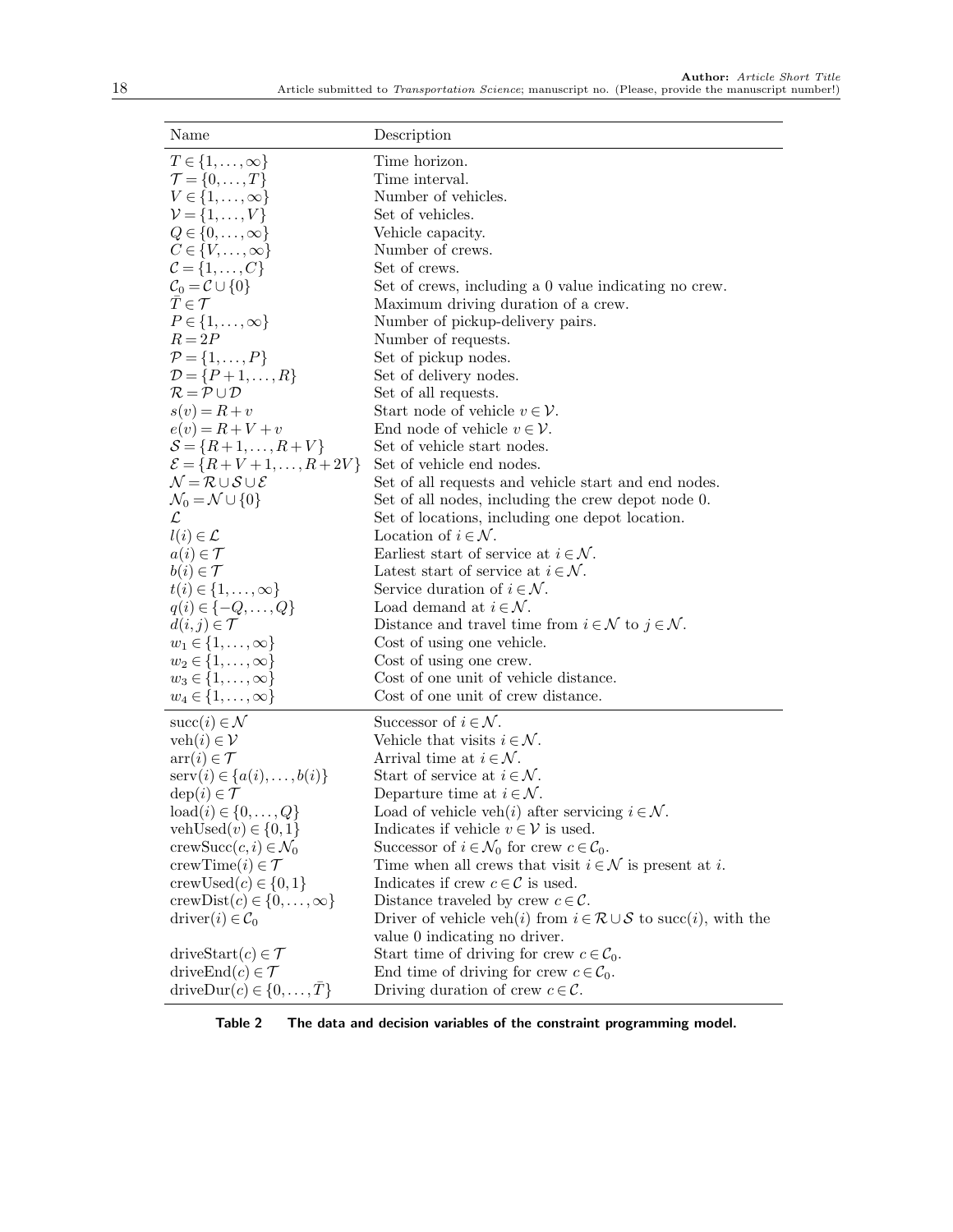| Name | Description |
| --- | --- |
| $T \in \{1,\dots,\infty\}$ | Time horizon. |
| $\mathcal{T} = \{0,\dots,T\}$ | Time interval. |
| $V \in \{1,\dots,\infty\}$ | Number of vehicles. |
| $\mathcal{V} = \{1,\dots,V\}$ | Set of vehicles. |
| $Q \in \{0,\dots,\infty\}$ | Vehicle capacity. |
| $C \in \{V,\dots,\infty\}$ | Number of crews. |
| $\mathcal{C} = \{1,\dots,C\}$ | Set of crews. |
| $\mathcal{C}_0 = \mathcal{C} \cup \{0\}$ | Set of crews, including a 0 value indicating no crew. |
| $\bar{T} \in \mathcal{T}$ | Maximum driving duration of a crew. |
| $P \in \{1,\dots,\infty\}$ | Number of pickup-delivery pairs. |
| $R = 2P$ | Number of requests. |
| $\mathcal{P} = \{1,\dots,P\}$ | Set of pickup nodes. |
| $\mathcal{D} = \{P+1,\dots,R\}$ | Set of delivery nodes. |
| $\mathcal{R} = \mathcal{P} \cup \mathcal{D}$ | Set of all requests. |
| $s(v) = R + v$ | Start node of vehicle $v \in \mathcal{V}$. |
| $e(v) = R + V + v$ | End node of vehicle $v \in \mathcal{V}$. |
| $\mathcal{S} = \{R+1,\dots,R+V\}$ | Set of vehicle start nodes. |
| $\mathcal{E} = \{R+V+1,\dots,R+2V\}$ | Set of vehicle end nodes. |
| $\mathcal{N} = \mathcal{R} \cup \mathcal{S} \cup \mathcal{E}$ | Set of all requests and vehicle start and end nodes. |
| $\mathcal{N}_0 = \mathcal{N} \cup \{0\}$ | Set of all nodes, including the crew depot node 0. |
| $\mathcal{L}$ | Set of locations, including one depot location. |
| $l(i) \in \mathcal{L}$ | Location of $i \in \mathcal{N}$. |
| $a(i) \in \mathcal{T}$ | Earliest start of service at $i \in \mathcal{N}$. |
| $b(i) \in \mathcal{T}$ | Latest start of service at $i \in \mathcal{N}$. |
| $t(i) \in \{1,\dots,\infty\}$ | Service duration of $i \in \mathcal{N}$. |
| $q(i) \in \{-Q,\dots,Q\}$ | Load demand at $i \in \mathcal{N}$. |
| $d(i,j) \in \mathcal{T}$ | Distance and travel time from $i \in \mathcal{N}$ to $j \in \mathcal{N}$. |
| $w_1 \in \{1,\dots,\infty\}$ | Cost of using one vehicle. |
| $w_2 \in \{1,\dots,\infty\}$ | Cost of using one crew. |
| $w_3 \in \{1,\dots,\infty\}$ | Cost of one unit of vehicle distance. |
| $w_4 \in \{1,\dots,\infty\}$ | Cost of one unit of crew distance. |
| $\mathrm{succ}(i) \in \mathcal{N}$ | Successor of $i \in \mathcal{N}$. |
| $\mathrm{veh}(i) \in \mathcal{V}$ | Vehicle that visits $i \in \mathcal{N}$. |
| $\mathrm{arr}(i) \in \mathcal{T}$ | Arrival time at $i \in \mathcal{N}$. |
| $\mathrm{serv}(i) \in \{a(i),\dots,b(i)\}$ | Start of service at $i \in \mathcal{N}$. |
| $\mathrm{dep}(i) \in \mathcal{T}$ | Departure time at $i \in \mathcal{N}$. |
| $\mathrm{load}(i) \in \{0,\dots,Q\}$ | Load of vehicle $\mathrm{veh}(i)$ after servicing $i \in \mathcal{N}$. |
| $\mathrm{vehUsed}(v) \in \{0,1\}$ | Indicates if vehicle $v \in \mathcal{V}$ is used. |
| $\mathrm{crewSucc}(c,i) \in \mathcal{N}_0$ | Successor of $i \in \mathcal{N}_0$ for crew $c \in \mathcal{C}_0$. |
| $\mathrm{crewTime}(i) \in \mathcal{T}$ | Time when all crews that visit $i \in \mathcal{N}$ is present at $i$. |
| $\mathrm{crewUsed}(c) \in \{0,1\}$ | Indicates if crew $c \in \mathcal{C}$ is used. |
| $\mathrm{crewDist}(c) \in \{0,\dots,\infty\}$ | Distance traveled by crew $c \in \mathcal{C}$. |
| $\mathrm{driver}(i) \in \mathcal{C}_0$ | Driver of vehicle $\mathrm{veh}(i)$ from $i \in \mathcal{R} \cup \mathcal{S}$ to $\mathrm{succ}(i)$, with the value 0 indicating no driver. |
| $\mathrm{driveStart}(c) \in \mathcal{T}$ | Start time of driving for crew $c \in \mathcal{C}_0$. |
| $\mathrm{driveEnd}(c) \in \mathcal{T}$ | End time of driving for crew $c \in \mathcal{C}_0$. |
| $\mathrm{driveDur}(c) \in \{0,\dots,\bar{T}\}$ | Driving duration of crew $c \in \mathcal{C}$. |

**Table 2** **The data and decision variables of the constraint programming model.**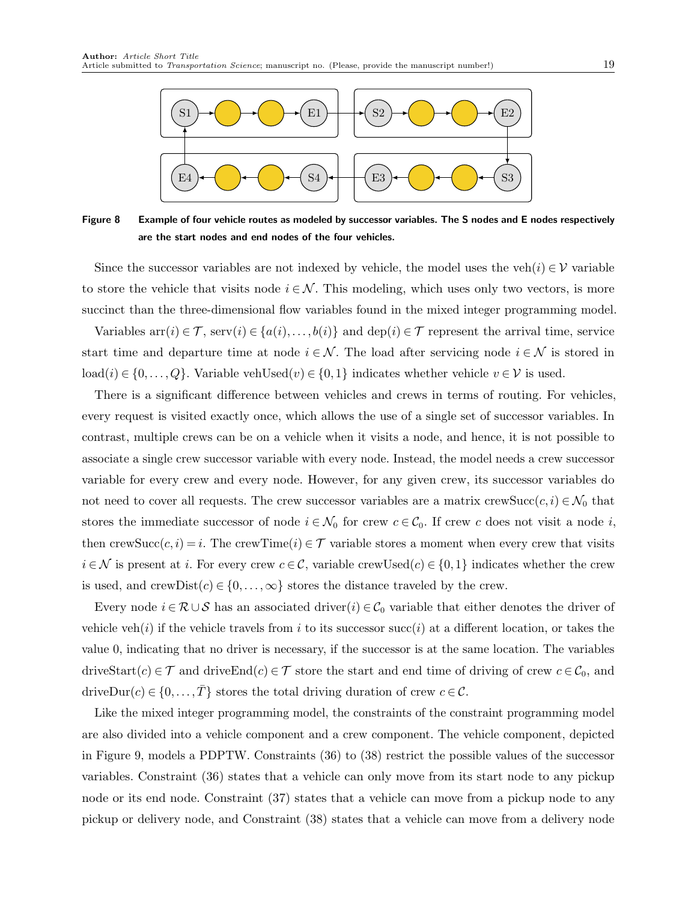**Figure 8** Example of four vehicle routes as modeled by successor variables. The S nodes and E nodes respectively are the start nodes and end nodes of the four vehicles.

Since the successor variables are not indexed by vehicle, the model uses the $\text{veh}(i) \in \mathcal{V}$ variable to store the vehicle that visits node $i \in \mathcal{N}$. This modeling, which uses only two vectors, is more succinct than the three-dimensional flow variables found in the mixed integer programming model.

Variables $\text{arr}(i) \in \mathcal{T}$, $\text{serv}(i) \in \{a(i), \ldots, b(i)\}$ and $\text{dep}(i) \in \mathcal{T}$ represent the arrival time, service start time and departure time at node $i \in \mathcal{N}$. The load after servicing node $i \in \mathcal{N}$ is stored in $\text{load}(i) \in \{0, \ldots, Q\}$. Variable $\text{vehUsed}(v) \in \{0, 1\}$ indicates whether vehicle $v \in \mathcal{V}$ is used.

There is a significant difference between vehicles and crews in terms of routing. For vehicles, every request is visited exactly once, which allows the use of a single set of successor variables. In contrast, multiple crews can be on a vehicle when it visits a node, and hence, it is not possible to associate a single crew successor variable with every node. Instead, the model needs a crew successor variable for every crew and every node. However, for any given crew, its successor variables do not need to cover all requests. The crew successor variables are a matrix $\text{crewSucc}(c, i) \in \mathcal{N}_0$ that stores the immediate successor of node $i \in \mathcal{N}_0$ for crew $c \in \mathcal{C}_0$. If crew $c$ does not visit a node $i$, then $\text{crewSucc}(c, i) = i$. The $\text{crewTime}(i) \in \mathcal{T}$ variable stores a moment when every crew that visits $i \in \mathcal{N}$ is present at $i$. For every crew $c \in \mathcal{C}$, variable $\text{crewUsed}(c) \in \{0, 1\}$ indicates whether the crew is used, and $\text{crewDist}(c) \in \{0, \ldots, \infty\}$ stores the distance traveled by the crew.

Every node $i \in \mathcal{R} \cup \mathcal{S}$ has an associated $\text{driver}(i) \in \mathcal{C}_0$ variable that either denotes the driver of vehicle $\text{veh}(i)$ if the vehicle travels from $i$ to its successor $\text{succ}(i)$ at a different location, or takes the value 0, indicating that no driver is necessary, if the successor is at the same location. The variables $\text{driveStart}(c) \in \mathcal{T}$ and $\text{driveEnd}(c) \in \mathcal{T}$ store the start and end time of driving of crew $c \in \mathcal{C}_0$, and $\text{driveDur}(c) \in \{0, \ldots, \bar{T}\}$ stores the total driving duration of crew $c \in \mathcal{C}$.

Like the mixed integer programming model, the constraints of the constraint programming model are also divided into a vehicle component and a crew component. The vehicle component, depicted in Figure 9, models a PDPTW. Constraints (36) to (38) restrict the possible values of the successor variables. Constraint (36) states that a vehicle can only move from its start node to any pickup node or its end node. Constraint (37) states that a vehicle can move from a pickup node to any pickup or delivery node, and Constraint (38) states that a vehicle can move from a delivery node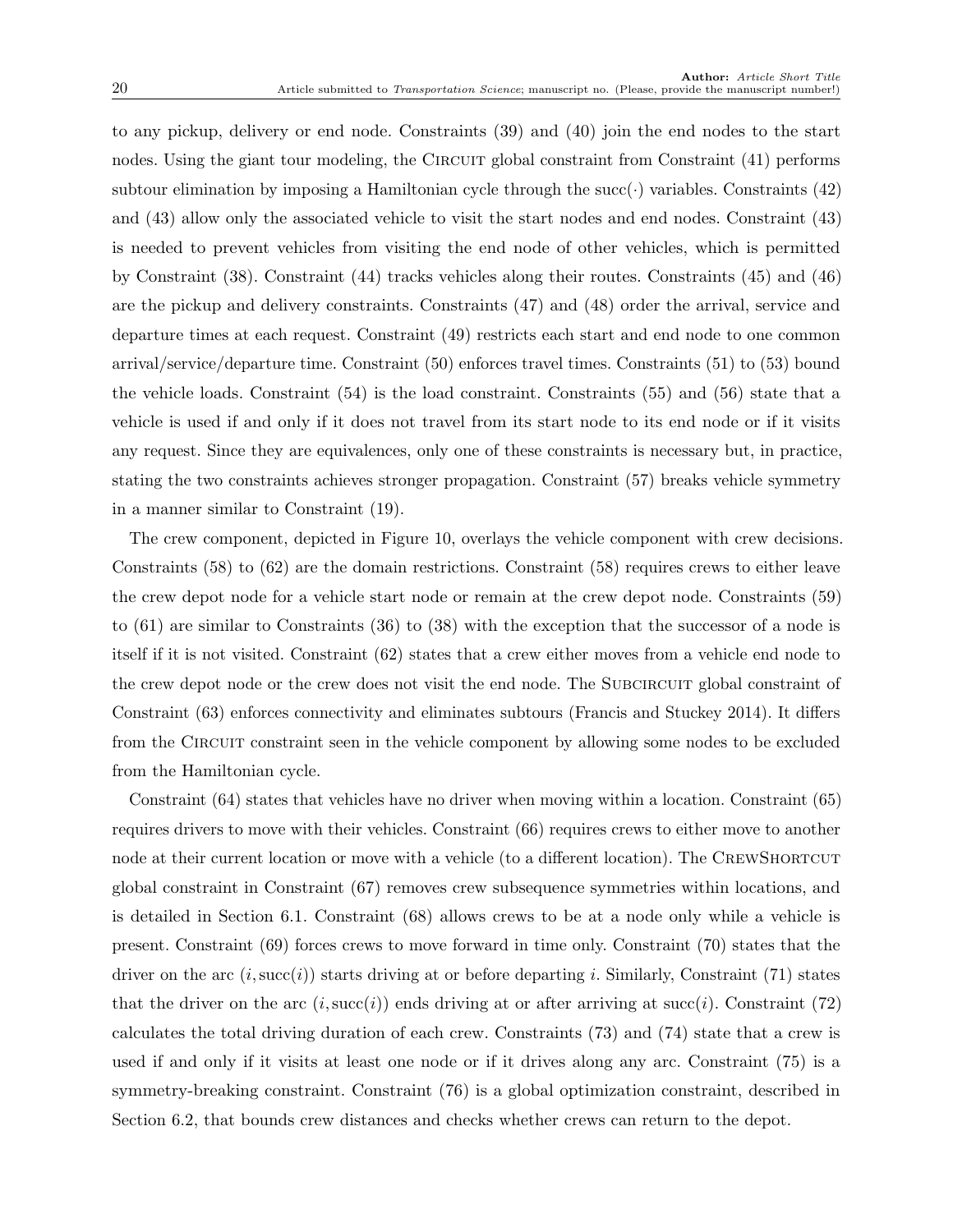to any pickup, delivery or end node. Constraints (39) and (40) join the end nodes to the start nodes. Using the giant tour modeling, the Circuit global constraint from Constraint (41) performs subtour elimination by imposing a Hamiltonian cycle through the $\mathrm{succ}(\cdot)$ variables. Constraints (42) and (43) allow only the associated vehicle to visit the start nodes and end nodes. Constraint (43) is needed to prevent vehicles from visiting the end node of other vehicles, which is permitted by Constraint (38). Constraint (44) tracks vehicles along their routes. Constraints (45) and (46) are the pickup and delivery constraints. Constraints (47) and (48) order the arrival, service and departure times at each request. Constraint (49) restricts each start and end node to one common arrival/service/departure time. Constraint (50) enforces travel times. Constraints (51) to (53) bound the vehicle loads. Constraint (54) is the load constraint. Constraints (55) and (56) state that a vehicle is used if and only if it does not travel from its start node to its end node or if it visits any request. Since they are equivalences, only one of these constraints is necessary but, in practice, stating the two constraints achieves stronger propagation. Constraint (57) breaks vehicle symmetry in a manner similar to Constraint (19).

The crew component, depicted in Figure 10, overlays the vehicle component with crew decisions. Constraints (58) to (62) are the domain restrictions. Constraint (58) requires crews to either leave the crew depot node for a vehicle start node or remain at the crew depot node. Constraints (59) to (61) are similar to Constraints (36) to (38) with the exception that the successor of a node is itself if it is not visited. Constraint (62) states that a crew either moves from a vehicle end node to the crew depot node or the crew does not visit the end node. The Subcircuit global constraint of Constraint (63) enforces connectivity and eliminates subtours (Francis and Stuckey 2014). It differs from the Circuit constraint seen in the vehicle component by allowing some nodes to be excluded from the Hamiltonian cycle.

Constraint (64) states that vehicles have no driver when moving within a location. Constraint (65) requires drivers to move with their vehicles. Constraint (66) requires crews to either move to another node at their current location or move with a vehicle (to a different location). The CrewShortcut global constraint in Constraint (67) removes crew subsequence symmetries within locations, and is detailed in Section 6.1. Constraint (68) allows crews to be at a node only while a vehicle is present. Constraint (69) forces crews to move forward in time only. Constraint (70) states that the driver on the arc $(i, \mathrm{succ}(i))$ starts driving at or before departing $i$. Similarly, Constraint (71) states that the driver on the arc $(i, \mathrm{succ}(i))$ ends driving at or after arriving at $\mathrm{succ}(i)$. Constraint (72) calculates the total driving duration of each crew. Constraints (73) and (74) state that a crew is used if and only if it visits at least one node or if it drives along any arc. Constraint (75) is a symmetry-breaking constraint. Constraint (76) is a global optimization constraint, described in Section 6.2, that bounds crew distances and checks whether crews can return to the depot.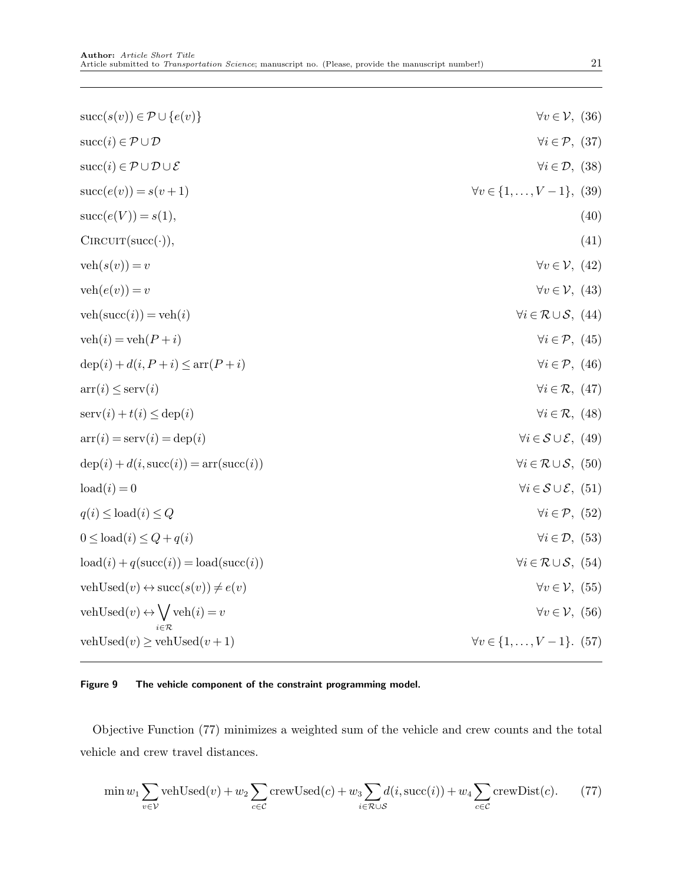$$\text{succ}(s(v)) \in \mathcal{P} \cup \{e(v)\} \qquad \forall v \in \mathcal{V}, \quad (36)$$

$$\text{succ}(i) \in \mathcal{P} \cup \mathcal{D} \qquad \forall i \in \mathcal{P}, \quad (37)$$

$$\text{succ}(i) \in \mathcal{P} \cup \mathcal{D} \cup \mathcal{E} \qquad \forall i \in \mathcal{D}, \quad (38)$$

$$\text{succ}(e(v)) = s(v+1) \qquad \forall v \in \{1, \ldots, V-1\}, \quad (39)$$

$$\text{succ}(e(V)) = s(1), \quad (40)$$

$$\textsc{Circuit}(\text{succ}(\cdot)), \quad (41)$$

$$\text{veh}(s(v)) = v \qquad \forall v \in \mathcal{V}, \quad (42)$$

$$\text{veh}(e(v)) = v \qquad \forall v \in \mathcal{V}, \quad (43)$$

$$\text{veh}(\text{succ}(i)) = \text{veh}(i) \qquad \forall i \in \mathcal{R} \cup \mathcal{S}, \quad (44)$$

$$\text{veh}(i) = \text{veh}(P+i) \qquad \forall i \in \mathcal{P}, \quad (45)$$

$$\text{dep}(i) + d(i, P+i) \leq \text{arr}(P+i) \qquad \forall i \in \mathcal{P}, \quad (46)$$

$$\text{arr}(i) \leq \text{serv}(i) \qquad \forall i \in \mathcal{R}, \quad (47)$$

$$\text{serv}(i) + t(i) \leq \text{dep}(i) \qquad \forall i \in \mathcal{R}, \quad (48)$$

$$\text{arr}(i) = \text{serv}(i) = \text{dep}(i) \qquad \forall i \in \mathcal{S} \cup \mathcal{E}, \quad (49)$$

$$\text{dep}(i) + d(i, \text{succ}(i)) = \text{arr}(\text{succ}(i)) \qquad \forall i \in \mathcal{R} \cup \mathcal{S}, \quad (50)$$

$$\text{load}(i) = 0 \qquad \forall i \in \mathcal{S} \cup \mathcal{E}, \quad (51)$$

$$q(i) \leq \text{load}(i) \leq Q \qquad \forall i \in \mathcal{P}, \quad (52)$$

$$0 \leq \text{load}(i) \leq Q + q(i) \qquad \forall i \in \mathcal{D}, \quad (53)$$

$$\text{load}(i) + q(\text{succ}(i)) = \text{load}(\text{succ}(i)) \qquad \forall i \in \mathcal{R} \cup \mathcal{S}, \quad (54)$$

$$\text{vehUsed}(v) \leftrightarrow \text{succ}(s(v)) \neq e(v) \qquad \forall v \in \mathcal{V}, \quad (55)$$

$$\text{vehUsed}(v) \leftrightarrow \bigvee_{i \in \mathcal{R}} \text{veh}(i) = v \qquad \forall v \in \mathcal{V}, \quad (56)$$

$$\text{vehUsed}(v) \geq \text{vehUsed}(v+1) \qquad \forall v \in \{1, \ldots, V-1\}. \quad (57)$$

**Figure 9 The vehicle component of the constraint programming model.**

Objective Function (77) minimizes a weighted sum of the vehicle and crew counts and the total vehicle and crew travel distances.

$$\min w_1 \sum_{v \in \mathcal{V}} \text{vehUsed}(v) + w_2 \sum_{c \in \mathcal{C}} \text{crewUsed}(c) + w_3 \sum_{i \in \mathcal{R} \cup \mathcal{S}} d(i, \text{succ}(i)) + w_4 \sum_{c \in \mathcal{C}} \text{crewDist}(c). \quad (77)$$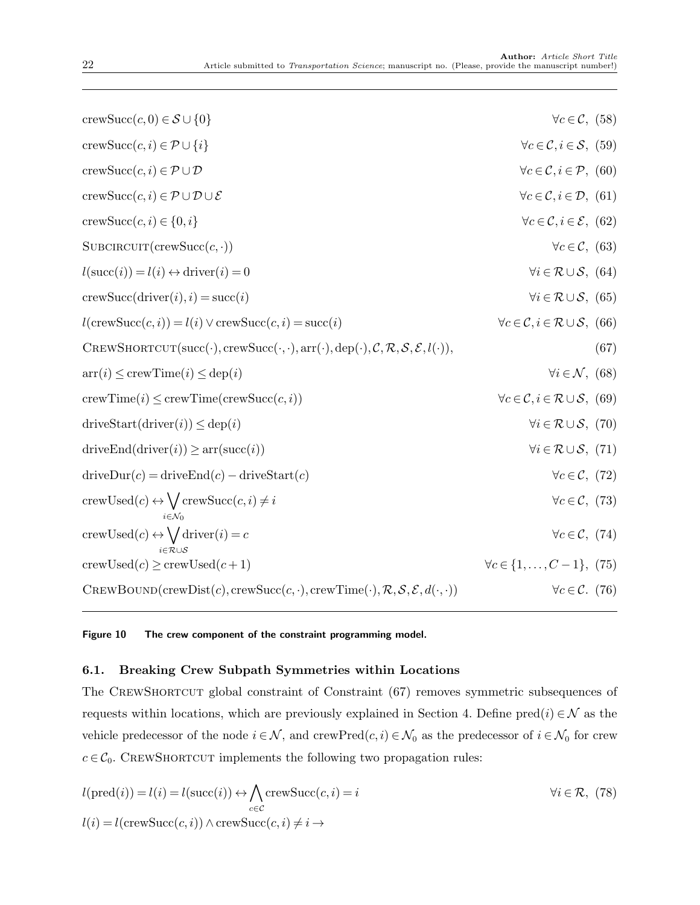$$\text{crewSucc}(c,0) \in \mathcal{S} \cup \{0\} \qquad \forall c \in \mathcal{C}, \ (58)$$

$$\text{crewSucc}(c,i) \in \mathcal{P} \cup \{i\} \qquad \forall c \in \mathcal{C}, i \in \mathcal{S}, \ (59)$$

$$\text{crewSucc}(c,i) \in \mathcal{P} \cup \mathcal{D} \qquad \forall c \in \mathcal{C}, i \in \mathcal{P}, \ (60)$$

$$\text{crewSucc}(c,i) \in \mathcal{P} \cup \mathcal{D} \cup \mathcal{E} \qquad \forall c \in \mathcal{C}, i \in \mathcal{D}, \ (61)$$

$$\text{crewSucc}(c,i) \in \{0, i\} \qquad \forall c \in \mathcal{C}, i \in \mathcal{E}, \ (62)$$

$$\textsc{Subcircuit}(\text{crewSucc}(c,\cdot)) \qquad \forall c \in \mathcal{C}, \ (63)$$

$$l(\text{succ}(i)) = l(i) \leftrightarrow \text{driver}(i) = 0 \qquad \forall i \in \mathcal{R} \cup \mathcal{S}, \ (64)$$

$$\text{crewSucc}(\text{driver}(i), i) = \text{succ}(i) \qquad \forall i \in \mathcal{R} \cup \mathcal{S}, \ (65)$$

$$l(\text{crewSucc}(c,i)) = l(i) \vee \text{crewSucc}(c,i) = \text{succ}(i) \qquad \forall c \in \mathcal{C}, i \in \mathcal{R} \cup \mathcal{S}, \ (66)$$

$$\textsc{CrewShortcut}(\text{succ}(\cdot), \text{crewSucc}(\cdot,\cdot), \text{arr}(\cdot), \text{dep}(\cdot), \mathcal{C}, \mathcal{R}, \mathcal{S}, \mathcal{E}, l(\cdot)), \qquad (67)$$

$$\text{arr}(i) \le \text{crewTime}(i) \le \text{dep}(i) \qquad \forall i \in \mathcal{N}, \ (68)$$

$$\text{crewTime}(i) \le \text{crewTime}(\text{crewSucc}(c,i)) \qquad \forall c \in \mathcal{C}, i \in \mathcal{R} \cup \mathcal{S}, \ (69)$$

$$\text{driveStart}(\text{driver}(i)) \le \text{dep}(i) \qquad \forall i \in \mathcal{R} \cup \mathcal{S}, \ (70)$$

$$\text{driveEnd}(\text{driver}(i)) \ge \text{arr}(\text{succ}(i)) \qquad \forall i \in \mathcal{R} \cup \mathcal{S}, \ (71)$$

$$\text{driveDur}(c) = \text{driveEnd}(c) - \text{driveStart}(c) \qquad \forall c \in \mathcal{C}, \ (72)$$

$$\text{crewUsed}(c) \leftrightarrow \bigvee_{i \in \mathcal{N}_0} \text{crewSucc}(c,i) \ne i \qquad \forall c \in \mathcal{C}, \ (73)$$

$$\text{crewUsed}(c) \leftrightarrow \bigvee_{i \in \mathcal{R} \cup \mathcal{S}} \text{driver}(i) = c \qquad \forall c \in \mathcal{C}, \ (74)$$

$$\text{crewUsed}(c) \ge \text{crewUsed}(c+1) \qquad \forall c \in \{1, \dots, C-1\}, \ (75)$$

$$\textsc{CrewBound}(\text{crewDist}(c), \text{crewSucc}(c,\cdot), \text{crewTime}(\cdot), \mathcal{R}, \mathcal{S}, \mathcal{E}, d(\cdot,\cdot)) \qquad \forall c \in \mathcal{C}. \ (76)$$

**Figure 10 The crew component of the constraint programming model.**

### 6.1. Breaking Crew Subpath Symmetries within Locations

The CrewShortcut global constraint of Constraint (67) removes symmetric subsequences of requests within locations, which are previously explained in Section 4. Define $\text{pred}(i) \in \mathcal{N}$ as the vehicle predecessor of the node $i \in \mathcal{N}$, and $\text{crewPred}(c,i) \in \mathcal{N}_0$ as the predecessor of $i \in \mathcal{N}_0$ for crew $c \in \mathcal{C}_0$. CrewShortcut implements the following two propagation rules:

$$l(\text{pred}(i)) = l(i) = l(\text{succ}(i)) \leftrightarrow \bigwedge_{c \in \mathcal{C}} \text{crewSucc}(c,i) = i \qquad \forall i \in \mathcal{R}, \ (78)$$

$$l(i) = l(\text{crewSucc}(c,i)) \wedge \text{crewSucc}(c,i) \ne i \rightarrow$$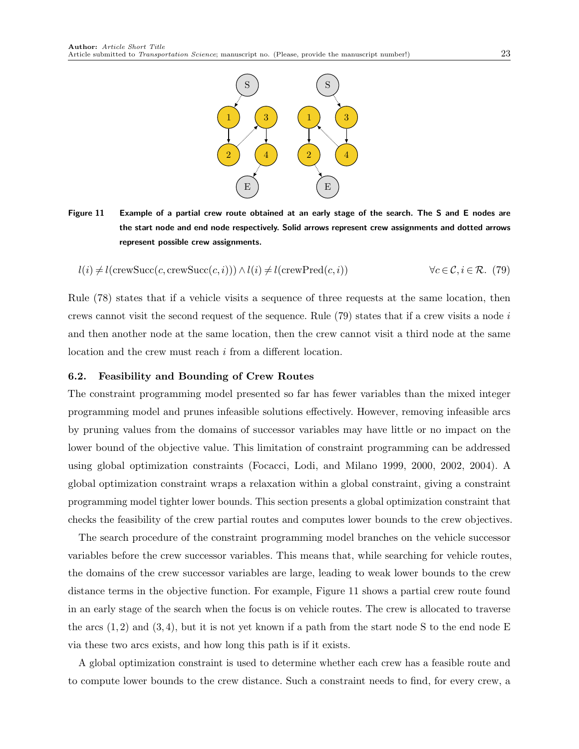**Figure 11** Example of a partial crew route obtained at an early stage of the search. The S and E nodes are the start node and end node respectively. Solid arrows represent crew assignments and dotted arrows represent possible crew assignments.

$$l(i) \neq l(\text{crewSucc}(c, \text{crewSucc}(c, i))) \wedge l(i) \neq l(\text{crewPred}(c, i)) \qquad \forall c \in \mathcal{C}, i \in \mathcal{R}. \quad (79)$$

Rule (78) states that if a vehicle visits a sequence of three requests at the same location, then crews cannot visit the second request of the sequence. Rule (79) states that if a crew visits a node $i$ and then another node at the same location, then the crew cannot visit a third node at the same location and the crew must reach $i$ from a different location.

### 6.2. Feasibility and Bounding of Crew Routes

The constraint programming model presented so far has fewer variables than the mixed integer programming model and prunes infeasible solutions effectively. However, removing infeasible arcs by pruning values from the domains of successor variables may have little or no impact on the lower bound of the objective value. This limitation of constraint programming can be addressed using global optimization constraints (Focacci, Lodi, and Milano 1999, 2000, 2002, 2004). A global optimization constraint wraps a relaxation within a global constraint, giving a constraint programming model tighter lower bounds. This section presents a global optimization constraint that checks the feasibility of the crew partial routes and computes lower bounds to the crew objectives.

The search procedure of the constraint programming model branches on the vehicle successor variables before the crew successor variables. This means that, while searching for vehicle routes, the domains of the crew successor variables are large, leading to weak lower bounds to the crew distance terms in the objective function. For example, Figure 11 shows a partial crew route found in an early stage of the search when the focus is on vehicle routes. The crew is allocated to traverse the arcs $(1,2)$ and $(3,4)$, but it is not yet known if a path from the start node S to the end node E via these two arcs exists, and how long this path is if it exists.

A global optimization constraint is used to determine whether each crew has a feasible route and to compute lower bounds to the crew distance. Such a constraint needs to find, for every crew, a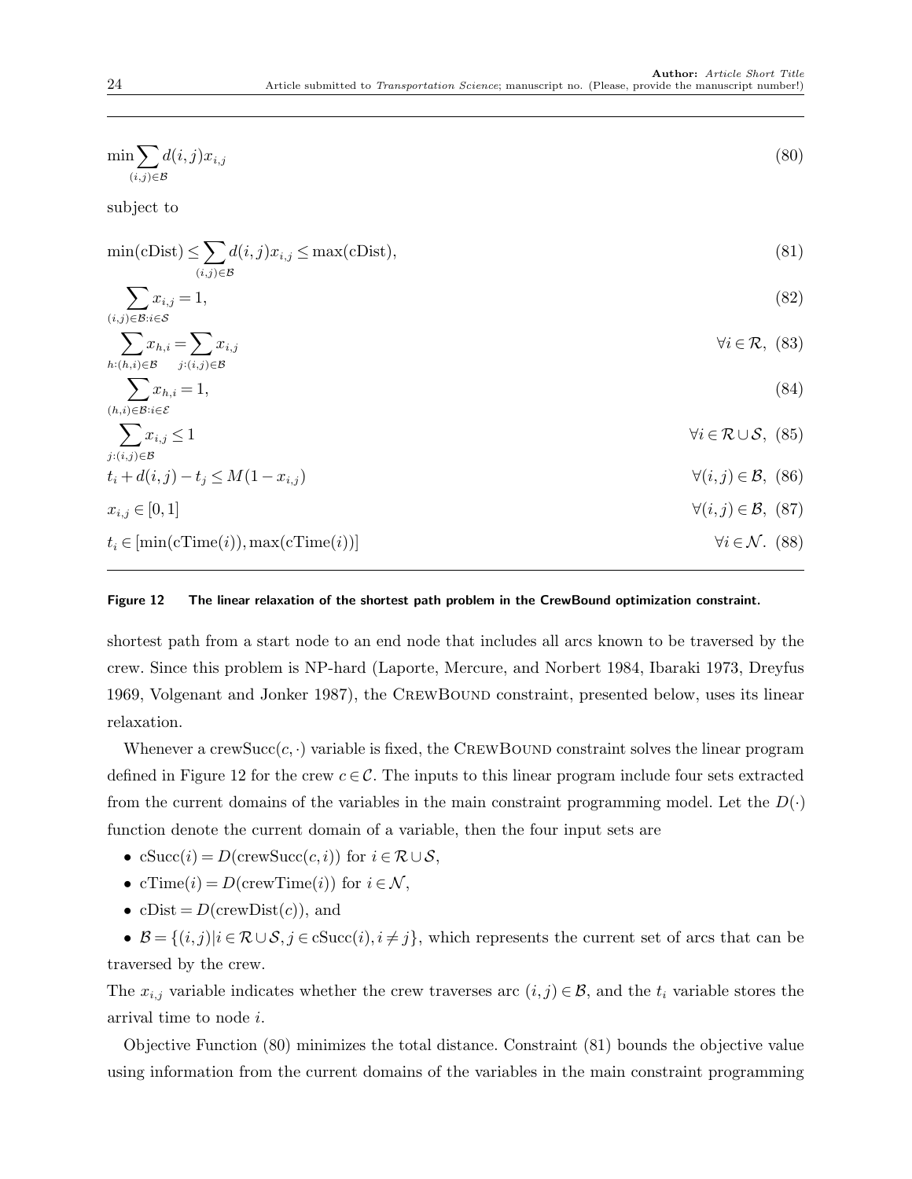$$\min \sum_{(i,j)\in\mathcal{B}} d(i,j)x_{i,j} \tag{80}$$

subject to

$$\min(\text{cDist}) \leq \sum_{(i,j)\in\mathcal{B}} d(i,j)x_{i,j} \leq \max(\text{cDist}), \tag{81}$$

$$\sum_{(i,j)\in\mathcal{B}:i\in\mathcal{S}} x_{i,j} = 1, \tag{82}$$

$$\sum_{h:(h,i)\in\mathcal{B}} x_{h,i} = \sum_{j:(i,j)\in\mathcal{B}} x_{i,j} \qquad \forall i\in\mathcal{R}, \tag{83}$$

$$\sum_{(h,i)\in\mathcal{B}:i\in\mathcal{E}} x_{h,i} = 1, \tag{84}$$

$$\sum_{j:(i,j)\in\mathcal{B}} x_{i,j} \leq 1 \qquad \forall i\in\mathcal{R}\cup\mathcal{S}, \tag{85}$$

$$t_i + d(i,j) - t_j \leq M(1-x_{i,j}) \qquad \forall (i,j)\in\mathcal{B}, \tag{86}$$

$$x_{i,j}\in[0,1] \qquad \forall (i,j)\in\mathcal{B}, \tag{87}$$

$$t_i\in[\min(\text{cTime}(i)),\max(\text{cTime}(i))] \qquad \forall i\in\mathcal{N}. \tag{88}$$

**Figure 12 The linear relaxation of the shortest path problem in the CrewBound optimization constraint.**

shortest path from a start node to an end node that includes all arcs known to be traversed by the crew. Since this problem is NP-hard (Laporte, Mercure, and Norbert 1984, Ibaraki 1973, Dreyfus 1969, Volgenant and Jonker 1987), the CrewBound constraint, presented below, uses its linear relaxation.

Whenever a $\text{crewSucc}(c,\cdot)$ variable is fixed, the CrewBound constraint solves the linear program defined in Figure 12 for the crew $c\in\mathcal{C}$. The inputs to this linear program include four sets extracted from the current domains of the variables in the main constraint programming model. Let the $D(\cdot)$ function denote the current domain of a variable, then the four input sets are

- $\text{cSucc}(i) = D(\text{crewSucc}(c,i))$ for $i\in\mathcal{R}\cup\mathcal{S}$,
- $\text{cTime}(i) = D(\text{crewTime}(i))$ for $i\in\mathcal{N}$,
- $\text{cDist} = D(\text{crewDist}(c))$, and
- $\mathcal{B} = \{(i,j)|i\in\mathcal{R}\cup\mathcal{S}, j\in\text{cSucc}(i), i\neq j\}$, which represents the current set of arcs that can be traversed by the crew.

The $x_{i,j}$ variable indicates whether the crew traverses arc $(i,j)\in\mathcal{B}$, and the $t_i$ variable stores the arrival time to node $i$.

Objective Function (80) minimizes the total distance. Constraint (81) bounds the objective value using information from the current domains of the variables in the main constraint programming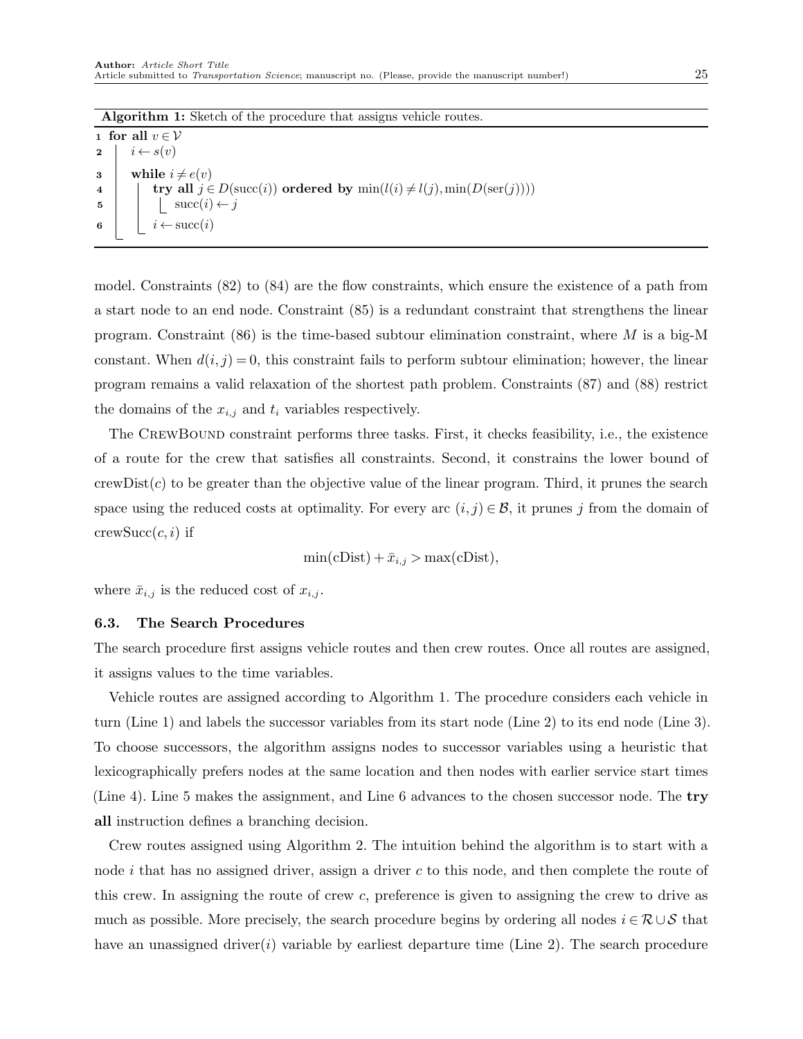**Algorithm 1:** Sketch of the procedure that assigns vehicle routes.

```
1  for all v ∈ 𝒱
2  |  i ← s(v)
3  |  while i ≠ e(v)
4  |  |  try all j ∈ D(succ(i)) ordered by min(l(i) ≠ l(j), min(D(ser(j))))
5  |  |  |  succ(i) ← j
6  |  |  i ← succ(i)
```

model. Constraints (82) to (84) are the flow constraints, which ensure the existence of a path from a start node to an end node. Constraint (85) is a redundant constraint that strengthens the linear program. Constraint (86) is the time-based subtour elimination constraint, where $M$ is a big-M constant. When $d(i,j) = 0$, this constraint fails to perform subtour elimination; however, the linear program remains a valid relaxation of the shortest path problem. Constraints (87) and (88) restrict the domains of the $x_{i,j}$ and $t_i$ variables respectively.

The CrewBound constraint performs three tasks. First, it checks feasibility, i.e., the existence of a route for the crew that satisfies all constraints. Second, it constrains the lower bound of $\text{crewDist}(c)$ to be greater than the objective value of the linear program. Third, it prunes the search space using the reduced costs at optimality. For every arc $(i,j) \in \mathcal{B}$, it prunes $j$ from the domain of $\text{crewSucc}(c,i)$ if

$$\min(\text{cDist}) + \bar{x}_{i,j} > \max(\text{cDist}),$$

where $\bar{x}_{i,j}$ is the reduced cost of $x_{i,j}$.

### 6.3. The Search Procedures

The search procedure first assigns vehicle routes and then crew routes. Once all routes are assigned, it assigns values to the time variables.

Vehicle routes are assigned according to Algorithm 1. The procedure considers each vehicle in turn (Line 1) and labels the successor variables from its start node (Line 2) to its end node (Line 3). To choose successors, the algorithm assigns nodes to successor variables using a heuristic that lexicographically prefers nodes at the same location and then nodes with earlier service start times (Line 4). Line 5 makes the assignment, and Line 6 advances to the chosen successor node. The **try all** instruction defines a branching decision.

Crew routes assigned using Algorithm 2. The intuition behind the algorithm is to start with a node $i$ that has no assigned driver, assign a driver $c$ to this node, and then complete the route of this crew. In assigning the route of crew $c$, preference is given to assigning the crew to drive as much as possible. More precisely, the search procedure begins by ordering all nodes $i \in \mathcal{R} \cup \mathcal{S}$ that have an unassigned $\text{driver}(i)$ variable by earliest departure time (Line 2). The search procedure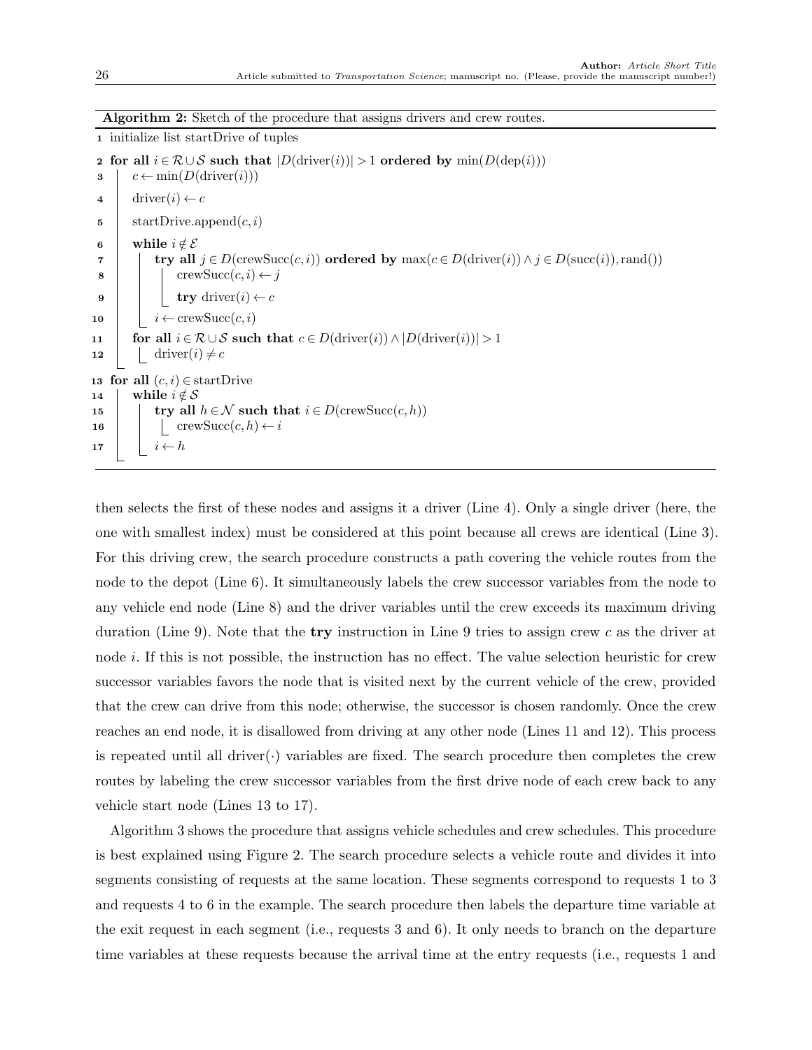**Algorithm 2:** Sketch of the procedure that assigns drivers and crew routes.

```
1  initialize list startDrive of tuples
2  for all i ∈ R ∪ S such that |D(driver(i))| > 1 ordered by min(D(dep(i)))
3  |   c ← min(D(driver(i)))
4  |   driver(i) ← c
5  |   startDrive.append(c, i)
6  |   while i ∉ E
7  |   |   try all j ∈ D(crewSucc(c, i)) ordered by max(c ∈ D(driver(i)) ∧ j ∈ D(succ(i)), rand())
8  |   |   |   crewSucc(c, i) ← j
9  |   |   |   try driver(i) ← c
10 |   |   i ← crewSucc(c, i)
11 |   for all i ∈ R ∪ S such that c ∈ D(driver(i)) ∧ |D(driver(i))| > 1
12 |   |   driver(i) ≠ c
13 for all (c, i) ∈ startDrive
14 |   while i ∉ S
15 |   |   try all h ∈ N such that i ∈ D(crewSucc(c, h))
16 |   |   |   crewSucc(c, h) ← i
17 |   |   i ← h
```

then selects the first of these nodes and assigns it a driver (Line 4). Only a single driver (here, the one with smallest index) must be considered at this point because all crews are identical (Line 3). For this driving crew, the search procedure constructs a path covering the vehicle routes from the node to the depot (Line 6). It simultaneously labels the crew successor variables from the node to any vehicle end node (Line 8) and the driver variables until the crew exceeds its maximum driving duration (Line 9). Note that the **try** instruction in Line 9 tries to assign crew $c$ as the driver at node $i$. If this is not possible, the instruction has no effect. The value selection heuristic for crew successor variables favors the node that is visited next by the current vehicle of the crew, provided that the crew can drive from this node; otherwise, the successor is chosen randomly. Once the crew reaches an end node, it is disallowed from driving at any other node (Lines 11 and 12). This process is repeated until all driver($\cdot$) variables are fixed. The search procedure then completes the crew routes by labeling the crew successor variables from the first drive node of each crew back to any vehicle start node (Lines 13 to 17).

Algorithm 3 shows the procedure that assigns vehicle schedules and crew schedules. This procedure is best explained using Figure 2. The search procedure selects a vehicle route and divides it into segments consisting of requests at the same location. These segments correspond to requests 1 to 3 and requests 4 to 6 in the example. The search procedure then labels the departure time variable at the exit request in each segment (i.e., requests 3 and 6). It only needs to branch on the departure time variables at these requests because the arrival time at the entry requests (i.e., requests 1 and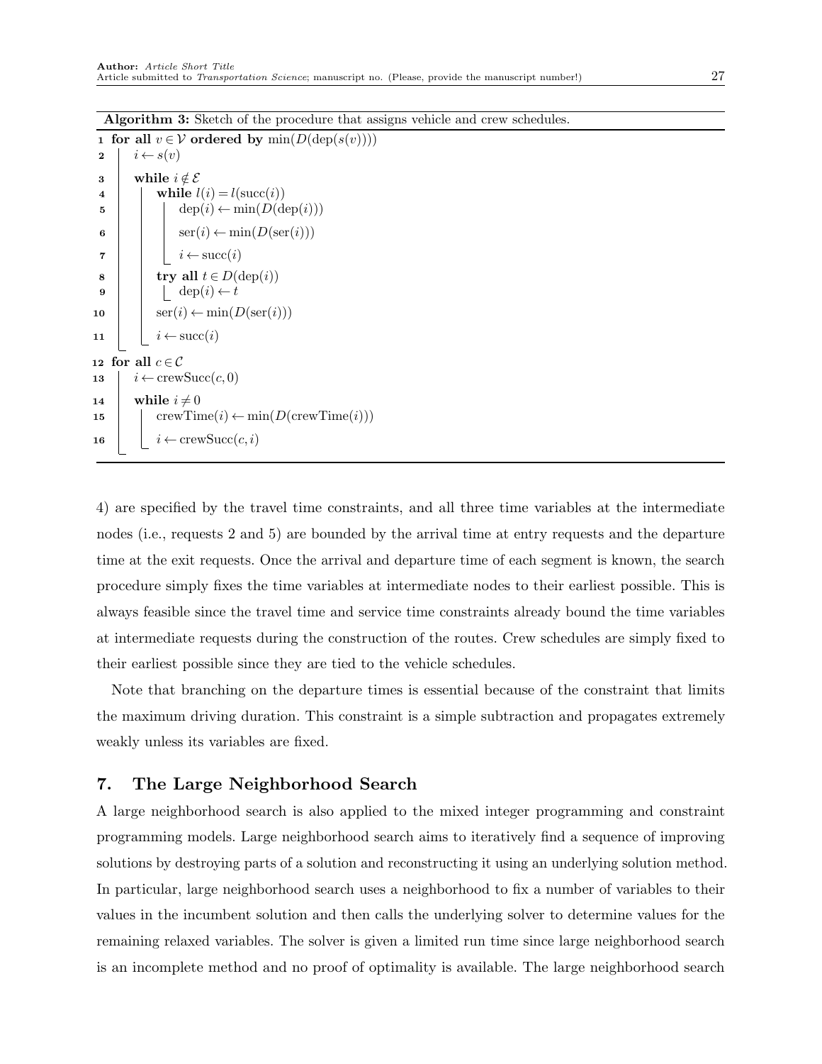**Algorithm 3:** Sketch of the procedure that assigns vehicle and crew schedules.

```
1  for all v ∈ 𝒱 ordered by min(D(dep(s(v))))
2      i ← s(v)
3      while i ∉ ℰ
4          while l(i) = l(succ(i))
5              dep(i) ← min(D(dep(i)))
6              ser(i) ← min(D(ser(i)))
7              i ← succ(i)
8          try all t ∈ D(dep(i))
9              dep(i) ← t
10         ser(i) ← min(D(ser(i)))
11         i ← succ(i)
12 for all c ∈ 𝒞
13     i ← crewSucc(c, 0)
14     while i ≠ 0
15         crewTime(i) ← min(D(crewTime(i)))
16         i ← crewSucc(c, i)
```

4) are specified by the travel time constraints, and all three time variables at the intermediate nodes (i.e., requests 2 and 5) are bounded by the arrival time at entry requests and the departure time at the exit requests. Once the arrival and departure time of each segment is known, the search procedure simply fixes the time variables at intermediate nodes to their earliest possible. This is always feasible since the travel time and service time constraints already bound the time variables at intermediate requests during the construction of the routes. Crew schedules are simply fixed to their earliest possible since they are tied to the vehicle schedules.

Note that branching on the departure times is essential because of the constraint that limits the maximum driving duration. This constraint is a simple subtraction and propagates extremely weakly unless its variables are fixed.

## 7. The Large Neighborhood Search

A large neighborhood search is also applied to the mixed integer programming and constraint programming models. Large neighborhood search aims to iteratively find a sequence of improving solutions by destroying parts of a solution and reconstructing it using an underlying solution method. In particular, large neighborhood search uses a neighborhood to fix a number of variables to their values in the incumbent solution and then calls the underlying solver to determine values for the remaining relaxed variables. The solver is given a limited run time since large neighborhood search is an incomplete method and no proof of optimality is available. The large neighborhood search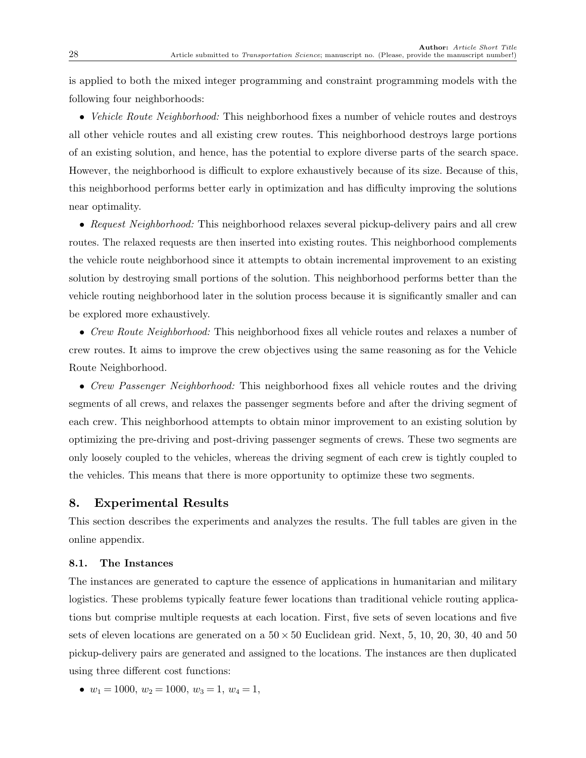is applied to both the mixed integer programming and constraint programming models with the following four neighborhoods:

- *Vehicle Route Neighborhood:* This neighborhood fixes a number of vehicle routes and destroys all other vehicle routes and all existing crew routes. This neighborhood destroys large portions of an existing solution, and hence, has the potential to explore diverse parts of the search space. However, the neighborhood is difficult to explore exhaustively because of its size. Because of this, this neighborhood performs better early in optimization and has difficulty improving the solutions near optimality.
- *Request Neighborhood:* This neighborhood relaxes several pickup-delivery pairs and all crew routes. The relaxed requests are then inserted into existing routes. This neighborhood complements the vehicle route neighborhood since it attempts to obtain incremental improvement to an existing solution by destroying small portions of the solution. This neighborhood performs better than the vehicle routing neighborhood later in the solution process because it is significantly smaller and can be explored more exhaustively.
- *Crew Route Neighborhood:* This neighborhood fixes all vehicle routes and relaxes a number of crew routes. It aims to improve the crew objectives using the same reasoning as for the Vehicle Route Neighborhood.
- *Crew Passenger Neighborhood:* This neighborhood fixes all vehicle routes and the driving segments of all crews, and relaxes the passenger segments before and after the driving segment of each crew. This neighborhood attempts to obtain minor improvement to an existing solution by optimizing the pre-driving and post-driving passenger segments of crews. These two segments are only loosely coupled to the vehicles, whereas the driving segment of each crew is tightly coupled to the vehicles. This means that there is more opportunity to optimize these two segments.

## 8. Experimental Results

This section describes the experiments and analyzes the results. The full tables are given in the online appendix.

### 8.1. The Instances

The instances are generated to capture the essence of applications in humanitarian and military logistics. These problems typically feature fewer locations than traditional vehicle routing applications but comprise multiple requests at each location. First, five sets of seven locations and five sets of eleven locations are generated on a $50 \times 50$ Euclidean grid. Next, 5, 10, 20, 30, 40 and 50 pickup-delivery pairs are generated and assigned to the locations. The instances are then duplicated using three different cost functions:

- $w_1 = 1000$, $w_2 = 1000$, $w_3 = 1$, $w_4 = 1$,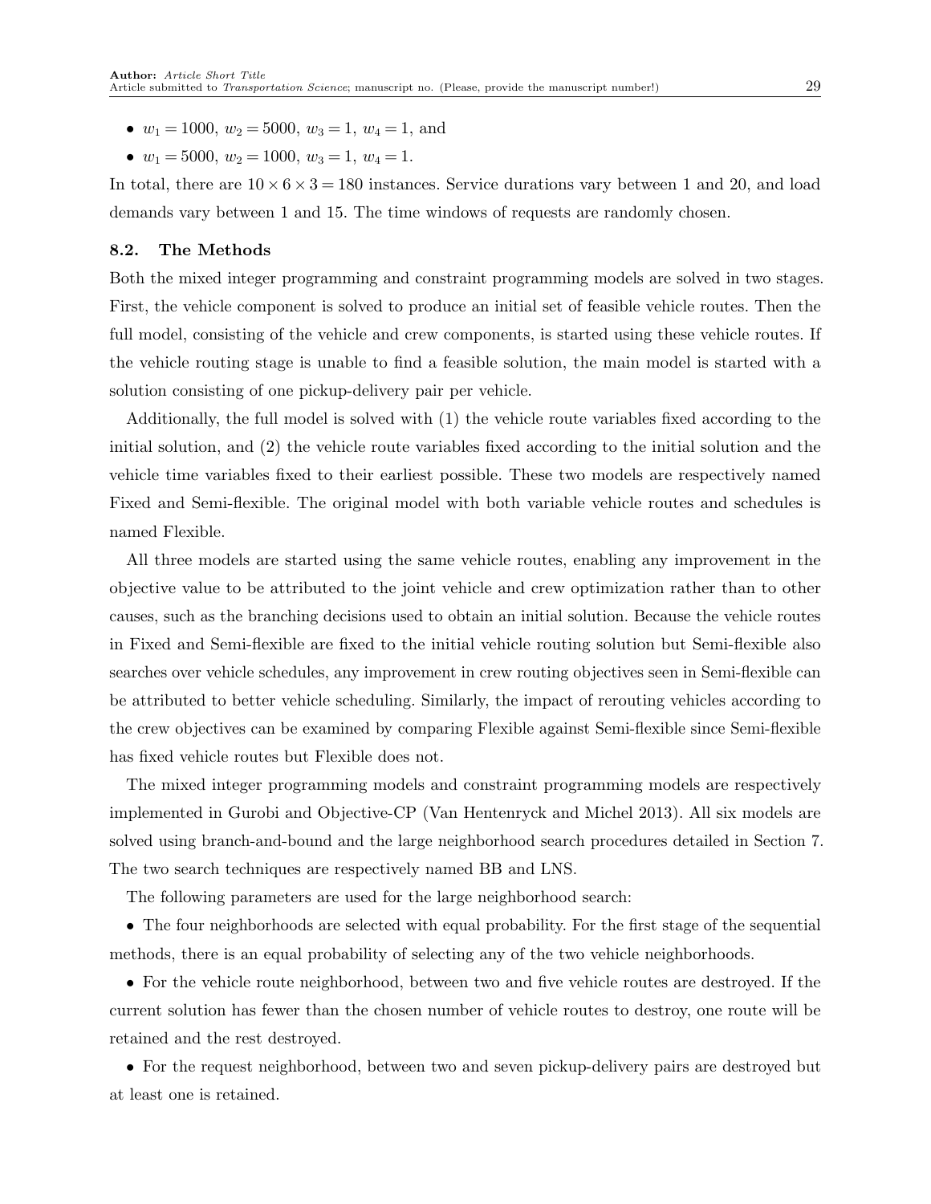- $w_1 = 1000$, $w_2 = 5000$, $w_3 = 1$, $w_4 = 1$, and
- $w_1 = 5000$, $w_2 = 1000$, $w_3 = 1$, $w_4 = 1$.

In total, there are $10 \times 6 \times 3 = 180$ instances. Service durations vary between 1 and 20, and load demands vary between 1 and 15. The time windows of requests are randomly chosen.

### 8.2. The Methods

Both the mixed integer programming and constraint programming models are solved in two stages. First, the vehicle component is solved to produce an initial set of feasible vehicle routes. Then the full model, consisting of the vehicle and crew components, is started using these vehicle routes. If the vehicle routing stage is unable to find a feasible solution, the main model is started with a solution consisting of one pickup-delivery pair per vehicle.

Additionally, the full model is solved with (1) the vehicle route variables fixed according to the initial solution, and (2) the vehicle route variables fixed according to the initial solution and the vehicle time variables fixed to their earliest possible. These two models are respectively named Fixed and Semi-flexible. The original model with both variable vehicle routes and schedules is named Flexible.

All three models are started using the same vehicle routes, enabling any improvement in the objective value to be attributed to the joint vehicle and crew optimization rather than to other causes, such as the branching decisions used to obtain an initial solution. Because the vehicle routes in Fixed and Semi-flexible are fixed to the initial vehicle routing solution but Semi-flexible also searches over vehicle schedules, any improvement in crew routing objectives seen in Semi-flexible can be attributed to better vehicle scheduling. Similarly, the impact of rerouting vehicles according to the crew objectives can be examined by comparing Flexible against Semi-flexible since Semi-flexible has fixed vehicle routes but Flexible does not.

The mixed integer programming models and constraint programming models are respectively implemented in Gurobi and Objective-CP (Van Hentenryck and Michel 2013). All six models are solved using branch-and-bound and the large neighborhood search procedures detailed in Section 7. The two search techniques are respectively named BB and LNS.

The following parameters are used for the large neighborhood search:

- The four neighborhoods are selected with equal probability. For the first stage of the sequential methods, there is an equal probability of selecting any of the two vehicle neighborhoods.
- For the vehicle route neighborhood, between two and five vehicle routes are destroyed. If the current solution has fewer than the chosen number of vehicle routes to destroy, one route will be retained and the rest destroyed.
- For the request neighborhood, between two and seven pickup-delivery pairs are destroyed but at least one is retained.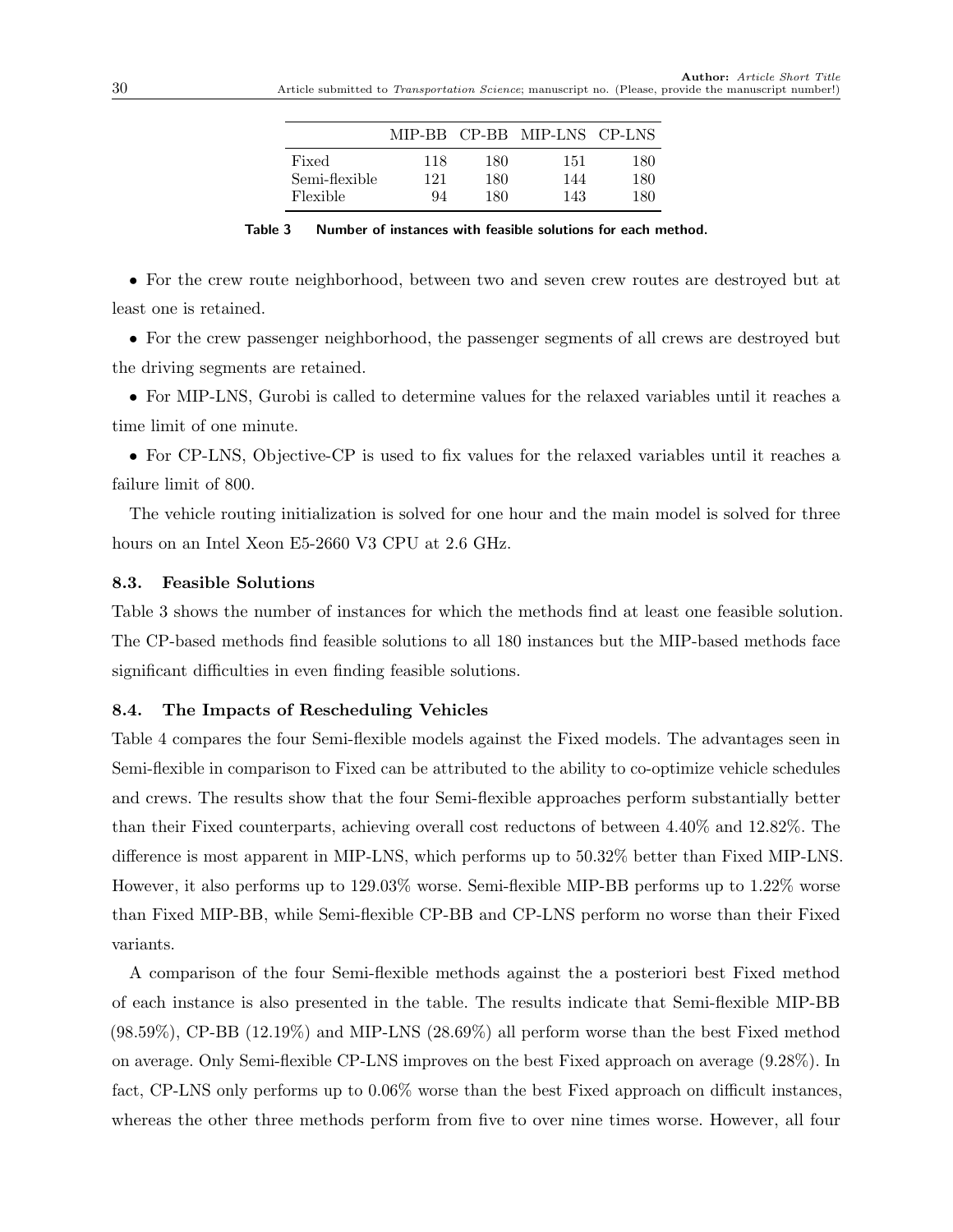|  | MIP-BB | CP-BB | MIP-LNS | CP-LNS |
|---|---|---|---|---|
| Fixed | 118 | 180 | 151 | 180 |
| Semi-flexible | 121 | 180 | 144 | 180 |
| Flexible | 94 | 180 | 143 | 180 |

**Table 3 Number of instances with feasible solutions for each method.**

- For the crew route neighborhood, between two and seven crew routes are destroyed but at least one is retained.
- For the crew passenger neighborhood, the passenger segments of all crews are destroyed but the driving segments are retained.
- For MIP-LNS, Gurobi is called to determine values for the relaxed variables until it reaches a time limit of one minute.
- For CP-LNS, Objective-CP is used to fix values for the relaxed variables until it reaches a failure limit of 800.

The vehicle routing initialization is solved for one hour and the main model is solved for three hours on an Intel Xeon E5-2660 V3 CPU at 2.6 GHz.

### 8.3. Feasible Solutions

Table 3 shows the number of instances for which the methods find at least one feasible solution. The CP-based methods find feasible solutions to all 180 instances but the MIP-based methods face significant difficulties in even finding feasible solutions.

### 8.4. The Impacts of Rescheduling Vehicles

Table 4 compares the four Semi-flexible models against the Fixed models. The advantages seen in Semi-flexible in comparison to Fixed can be attributed to the ability to co-optimize vehicle schedules and crews. The results show that the four Semi-flexible approaches perform substantially better than their Fixed counterparts, achieving overall cost reductons of between 4.40% and 12.82%. The difference is most apparent in MIP-LNS, which performs up to 50.32% better than Fixed MIP-LNS. However, it also performs up to 129.03% worse. Semi-flexible MIP-BB performs up to 1.22% worse than Fixed MIP-BB, while Semi-flexible CP-BB and CP-LNS perform no worse than their Fixed variants.

A comparison of the four Semi-flexible methods against the a posteriori best Fixed method of each instance is also presented in the table. The results indicate that Semi-flexible MIP-BB (98.59%), CP-BB (12.19%) and MIP-LNS (28.69%) all perform worse than the best Fixed method on average. Only Semi-flexible CP-LNS improves on the best Fixed approach on average (9.28%). In fact, CP-LNS only performs up to 0.06% worse than the best Fixed approach on difficult instances, whereas the other three methods perform from five to over nine times worse. However, all four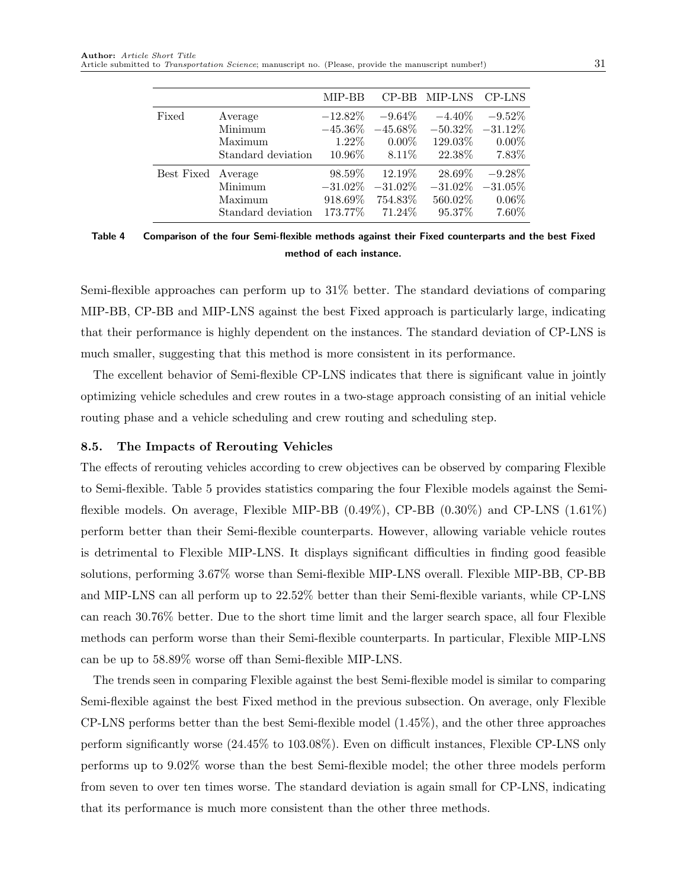| | | MIP-BB | CP-BB | MIP-LNS | CP-LNS |
|---|---|---|---|---|---|
| Fixed | Average | −12.82% | −9.64% | −4.40% | −9.52% |
| | Minimum | −45.36% | −45.68% | −50.32% | −31.12% |
| | Maximum | 1.22% | 0.00% | 129.03% | 0.00% |
| | Standard deviation | 10.96% | 8.11% | 22.38% | 7.83% |
| Best Fixed | Average | 98.59% | 12.19% | 28.69% | −9.28% |
| | Minimum | −31.02% | −31.02% | −31.02% | −31.05% |
| | Maximum | 918.69% | 754.83% | 560.02% | 0.06% |
| | Standard deviation | 173.77% | 71.24% | 95.37% | 7.60% |

**Table 4 Comparison of the four Semi-flexible methods against their Fixed counterparts and the best Fixed method of each instance.**

Semi-flexible approaches can perform up to 31% better. The standard deviations of comparing MIP-BB, CP-BB and MIP-LNS against the best Fixed approach is particularly large, indicating that their performance is highly dependent on the instances. The standard deviation of CP-LNS is much smaller, suggesting that this method is more consistent in its performance.

The excellent behavior of Semi-flexible CP-LNS indicates that there is significant value in jointly optimizing vehicle schedules and crew routes in a two-stage approach consisting of an initial vehicle routing phase and a vehicle scheduling and crew routing and scheduling step.

### 8.5. The Impacts of Rerouting Vehicles

The effects of rerouting vehicles according to crew objectives can be observed by comparing Flexible to Semi-flexible. Table 5 provides statistics comparing the four Flexible models against the Semi-flexible models. On average, Flexible MIP-BB (0.49%), CP-BB (0.30%) and CP-LNS (1.61%) perform better than their Semi-flexible counterparts. However, allowing variable vehicle routes is detrimental to Flexible MIP-LNS. It displays significant difficulties in finding good feasible solutions, performing 3.67% worse than Semi-flexible MIP-LNS overall. Flexible MIP-BB, CP-BB and MIP-LNS can all perform up to 22.52% better than their Semi-flexible variants, while CP-LNS can reach 30.76% better. Due to the short time limit and the larger search space, all four Flexible methods can perform worse than their Semi-flexible counterparts. In particular, Flexible MIP-LNS can be up to 58.89% worse off than Semi-flexible MIP-LNS.

The trends seen in comparing Flexible against the best Semi-flexible model is similar to comparing Semi-flexible against the best Fixed method in the previous subsection. On average, only Flexible CP-LNS performs better than the best Semi-flexible model (1.45%), and the other three approaches perform significantly worse (24.45% to 103.08%). Even on difficult instances, Flexible CP-LNS only performs up to 9.02% worse than the best Semi-flexible model; the other three models perform from seven to over ten times worse. The standard deviation is again small for CP-LNS, indicating that its performance is much more consistent than the other three methods.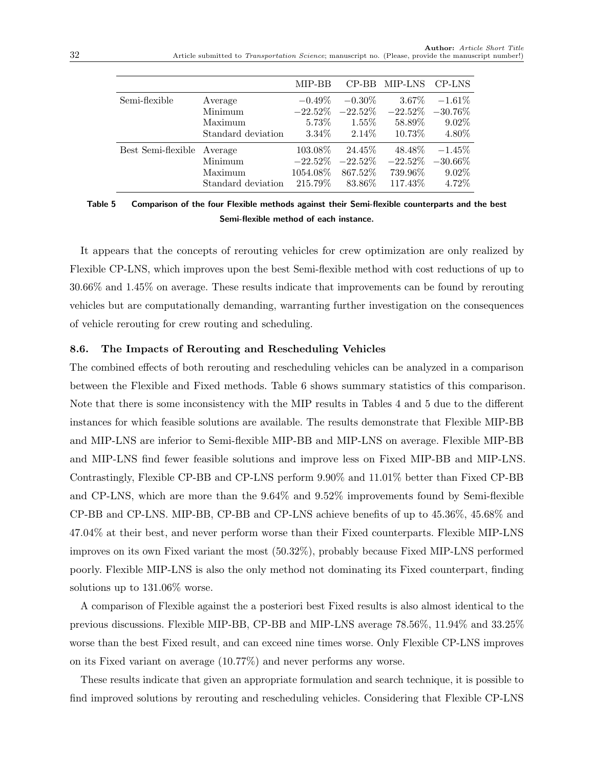| | | MIP-BB | CP-BB | MIP-LNS | CP-LNS |
|---|---|---|---|---|---|
| Semi-flexible | Average | −0.49% | −0.30% | 3.67% | −1.61% |
| | Minimum | −22.52% | −22.52% | −22.52% | −30.76% |
| | Maximum | 5.73% | 1.55% | 58.89% | 9.02% |
| | Standard deviation | 3.34% | 2.14% | 10.73% | 4.80% |
| Best Semi-flexible | Average | 103.08% | 24.45% | 48.48% | −1.45% |
| | Minimum | −22.52% | −22.52% | −22.52% | −30.66% |
| | Maximum | 1054.08% | 867.52% | 739.96% | 9.02% |
| | Standard deviation | 215.79% | 83.86% | 117.43% | 4.72% |

**Table 5 Comparison of the four Flexible methods against their Semi-flexible counterparts and the best Semi-flexible method of each instance.**

It appears that the concepts of rerouting vehicles for crew optimization are only realized by Flexible CP-LNS, which improves upon the best Semi-flexible method with cost reductions of up to 30.66% and 1.45% on average. These results indicate that improvements can be found by rerouting vehicles but are computationally demanding, warranting further investigation on the consequences of vehicle rerouting for crew routing and scheduling.

### 8.6. The Impacts of Rerouting and Rescheduling Vehicles

The combined effects of both rerouting and rescheduling vehicles can be analyzed in a comparison between the Flexible and Fixed methods. Table 6 shows summary statistics of this comparison. Note that there is some inconsistency with the MIP results in Tables 4 and 5 due to the different instances for which feasible solutions are available. The results demonstrate that Flexible MIP-BB and MIP-LNS are inferior to Semi-flexible MIP-BB and MIP-LNS on average. Flexible MIP-BB and MIP-LNS find fewer feasible solutions and improve less on Fixed MIP-BB and MIP-LNS. Contrastingly, Flexible CP-BB and CP-LNS perform 9.90% and 11.01% better than Fixed CP-BB and CP-LNS, which are more than the 9.64% and 9.52% improvements found by Semi-flexible CP-BB and CP-LNS. MIP-BB, CP-BB and CP-LNS achieve benefits of up to 45.36%, 45.68% and 47.04% at their best, and never perform worse than their Fixed counterparts. Flexible MIP-LNS improves on its own Fixed variant the most (50.32%), probably because Fixed MIP-LNS performed poorly. Flexible MIP-LNS is also the only method not dominating its Fixed counterpart, finding solutions up to 131.06% worse.

A comparison of Flexible against the a posteriori best Fixed results is also almost identical to the previous discussions. Flexible MIP-BB, CP-BB and MIP-LNS average 78.56%, 11.94% and 33.25% worse than the best Fixed result, and can exceed nine times worse. Only Flexible CP-LNS improves on its Fixed variant on average (10.77%) and never performs any worse.

These results indicate that given an appropriate formulation and search technique, it is possible to find improved solutions by rerouting and rescheduling vehicles. Considering that Flexible CP-LNS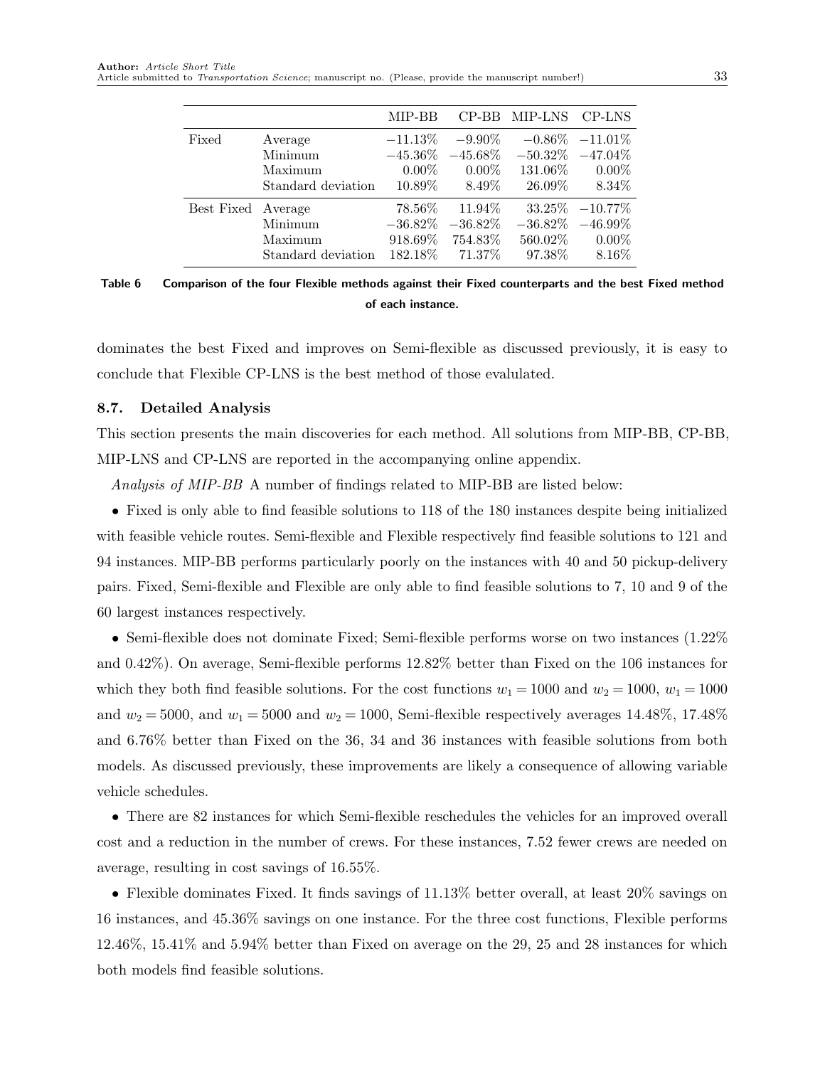| | | MIP-BB | CP-BB | MIP-LNS | CP-LNS |
|---|---|---|---|---|---|
| Fixed | Average | −11.13% | −9.90% | −0.86% | −11.01% |
| | Minimum | −45.36% | −45.68% | −50.32% | −47.04% |
| | Maximum | 0.00% | 0.00% | 131.06% | 0.00% |
| | Standard deviation | 10.89% | 8.49% | 26.09% | 8.34% |
| Best Fixed | Average | 78.56% | 11.94% | 33.25% | −10.77% |
| | Minimum | −36.82% | −36.82% | −36.82% | −46.99% |
| | Maximum | 918.69% | 754.83% | 560.02% | 0.00% |
| | Standard deviation | 182.18% | 71.37% | 97.38% | 8.16% |

**Table 6 Comparison of the four Flexible methods against their Fixed counterparts and the best Fixed method of each instance.**

dominates the best Fixed and improves on Semi-flexible as discussed previously, it is easy to conclude that Flexible CP-LNS is the best method of those evalulated.

### 8.7. Detailed Analysis

This section presents the main discoveries for each method. All solutions from MIP-BB, CP-BB, MIP-LNS and CP-LNS are reported in the accompanying online appendix.

*Analysis of MIP-BB* A number of findings related to MIP-BB are listed below:

- Fixed is only able to find feasible solutions to 118 of the 180 instances despite being initialized with feasible vehicle routes. Semi-flexible and Flexible respectively find feasible solutions to 121 and 94 instances. MIP-BB performs particularly poorly on the instances with 40 and 50 pickup-delivery pairs. Fixed, Semi-flexible and Flexible are only able to find feasible solutions to 7, 10 and 9 of the 60 largest instances respectively.

- Semi-flexible does not dominate Fixed; Semi-flexible performs worse on two instances (1.22% and 0.42%). On average, Semi-flexible performs 12.82% better than Fixed on the 106 instances for which they both find feasible solutions. For the cost functions $w_1 = 1000$ and $w_2 = 1000$, $w_1 = 1000$ and $w_2 = 5000$, and $w_1 = 5000$ and $w_2 = 1000$, Semi-flexible respectively averages 14.48%, 17.48% and 6.76% better than Fixed on the 36, 34 and 36 instances with feasible solutions from both models. As discussed previously, these improvements are likely a consequence of allowing variable vehicle schedules.

- There are 82 instances for which Semi-flexible reschedules the vehicles for an improved overall cost and a reduction in the number of crews. For these instances, 7.52 fewer crews are needed on average, resulting in cost savings of 16.55%.

- Flexible dominates Fixed. It finds savings of 11.13% better overall, at least 20% savings on 16 instances, and 45.36% savings on one instance. For the three cost functions, Flexible performs 12.46%, 15.41% and 5.94% better than Fixed on average on the 29, 25 and 28 instances for which both models find feasible solutions.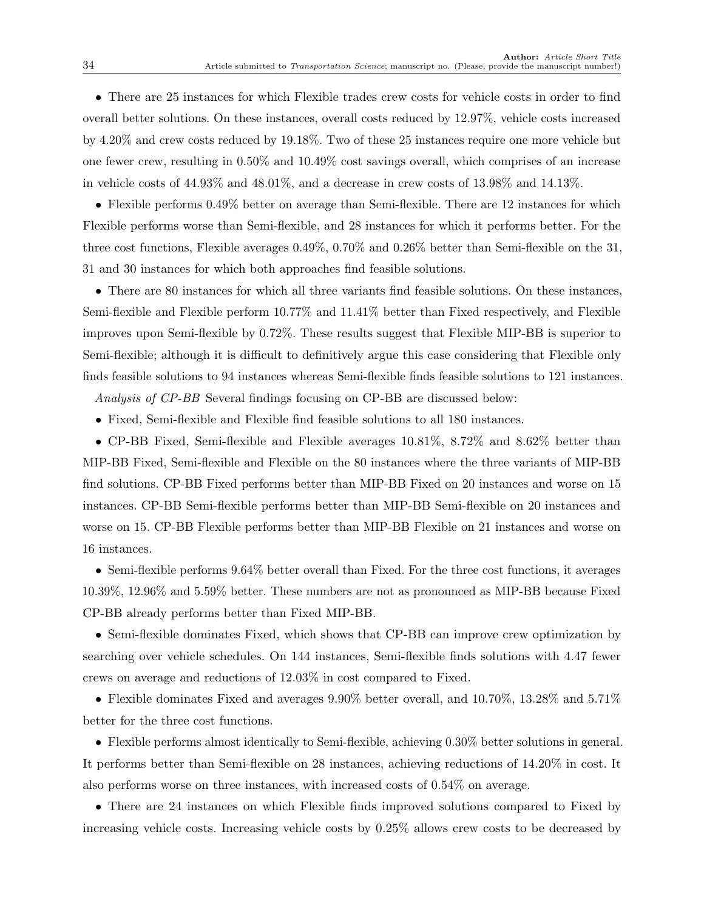- There are 25 instances for which Flexible trades crew costs for vehicle costs in order to find overall better solutions. On these instances, overall costs reduced by 12.97%, vehicle costs increased by 4.20% and crew costs reduced by 19.18%. Two of these 25 instances require one more vehicle but one fewer crew, resulting in 0.50% and 10.49% cost savings overall, which comprises of an increase in vehicle costs of 44.93% and 48.01%, and a decrease in crew costs of 13.98% and 14.13%.

- Flexible performs 0.49% better on average than Semi-flexible. There are 12 instances for which Flexible performs worse than Semi-flexible, and 28 instances for which it performs better. For the three cost functions, Flexible averages 0.49%, 0.70% and 0.26% better than Semi-flexible on the 31, 31 and 30 instances for which both approaches find feasible solutions.

- There are 80 instances for which all three variants find feasible solutions. On these instances, Semi-flexible and Flexible perform 10.77% and 11.41% better than Fixed respectively, and Flexible improves upon Semi-flexible by 0.72%. These results suggest that Flexible MIP-BB is superior to Semi-flexible; although it is difficult to definitively argue this case considering that Flexible only finds feasible solutions to 94 instances whereas Semi-flexible finds feasible solutions to 121 instances.

*Analysis of CP-BB* Several findings focusing on CP-BB are discussed below:

- Fixed, Semi-flexible and Flexible find feasible solutions to all 180 instances.

- CP-BB Fixed, Semi-flexible and Flexible averages 10.81%, 8.72% and 8.62% better than MIP-BB Fixed, Semi-flexible and Flexible on the 80 instances where the three variants of MIP-BB find solutions. CP-BB Fixed performs better than MIP-BB Fixed on 20 instances and worse on 15 instances. CP-BB Semi-flexible performs better than MIP-BB Semi-flexible on 20 instances and worse on 15. CP-BB Flexible performs better than MIP-BB Flexible on 21 instances and worse on 16 instances.

- Semi-flexible performs 9.64% better overall than Fixed. For the three cost functions, it averages 10.39%, 12.96% and 5.59% better. These numbers are not as pronounced as MIP-BB because Fixed CP-BB already performs better than Fixed MIP-BB.

- Semi-flexible dominates Fixed, which shows that CP-BB can improve crew optimization by searching over vehicle schedules. On 144 instances, Semi-flexible finds solutions with 4.47 fewer crews on average and reductions of 12.03% in cost compared to Fixed.

- Flexible dominates Fixed and averages 9.90% better overall, and 10.70%, 13.28% and 5.71% better for the three cost functions.

- Flexible performs almost identically to Semi-flexible, achieving 0.30% better solutions in general. It performs better than Semi-flexible on 28 instances, achieving reductions of 14.20% in cost. It also performs worse on three instances, with increased costs of 0.54% on average.

- There are 24 instances on which Flexible finds improved solutions compared to Fixed by increasing vehicle costs. Increasing vehicle costs by 0.25% allows crew costs to be decreased by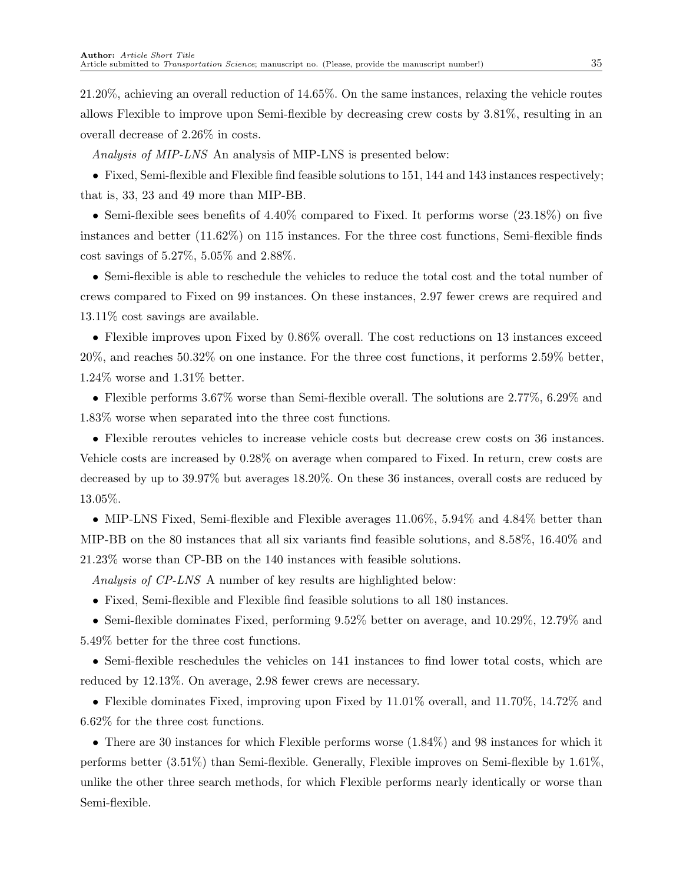21.20%, achieving an overall reduction of 14.65%. On the same instances, relaxing the vehicle routes allows Flexible to improve upon Semi-flexible by decreasing crew costs by 3.81%, resulting in an overall decrease of 2.26% in costs.

*Analysis of MIP-LNS* An analysis of MIP-LNS is presented below:

- Fixed, Semi-flexible and Flexible find feasible solutions to 151, 144 and 143 instances respectively; that is, 33, 23 and 49 more than MIP-BB.
- Semi-flexible sees benefits of 4.40% compared to Fixed. It performs worse (23.18%) on five instances and better (11.62%) on 115 instances. For the three cost functions, Semi-flexible finds cost savings of 5.27%, 5.05% and 2.88%.
- Semi-flexible is able to reschedule the vehicles to reduce the total cost and the total number of crews compared to Fixed on 99 instances. On these instances, 2.97 fewer crews are required and 13.11% cost savings are available.
- Flexible improves upon Fixed by 0.86% overall. The cost reductions on 13 instances exceed 20%, and reaches 50.32% on one instance. For the three cost functions, it performs 2.59% better, 1.24% worse and 1.31% better.
- Flexible performs 3.67% worse than Semi-flexible overall. The solutions are 2.77%, 6.29% and 1.83% worse when separated into the three cost functions.
- Flexible reroutes vehicles to increase vehicle costs but decrease crew costs on 36 instances. Vehicle costs are increased by 0.28% on average when compared to Fixed. In return, crew costs are decreased by up to 39.97% but averages 18.20%. On these 36 instances, overall costs are reduced by 13.05%.
- MIP-LNS Fixed, Semi-flexible and Flexible averages 11.06%, 5.94% and 4.84% better than MIP-BB on the 80 instances that all six variants find feasible solutions, and 8.58%, 16.40% and 21.23% worse than CP-BB on the 140 instances with feasible solutions.

*Analysis of CP-LNS* A number of key results are highlighted below:

- Fixed, Semi-flexible and Flexible find feasible solutions to all 180 instances.
- Semi-flexible dominates Fixed, performing 9.52% better on average, and 10.29%, 12.79% and 5.49% better for the three cost functions.
- Semi-flexible reschedules the vehicles on 141 instances to find lower total costs, which are reduced by 12.13%. On average, 2.98 fewer crews are necessary.
- Flexible dominates Fixed, improving upon Fixed by 11.01% overall, and 11.70%, 14.72% and 6.62% for the three cost functions.
- There are 30 instances for which Flexible performs worse (1.84%) and 98 instances for which it performs better (3.51%) than Semi-flexible. Generally, Flexible improves on Semi-flexible by 1.61%, unlike the other three search methods, for which Flexible performs nearly identically or worse than Semi-flexible.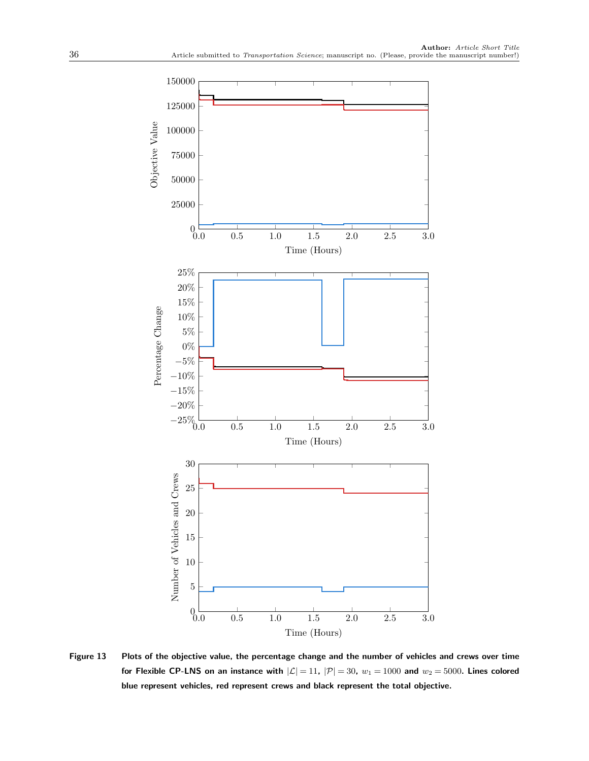**Figure 13** Plots of the objective value, the percentage change and the number of vehicles and crews over time for Flexible CP-LNS on an instance with $|\mathcal{L}| = 11$, $|\mathcal{P}| = 30$, $w_1 = 1000$ and $w_2 = 5000$. Lines colored blue represent vehicles, red represent crews and black represent the total objective.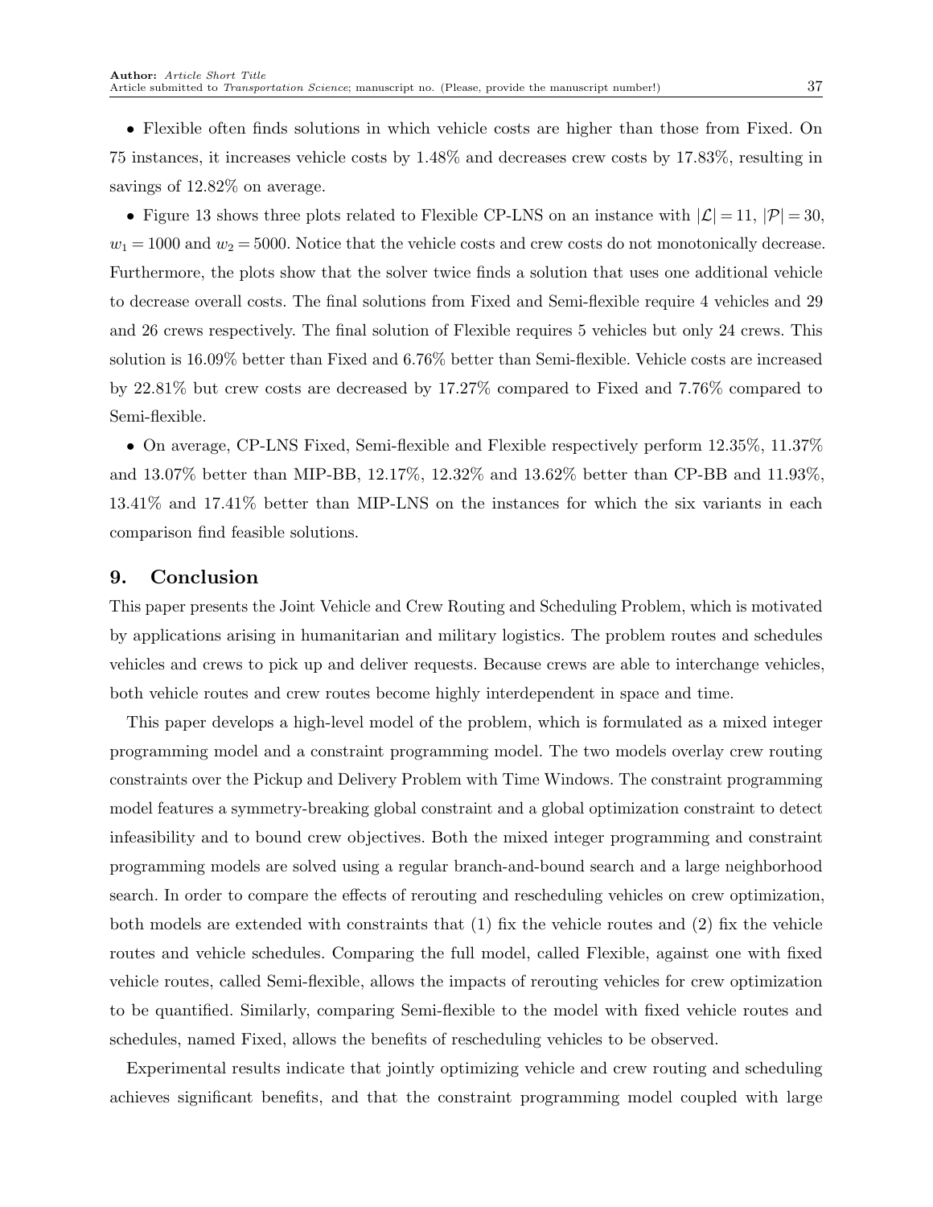- Flexible often finds solutions in which vehicle costs are higher than those from Fixed. On 75 instances, it increases vehicle costs by 1.48% and decreases crew costs by 17.83%, resulting in savings of 12.82% on average.

- Figure 13 shows three plots related to Flexible CP-LNS on an instance with $|\mathcal{L}| = 11$, $|\mathcal{P}| = 30$, $w_1 = 1000$ and $w_2 = 5000$. Notice that the vehicle costs and crew costs do not monotonically decrease. Furthermore, the plots show that the solver twice finds a solution that uses one additional vehicle to decrease overall costs. The final solutions from Fixed and Semi-flexible require 4 vehicles and 29 and 26 crews respectively. The final solution of Flexible requires 5 vehicles but only 24 crews. This solution is 16.09% better than Fixed and 6.76% better than Semi-flexible. Vehicle costs are increased by 22.81% but crew costs are decreased by 17.27% compared to Fixed and 7.76% compared to Semi-flexible.

- On average, CP-LNS Fixed, Semi-flexible and Flexible respectively perform 12.35%, 11.37% and 13.07% better than MIP-BB, 12.17%, 12.32% and 13.62% better than CP-BB and 11.93%, 13.41% and 17.41% better than MIP-LNS on the instances for which the six variants in each comparison find feasible solutions.

## 9. Conclusion

This paper presents the Joint Vehicle and Crew Routing and Scheduling Problem, which is motivated by applications arising in humanitarian and military logistics. The problem routes and schedules vehicles and crews to pick up and deliver requests. Because crews are able to interchange vehicles, both vehicle routes and crew routes become highly interdependent in space and time.

This paper develops a high-level model of the problem, which is formulated as a mixed integer programming model and a constraint programming model. The two models overlay crew routing constraints over the Pickup and Delivery Problem with Time Windows. The constraint programming model features a symmetry-breaking global constraint and a global optimization constraint to detect infeasibility and to bound crew objectives. Both the mixed integer programming and constraint programming models are solved using a regular branch-and-bound search and a large neighborhood search. In order to compare the effects of rerouting and rescheduling vehicles on crew optimization, both models are extended with constraints that (1) fix the vehicle routes and (2) fix the vehicle routes and vehicle schedules. Comparing the full model, called Flexible, against one with fixed vehicle routes, called Semi-flexible, allows the impacts of rerouting vehicles for crew optimization to be quantified. Similarly, comparing Semi-flexible to the model with fixed vehicle routes and schedules, named Fixed, allows the benefits of rescheduling vehicles to be observed.

Experimental results indicate that jointly optimizing vehicle and crew routing and scheduling achieves significant benefits, and that the constraint programming model coupled with large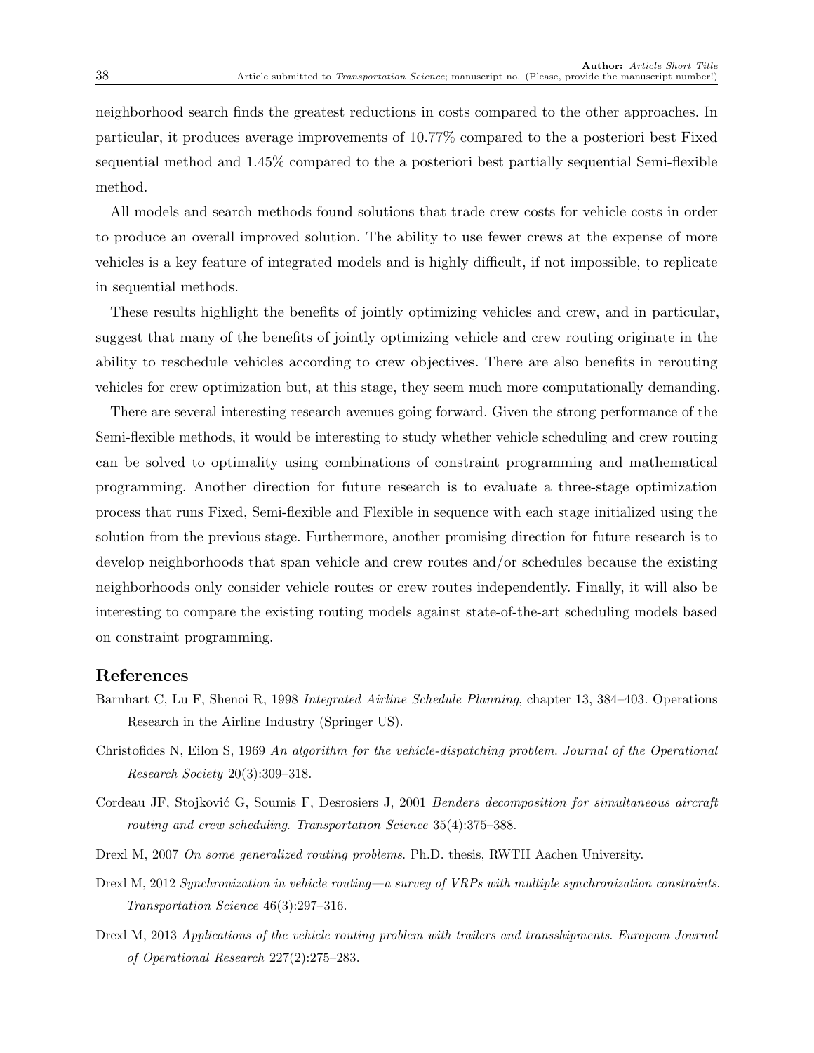neighborhood search finds the greatest reductions in costs compared to the other approaches. In particular, it produces average improvements of 10.77% compared to the a posteriori best Fixed sequential method and 1.45% compared to the a posteriori best partially sequential Semi-flexible method.

All models and search methods found solutions that trade crew costs for vehicle costs in order to produce an overall improved solution. The ability to use fewer crews at the expense of more vehicles is a key feature of integrated models and is highly difficult, if not impossible, to replicate in sequential methods.

These results highlight the benefits of jointly optimizing vehicles and crew, and in particular, suggest that many of the benefits of jointly optimizing vehicle and crew routing originate in the ability to reschedule vehicles according to crew objectives. There are also benefits in rerouting vehicles for crew optimization but, at this stage, they seem much more computationally demanding.

There are several interesting research avenues going forward. Given the strong performance of the Semi-flexible methods, it would be interesting to study whether vehicle scheduling and crew routing can be solved to optimality using combinations of constraint programming and mathematical programming. Another direction for future research is to evaluate a three-stage optimization process that runs Fixed, Semi-flexible and Flexible in sequence with each stage initialized using the solution from the previous stage. Furthermore, another promising direction for future research is to develop neighborhoods that span vehicle and crew routes and/or schedules because the existing neighborhoods only consider vehicle routes or crew routes independently. Finally, it will also be interesting to compare the existing routing models against state-of-the-art scheduling models based on constraint programming.

## References

Barnhart C, Lu F, Shenoi R, 1998 *Integrated Airline Schedule Planning*, chapter 13, 384–403. Operations Research in the Airline Industry (Springer US).

Christofides N, Eilon S, 1969 *An algorithm for the vehicle-dispatching problem*. *Journal of the Operational Research Society* 20(3):309–318.

Cordeau JF, Stojković G, Soumis F, Desrosiers J, 2001 *Benders decomposition for simultaneous aircraft routing and crew scheduling*. *Transportation Science* 35(4):375–388.

Drexl M, 2007 *On some generalized routing problems*. Ph.D. thesis, RWTH Aachen University.

Drexl M, 2012 *Synchronization in vehicle routing—a survey of VRPs with multiple synchronization constraints*. *Transportation Science* 46(3):297–316.

Drexl M, 2013 *Applications of the vehicle routing problem with trailers and transshipments*. *European Journal of Operational Research* 227(2):275–283.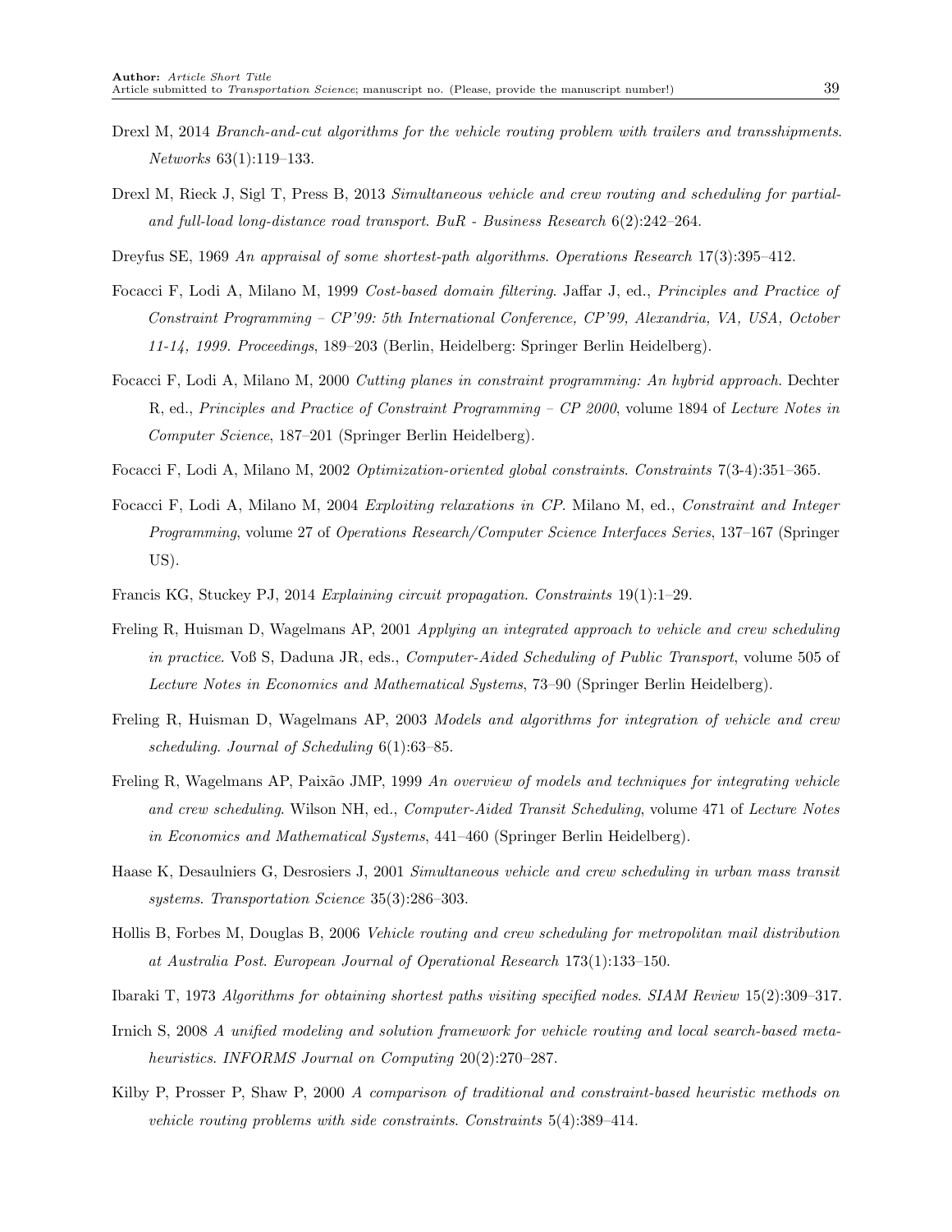Drexl M, 2014 *Branch-and-cut algorithms for the vehicle routing problem with trailers and transshipments*. *Networks* 63(1):119–133.

Drexl M, Rieck J, Sigl T, Press B, 2013 *Simultaneous vehicle and crew routing and scheduling for partial- and full-load long-distance road transport*. *BuR - Business Research* 6(2):242–264.

Dreyfus SE, 1969 *An appraisal of some shortest-path algorithms*. *Operations Research* 17(3):395–412.

Focacci F, Lodi A, Milano M, 1999 *Cost-based domain filtering*. Jaffar J, ed., *Principles and Practice of Constraint Programming – CP'99: 5th International Conference, CP'99, Alexandria, VA, USA, October 11-14, 1999. Proceedings*, 189–203 (Berlin, Heidelberg: Springer Berlin Heidelberg).

Focacci F, Lodi A, Milano M, 2000 *Cutting planes in constraint programming: An hybrid approach*. Dechter R, ed., *Principles and Practice of Constraint Programming – CP 2000*, volume 1894 of *Lecture Notes in Computer Science*, 187–201 (Springer Berlin Heidelberg).

Focacci F, Lodi A, Milano M, 2002 *Optimization-oriented global constraints*. *Constraints* 7(3-4):351–365.

Focacci F, Lodi A, Milano M, 2004 *Exploiting relaxations in CP*. Milano M, ed., *Constraint and Integer Programming*, volume 27 of *Operations Research/Computer Science Interfaces Series*, 137–167 (Springer US).

Francis KG, Stuckey PJ, 2014 *Explaining circuit propagation*. *Constraints* 19(1):1–29.

Freling R, Huisman D, Wagelmans AP, 2001 *Applying an integrated approach to vehicle and crew scheduling in practice*. Voß S, Daduna JR, eds., *Computer-Aided Scheduling of Public Transport*, volume 505 of *Lecture Notes in Economics and Mathematical Systems*, 73–90 (Springer Berlin Heidelberg).

Freling R, Huisman D, Wagelmans AP, 2003 *Models and algorithms for integration of vehicle and crew scheduling*. *Journal of Scheduling* 6(1):63–85.

Freling R, Wagelmans AP, Paixão JMP, 1999 *An overview of models and techniques for integrating vehicle and crew scheduling*. Wilson NH, ed., *Computer-Aided Transit Scheduling*, volume 471 of *Lecture Notes in Economics and Mathematical Systems*, 441–460 (Springer Berlin Heidelberg).

Haase K, Desaulniers G, Desrosiers J, 2001 *Simultaneous vehicle and crew scheduling in urban mass transit systems*. *Transportation Science* 35(3):286–303.

Hollis B, Forbes M, Douglas B, 2006 *Vehicle routing and crew scheduling for metropolitan mail distribution at Australia Post*. *European Journal of Operational Research* 173(1):133–150.

Ibaraki T, 1973 *Algorithms for obtaining shortest paths visiting specified nodes*. *SIAM Review* 15(2):309–317.

Irnich S, 2008 *A unified modeling and solution framework for vehicle routing and local search-based metaheuristics*. *INFORMS Journal on Computing* 20(2):270–287.

Kilby P, Prosser P, Shaw P, 2000 *A comparison of traditional and constraint-based heuristic methods on vehicle routing problems with side constraints*. *Constraints* 5(4):389–414.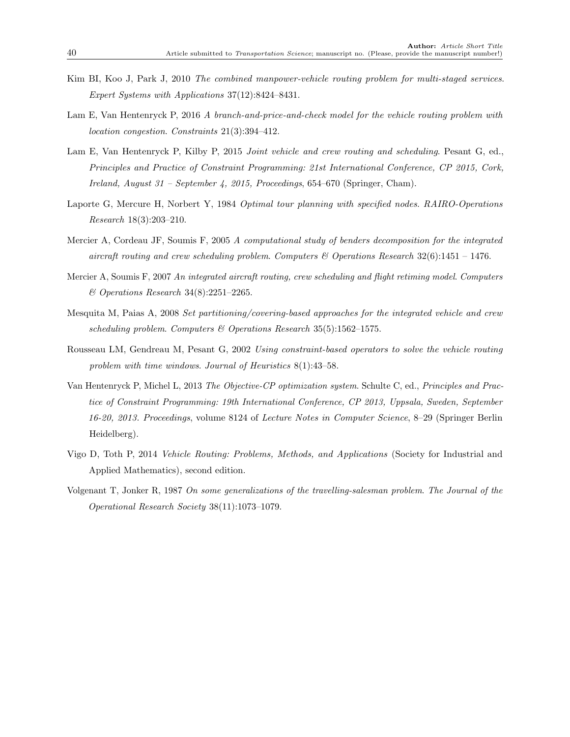Kim BI, Koo J, Park J, 2010 *The combined manpower-vehicle routing problem for multi-staged services*. *Expert Systems with Applications* 37(12):8424–8431.

Lam E, Van Hentenryck P, 2016 *A branch-and-price-and-check model for the vehicle routing problem with location congestion*. *Constraints* 21(3):394–412.

Lam E, Van Hentenryck P, Kilby P, 2015 *Joint vehicle and crew routing and scheduling*. Pesant G, ed., *Principles and Practice of Constraint Programming: 21st International Conference, CP 2015, Cork, Ireland, August 31 – September 4, 2015, Proceedings*, 654–670 (Springer, Cham).

Laporte G, Mercure H, Norbert Y, 1984 *Optimal tour planning with specified nodes*. *RAIRO-Operations Research* 18(3):203–210.

Mercier A, Cordeau JF, Soumis F, 2005 *A computational study of benders decomposition for the integrated aircraft routing and crew scheduling problem*. *Computers & Operations Research* 32(6):1451 – 1476.

Mercier A, Soumis F, 2007 *An integrated aircraft routing, crew scheduling and flight retiming model*. *Computers & Operations Research* 34(8):2251–2265.

Mesquita M, Paias A, 2008 *Set partitioning/covering-based approaches for the integrated vehicle and crew scheduling problem*. *Computers & Operations Research* 35(5):1562–1575.

Rousseau LM, Gendreau M, Pesant G, 2002 *Using constraint-based operators to solve the vehicle routing problem with time windows*. *Journal of Heuristics* 8(1):43–58.

Van Hentenryck P, Michel L, 2013 *The Objective-CP optimization system*. Schulte C, ed., *Principles and Practice of Constraint Programming: 19th International Conference, CP 2013, Uppsala, Sweden, September 16-20, 2013. Proceedings*, volume 8124 of *Lecture Notes in Computer Science*, 8–29 (Springer Berlin Heidelberg).

Vigo D, Toth P, 2014 *Vehicle Routing: Problems, Methods, and Applications* (Society for Industrial and Applied Mathematics), second edition.

Volgenant T, Jonker R, 1987 *On some generalizations of the travelling-salesman problem*. *The Journal of the Operational Research Society* 38(11):1073–1079.